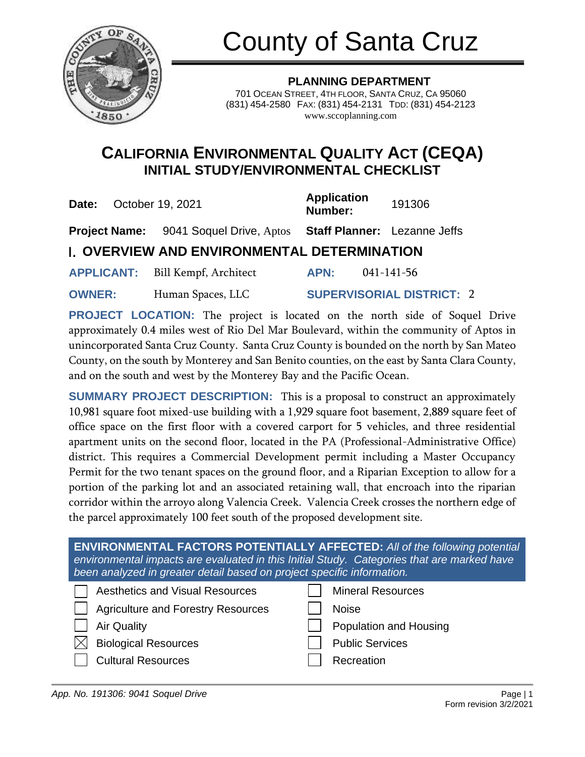# County of Santa Cruz

**PLANNING DEPARTMENT**
701 OCEAN STREET, 4TH FLOOR, SANTA CRUZ, CA 95060
(831) 454-2580 FAX: (831) 454-2131 TDD: (831) 454-2123
www.sccoplanning.com

## CALIFORNIA ENVIRONMENTAL QUALITY ACT (CEQA)
## INITIAL STUDY/ENVIRONMENTAL CHECKLIST

**Date:** October 19, 2021 **Application Number:** 191306

**Project Name:** 9041 Soquel Drive, Aptos **Staff Planner:** Lezanne Jeffs

## I. OVERVIEW AND ENVIRONMENTAL DETERMINATION

**APPLICANT:** Bill Kempf, Architect **APN:** 041-141-56

**OWNER:** Human Spaces, LLC **SUPERVISORIAL DISTRICT:** 2

**PROJECT LOCATION:** The project is located on the north side of Soquel Drive approximately 0.4 miles west of Rio Del Mar Boulevard, within the community of Aptos in unincorporated Santa Cruz County. Santa Cruz County is bounded on the north by San Mateo County, on the south by Monterey and San Benito counties, on the east by Santa Clara County, and on the south and west by the Monterey Bay and the Pacific Ocean.

**SUMMARY PROJECT DESCRIPTION:** This is a proposal to construct an approximately 10,981 square foot mixed-use building with a 1,929 square foot basement, 2,889 square feet of office space on the first floor with a covered carport for 5 vehicles, and three residential apartment units on the second floor, located in the PA (Professional-Administrative Office) district. This requires a Commercial Development permit including a Master Occupancy Permit for the two tenant spaces on the ground floor, and a Riparian Exception to allow for a portion of the parking lot and an associated retaining wall, that encroach into the riparian corridor within the arroyo along Valencia Creek. Valencia Creek crosses the northern edge of the parcel approximately 100 feet south of the proposed development site.

**ENVIRONMENTAL FACTORS POTENTIALLY AFFECTED:** *All of the following potential environmental impacts are evaluated in this Initial Study. Categories that are marked have been analyzed in greater detail based on project specific information.*

| | | | |
|---|---|---|---|
| ☐ | Aesthetics and Visual Resources | ☐ | Mineral Resources |
| ☐ | Agriculture and Forestry Resources | ☐ | Noise |
| ☐ | Air Quality | ☐ | Population and Housing |
| ☒ | Biological Resources | ☐ | Public Services |
| ☐ | Cultural Resources | ☐ | Recreation |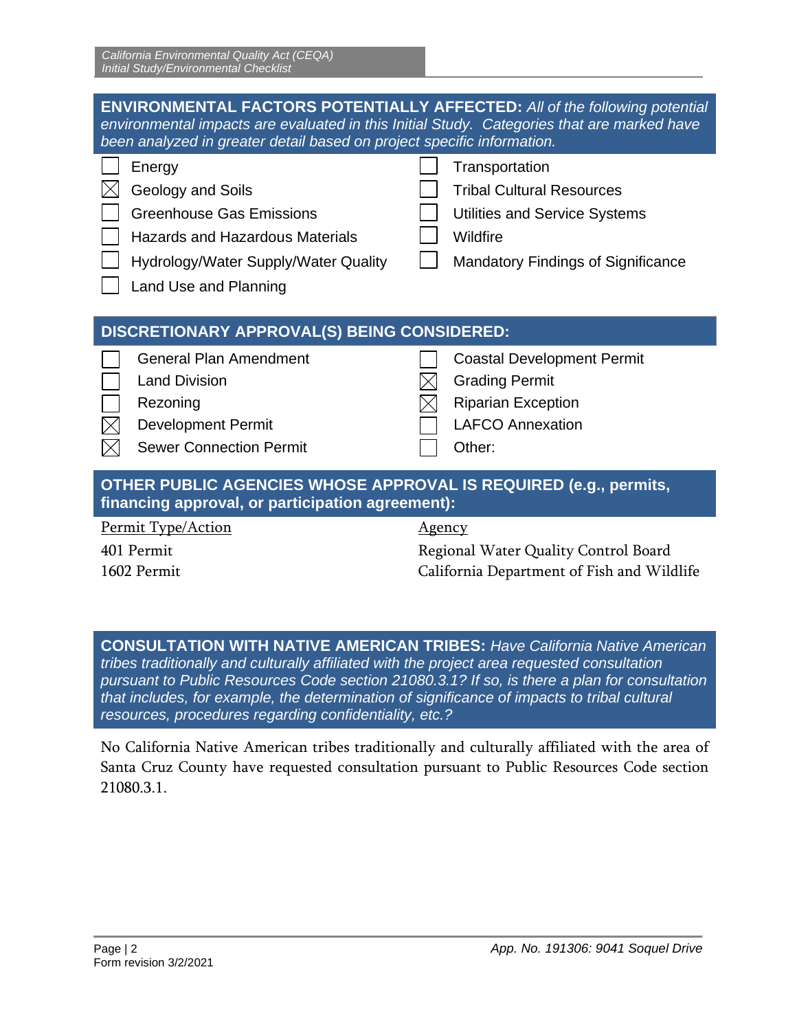## ENVIRONMENTAL FACTORS POTENTIALLY AFFECTED: *All of the following potential environmental impacts are evaluated in this Initial Study. Categories that are marked have been analyzed in greater detail based on project specific information.*

- [ ] Energy
- [x] Geology and Soils
- [ ] Greenhouse Gas Emissions
- [ ] Hazards and Hazardous Materials
- [ ] Hydrology/Water Supply/Water Quality
- [ ] Land Use and Planning
- [ ] Transportation
- [ ] Tribal Cultural Resources
- [ ] Utilities and Service Systems
- [ ] Wildfire
- [ ] Mandatory Findings of Significance

## DISCRETIONARY APPROVAL(S) BEING CONSIDERED:

- [ ] General Plan Amendment
- [ ] Land Division
- [ ] Rezoning
- [x] Development Permit
- [x] Sewer Connection Permit
- [ ] Coastal Development Permit
- [x] Grading Permit
- [x] Riparian Exception
- [ ] LAFCO Annexation
- [ ] Other:

## OTHER PUBLIC AGENCIES WHOSE APPROVAL IS REQUIRED (e.g., permits, financing approval, or participation agreement):

| Permit Type/Action | Agency |
|---|---|
| 401 Permit | Regional Water Quality Control Board |
| 1602 Permit | California Department of Fish and Wildlife |

## CONSULTATION WITH NATIVE AMERICAN TRIBES: *Have California Native American tribes traditionally and culturally affiliated with the project area requested consultation pursuant to Public Resources Code section 21080.3.1? If so, is there a plan for consultation that includes, for example, the determination of significance of impacts to tribal cultural resources, procedures regarding confidentiality, etc.?*

No California Native American tribes traditionally and culturally affiliated with the area of Santa Cruz County have requested consultation pursuant to Public Resources Code section 21080.3.1.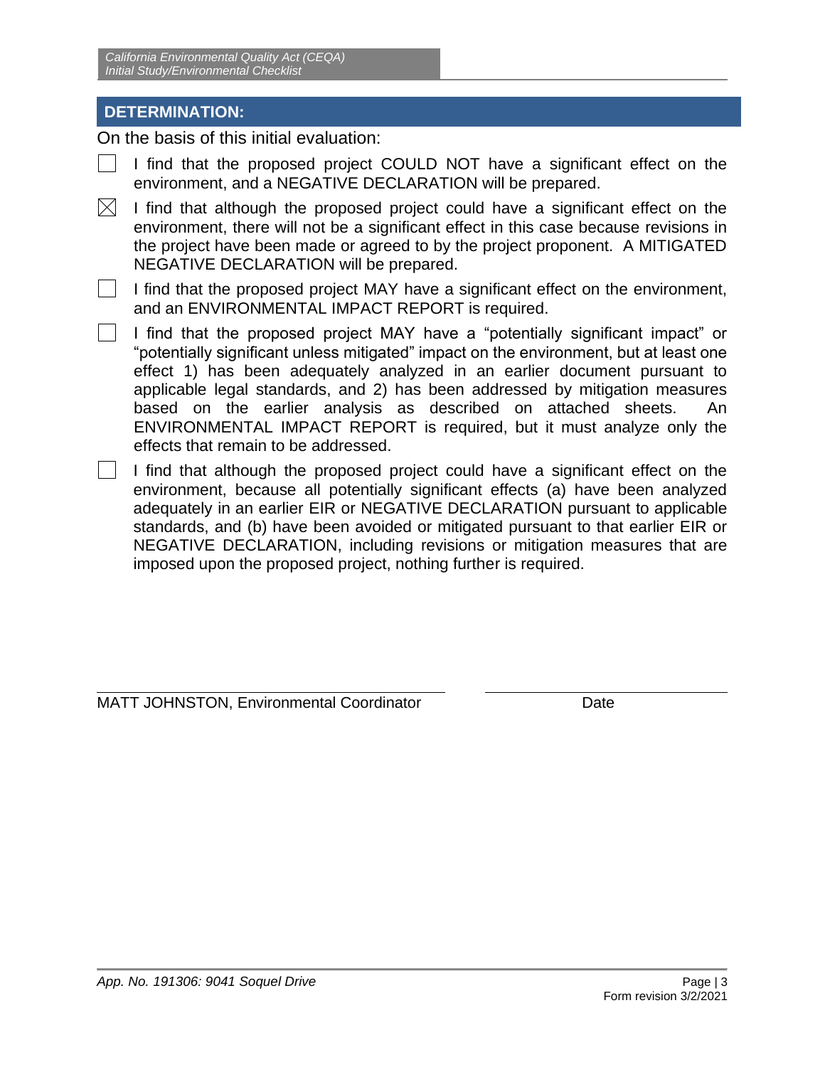## DETERMINATION:

On the basis of this initial evaluation:

☐ I find that the proposed project COULD NOT have a significant effect on the environment, and a NEGATIVE DECLARATION will be prepared.

☒ I find that although the proposed project could have a significant effect on the environment, there will not be a significant effect in this case because revisions in the project have been made or agreed to by the project proponent. A MITIGATED NEGATIVE DECLARATION will be prepared.

☐ I find that the proposed project MAY have a significant effect on the environment, and an ENVIRONMENTAL IMPACT REPORT is required.

☐ I find that the proposed project MAY have a "potentially significant impact" or "potentially significant unless mitigated" impact on the environment, but at least one effect 1) has been adequately analyzed in an earlier document pursuant to applicable legal standards, and 2) has been addressed by mitigation measures based on the earlier analysis as described on attached sheets. An ENVIRONMENTAL IMPACT REPORT is required, but it must analyze only the effects that remain to be addressed.

☐ I find that although the proposed project could have a significant effect on the environment, because all potentially significant effects (a) have been analyzed adequately in an earlier EIR or NEGATIVE DECLARATION pursuant to applicable standards, and (b) have been avoided or mitigated pursuant to that earlier EIR or NEGATIVE DECLARATION, including revisions or mitigation measures that are imposed upon the proposed project, nothing further is required.

\_\_\_\_\_\_\_\_\_\_\_\_\_\_\_\_\_\_\_\_\_\_\_\_\_\_\_\_\_\_\_\_\_\_\_\_\_\_\_\_ \_\_\_\_\_\_\_\_\_\_\_\_\_\_\_\_\_\_\_\_\_\_\_\_\_\_\_\_

MATT JOHNSTON, Environmental Coordinator — Date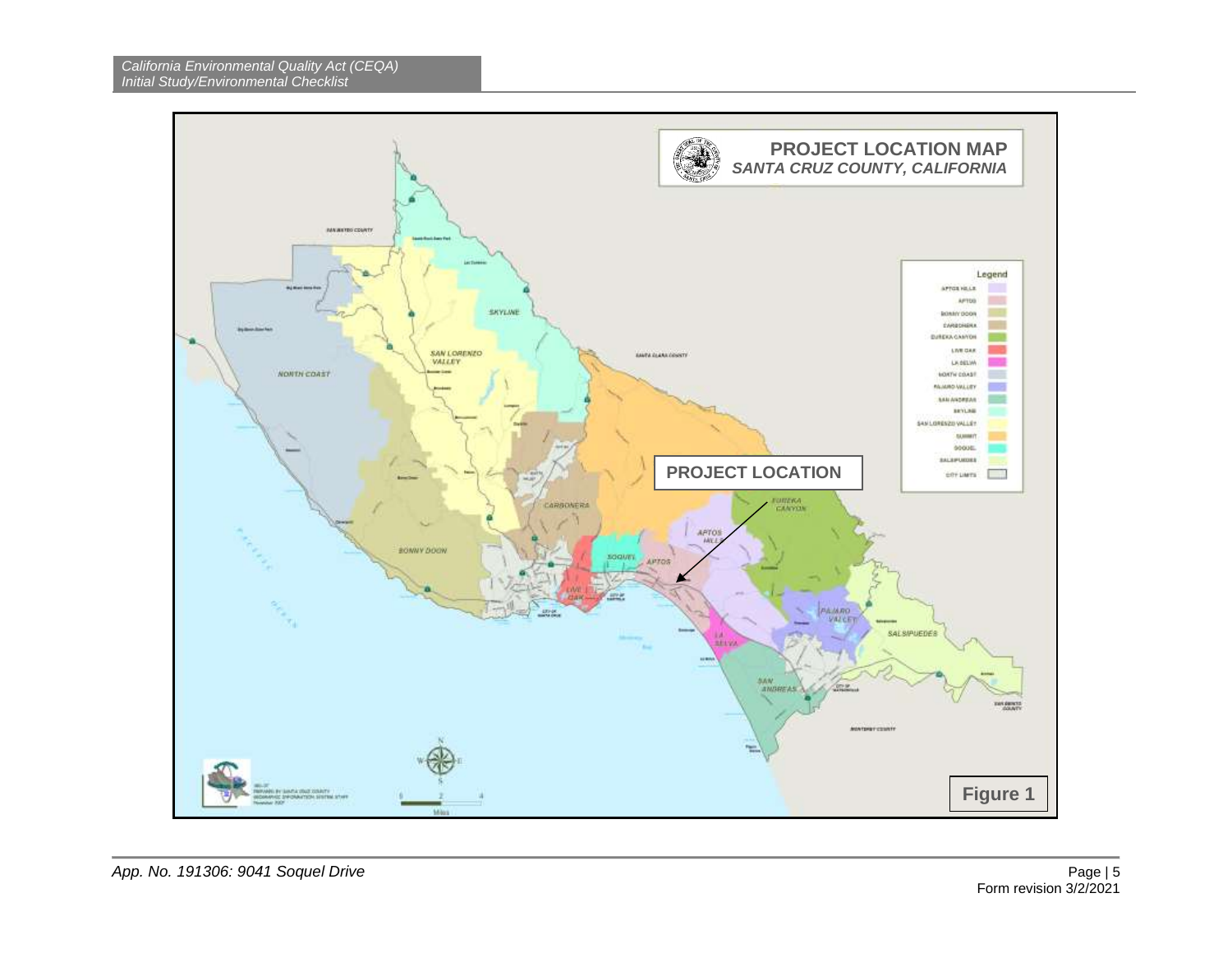# PROJECT LOCATION MAP

*SANTA CRUZ COUNTY, CALIFORNIA*

**PROJECT LOCATION**

Legend

| Planning Area |
|---|
| APTOS HILLS |
| APTOS |
| BONNY DOON |
| CARBONERA |
| EUREKA CANYON |
| LIVE OAK |
| LA SELVA |
| NORTH COAST |
| PAJARO VALLEY |
| SAN ANDREAS |
| SKYLINE |
| SAN LORENZO VALLEY |
| SUMMIT |
| SOQUEL |
| SALSIPUEDES |
| CITY LIMITS |

NORTH COAST · SAN LORENZO VALLEY · SKYLINE · BONNY DOON · CARBONERA · SOQUEL · APTOS · APTOS HILLS · EUREKA CANYON · LIVE OAK · LA SELVA · PAJARO VALLEY · SALSIPUEDES · SAN ANDREAS

SAN MATEO COUNTY · SANTA CLARA COUNTY · SAN BENITO COUNTY · MONTEREY COUNTY

PACIFIC OCEAN

Miles: 0 1 2 4

**Figure 1**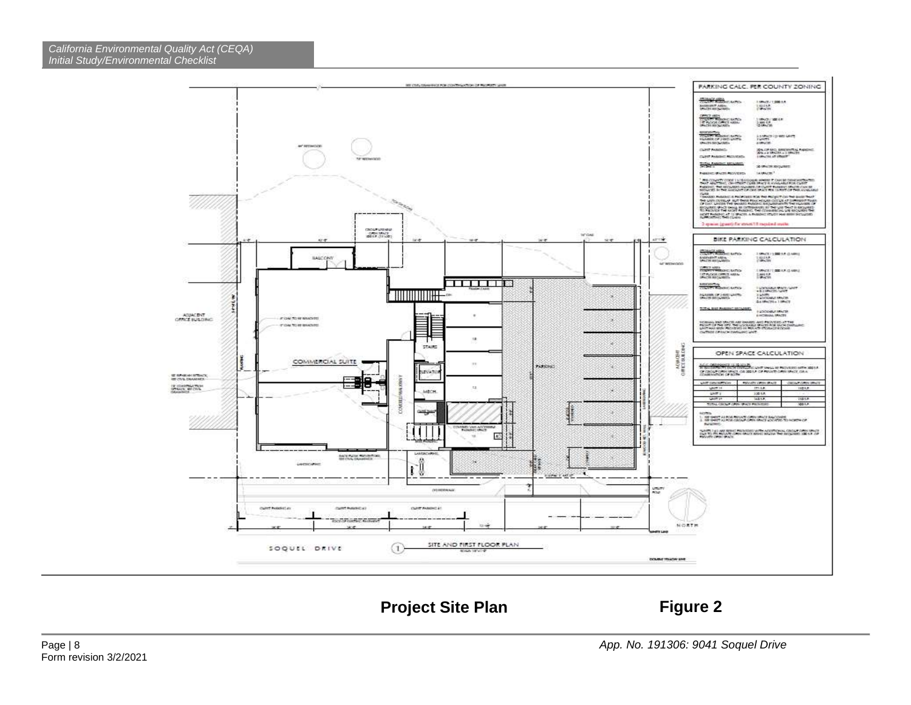Project Site Plan

Figure 2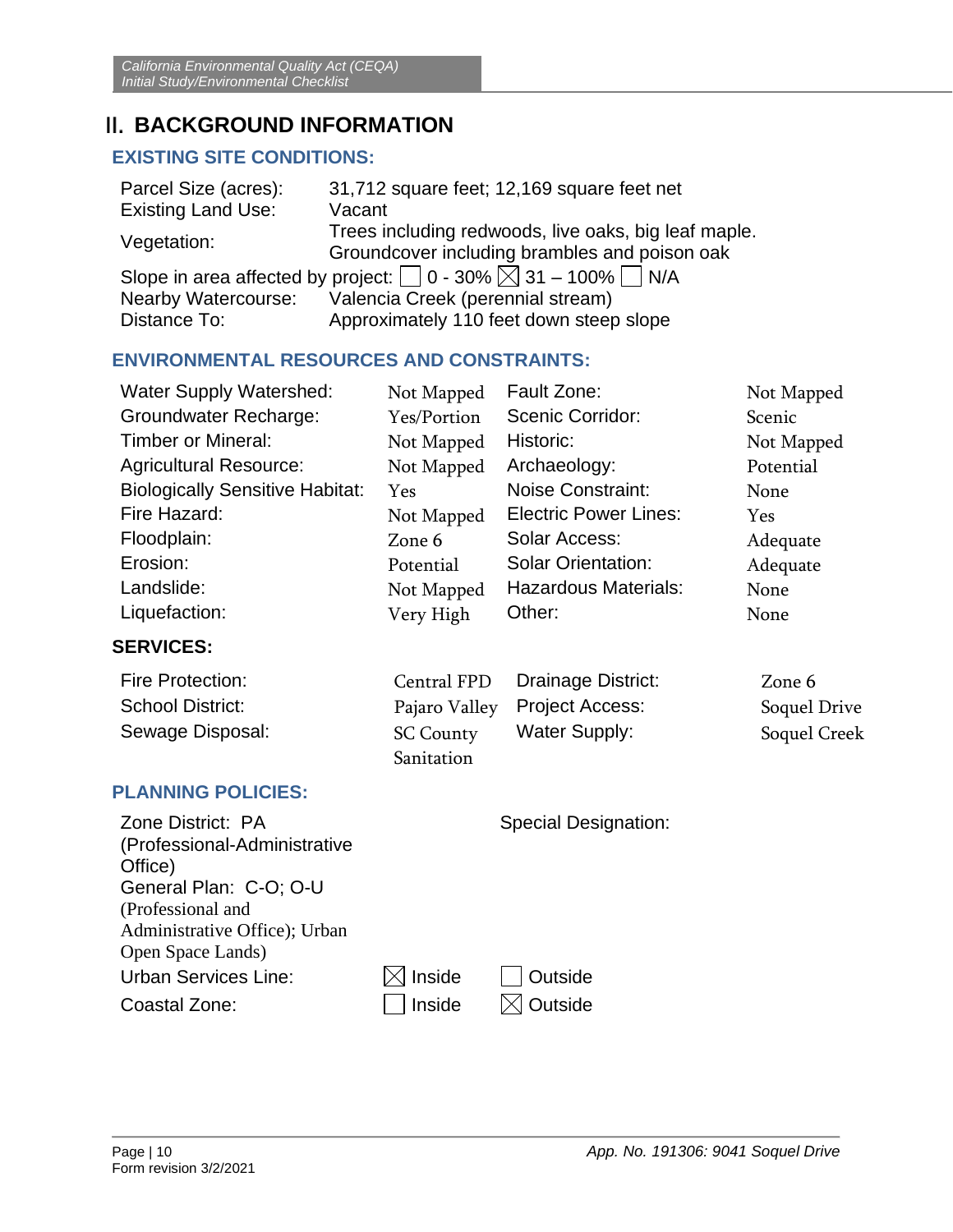# II. BACKGROUND INFORMATION

## EXISTING SITE CONDITIONS:

| | |
|---|---|
| Parcel Size (acres): | 31,712 square feet; 12,169 square feet net |
| Existing Land Use: | Vacant |
| Vegetation: | Trees including redwoods, live oaks, big leaf maple. Groundcover including brambles and poison oak |

Slope in area affected by project: ☐ 0 - 30% ☒ 31 – 100% ☐ N/A

| | |
|---|---|
| Nearby Watercourse: | Valencia Creek (perennial stream) |
| Distance To: | Approximately 110 feet down steep slope |

## ENVIRONMENTAL RESOURCES AND CONSTRAINTS:

| | | | |
|---|---|---|---|
| Water Supply Watershed: | Not Mapped | Fault Zone: | Not Mapped |
| Groundwater Recharge: | Yes/Portion | Scenic Corridor: | Scenic |
| Timber or Mineral: | Not Mapped | Historic: | Not Mapped |
| Agricultural Resource: | Not Mapped | Archaeology: | Potential |
| Biologically Sensitive Habitat: | Yes | Noise Constraint: | None |
| Fire Hazard: | Not Mapped | Electric Power Lines: | Yes |
| Floodplain: | Zone 6 | Solar Access: | Adequate |
| Erosion: | Potential | Solar Orientation: | Adequate |
| Landslide: | Not Mapped | Hazardous Materials: | None |
| Liquefaction: | Very High | Other: | None |

## SERVICES:

| | | | |
|---|---|---|---|
| Fire Protection: | Central FPD | Drainage District: | Zone 6 |
| School District: | Pajaro Valley | Project Access: | Soquel Drive |
| Sewage Disposal: | SC County Sanitation | Water Supply: | Soquel Creek |

## PLANNING POLICIES:

Zone District: PA (Professional-Administrative Office)

Special Designation:

General Plan: C-O; O-U (Professional and Administrative Office); Urban Open Space Lands)

| | | |
|---|---|---|
| Urban Services Line: | ☒ Inside | ☐ Outside |
| Coastal Zone: | ☐ Inside | ☒ Outside |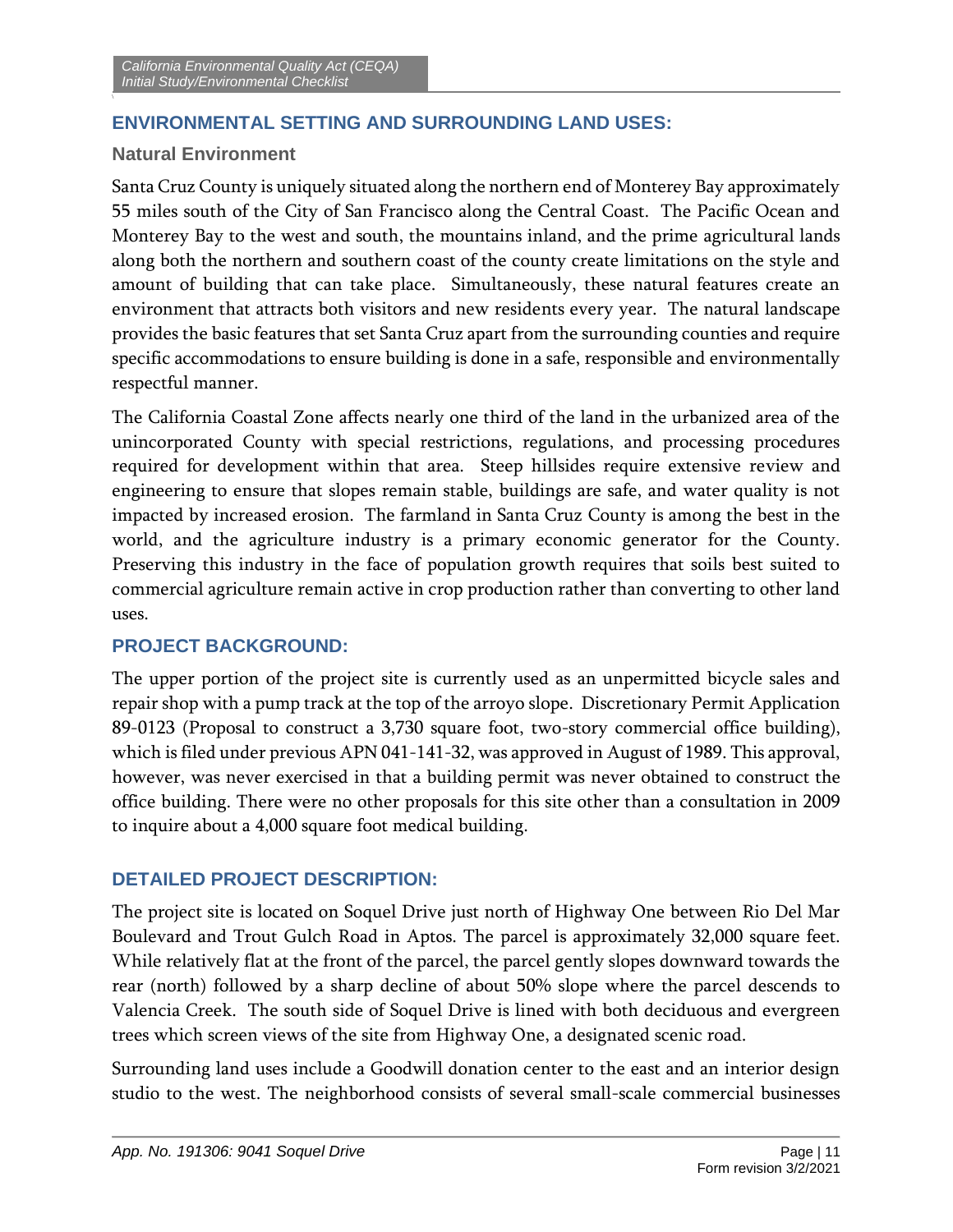## ENVIRONMENTAL SETTING AND SURROUNDING LAND USES:

### Natural Environment

Santa Cruz County is uniquely situated along the northern end of Monterey Bay approximately 55 miles south of the City of San Francisco along the Central Coast. The Pacific Ocean and Monterey Bay to the west and south, the mountains inland, and the prime agricultural lands along both the northern and southern coast of the county create limitations on the style and amount of building that can take place. Simultaneously, these natural features create an environment that attracts both visitors and new residents every year. The natural landscape provides the basic features that set Santa Cruz apart from the surrounding counties and require specific accommodations to ensure building is done in a safe, responsible and environmentally respectful manner.

The California Coastal Zone affects nearly one third of the land in the urbanized area of the unincorporated County with special restrictions, regulations, and processing procedures required for development within that area. Steep hillsides require extensive review and engineering to ensure that slopes remain stable, buildings are safe, and water quality is not impacted by increased erosion. The farmland in Santa Cruz County is among the best in the world, and the agriculture industry is a primary economic generator for the County. Preserving this industry in the face of population growth requires that soils best suited to commercial agriculture remain active in crop production rather than converting to other land uses.

## PROJECT BACKGROUND:

The upper portion of the project site is currently used as an unpermitted bicycle sales and repair shop with a pump track at the top of the arroyo slope. Discretionary Permit Application 89-0123 (Proposal to construct a 3,730 square foot, two-story commercial office building), which is filed under previous APN 041-141-32, was approved in August of 1989. This approval, however, was never exercised in that a building permit was never obtained to construct the office building. There were no other proposals for this site other than a consultation in 2009 to inquire about a 4,000 square foot medical building.

## DETAILED PROJECT DESCRIPTION:

The project site is located on Soquel Drive just north of Highway One between Rio Del Mar Boulevard and Trout Gulch Road in Aptos. The parcel is approximately 32,000 square feet. While relatively flat at the front of the parcel, the parcel gently slopes downward towards the rear (north) followed by a sharp decline of about 50% slope where the parcel descends to Valencia Creek. The south side of Soquel Drive is lined with both deciduous and evergreen trees which screen views of the site from Highway One, a designated scenic road.

Surrounding land uses include a Goodwill donation center to the east and an interior design studio to the west. The neighborhood consists of several small-scale commercial businesses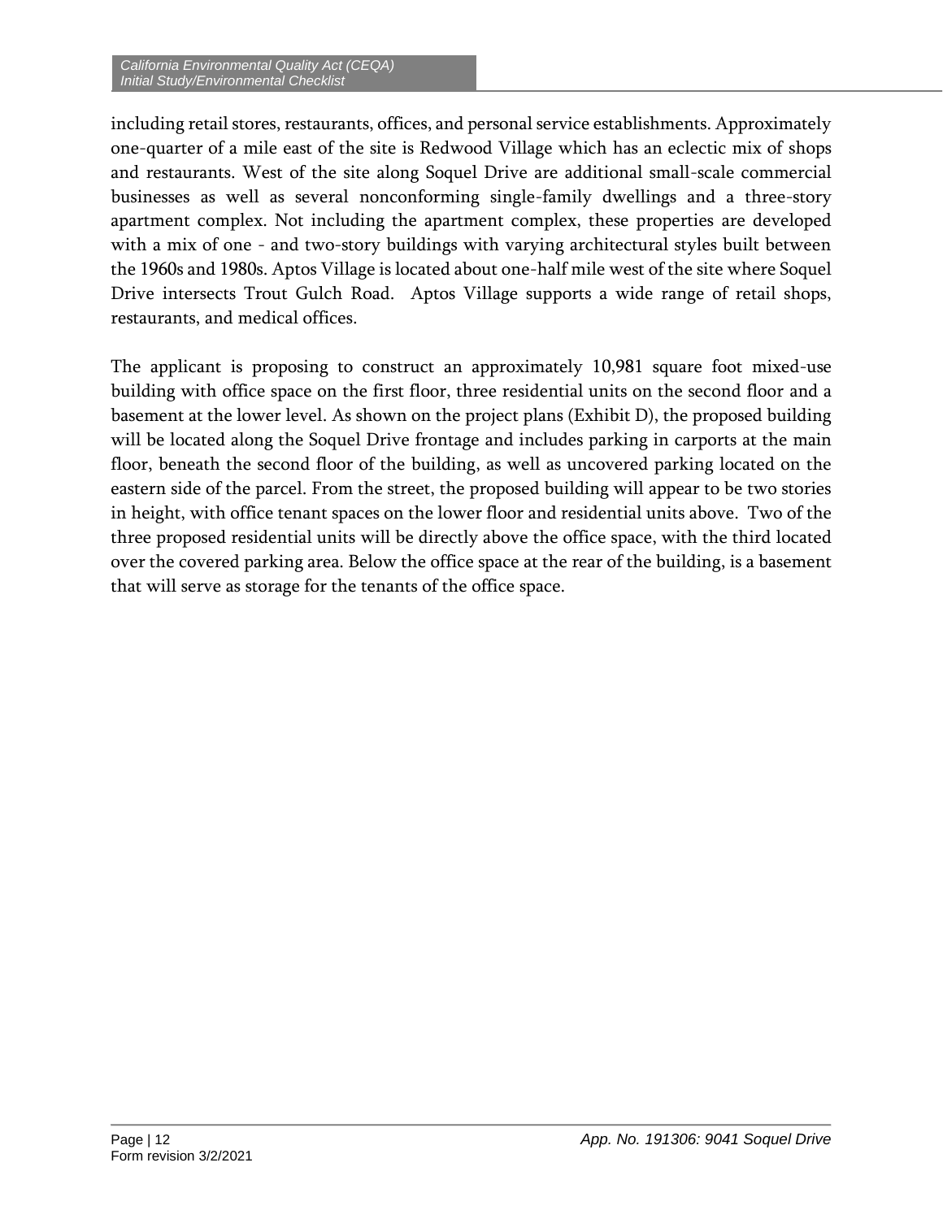including retail stores, restaurants, offices, and personal service establishments. Approximately one-quarter of a mile east of the site is Redwood Village which has an eclectic mix of shops and restaurants. West of the site along Soquel Drive are additional small-scale commercial businesses as well as several nonconforming single-family dwellings and a three-story apartment complex. Not including the apartment complex, these properties are developed with a mix of one - and two-story buildings with varying architectural styles built between the 1960s and 1980s. Aptos Village is located about one-half mile west of the site where Soquel Drive intersects Trout Gulch Road. Aptos Village supports a wide range of retail shops, restaurants, and medical offices.

The applicant is proposing to construct an approximately 10,981 square foot mixed-use building with office space on the first floor, three residential units on the second floor and a basement at the lower level. As shown on the project plans (Exhibit D), the proposed building will be located along the Soquel Drive frontage and includes parking in carports at the main floor, beneath the second floor of the building, as well as uncovered parking located on the eastern side of the parcel. From the street, the proposed building will appear to be two stories in height, with office tenant spaces on the lower floor and residential units above. Two of the three proposed residential units will be directly above the office space, with the third located over the covered parking area. Below the office space at the rear of the building, is a basement that will serve as storage for the tenants of the office space.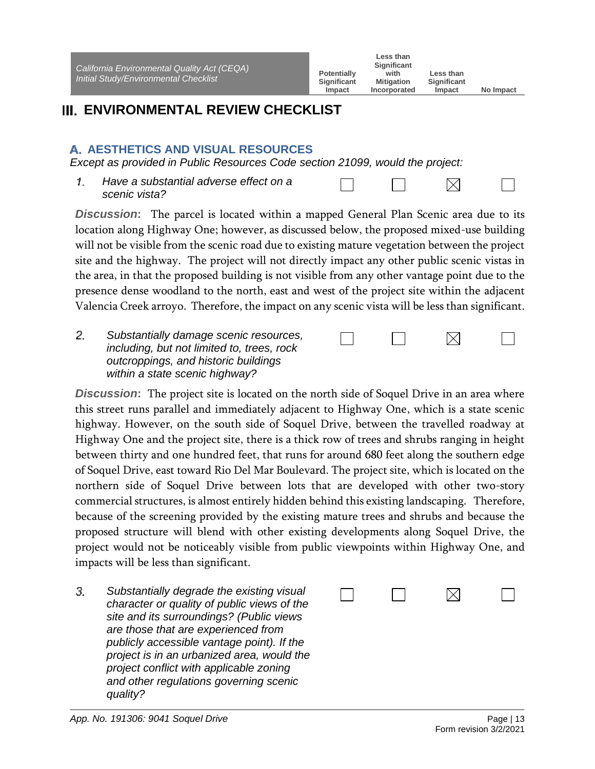| California Environmental Quality Act (CEQA) Initial Study/Environmental Checklist | Potentially Significant Impact | Less than Significant with Mitigation Incorporated | Less than Significant Impact | No Impact |
|---|---|---|---|---|

# III. ENVIRONMENTAL REVIEW CHECKLIST

## A. AESTHETICS AND VISUAL RESOURCES

*Except as provided in Public Resources Code section 21099, would the project:*

| | Potentially Significant Impact | Less than Significant with Mitigation Incorporated | Less than Significant Impact | No Impact |
|---|---|---|---|---|
| *1. Have a substantial adverse effect on a scenic vista?* | ☐ | ☐ | ☒ | ☐ |

***Discussion*:** The parcel is located within a mapped General Plan Scenic area due to its location along Highway One; however, as discussed below, the proposed mixed-use building will not be visible from the scenic road due to existing mature vegetation between the project site and the highway. The project will not directly impact any other public scenic vistas in the area, in that the proposed building is not visible from any other vantage point due to the presence dense woodland to the north, east and west of the project site within the adjacent Valencia Creek arroyo. Therefore, the impact on any scenic vista will be less than significant.

| | Potentially Significant Impact | Less than Significant with Mitigation Incorporated | Less than Significant Impact | No Impact |
|---|---|---|---|---|
| *2. Substantially damage scenic resources, including, but not limited to, trees, rock outcroppings, and historic buildings within a state scenic highway?* | ☐ | ☐ | ☒ | ☐ |

***Discussion*:** The project site is located on the north side of Soquel Drive in an area where this street runs parallel and immediately adjacent to Highway One, which is a state scenic highway. However, on the south side of Soquel Drive, between the travelled roadway at Highway One and the project site, there is a thick row of trees and shrubs ranging in height between thirty and one hundred feet, that runs for around 680 feet along the southern edge of Soquel Drive, east toward Rio Del Mar Boulevard. The project site, which is located on the northern side of Soquel Drive between lots that are developed with other two-story commercial structures, is almost entirely hidden behind this existing landscaping. Therefore, because of the screening provided by the existing mature trees and shrubs and because the proposed structure will blend with other existing developments along Soquel Drive, the project would not be noticeably visible from public viewpoints within Highway One, and impacts will be less than significant.

| | Potentially Significant Impact | Less than Significant with Mitigation Incorporated | Less than Significant Impact | No Impact |
|---|---|---|---|---|
| *3. Substantially degrade the existing visual character or quality of public views of the site and its surroundings? (Public views are those that are experienced from publicly accessible vantage point). If the project is in an urbanized area, would the project conflict with applicable zoning and other regulations governing scenic quality?* | ☐ | ☐ | ☒ | ☐ |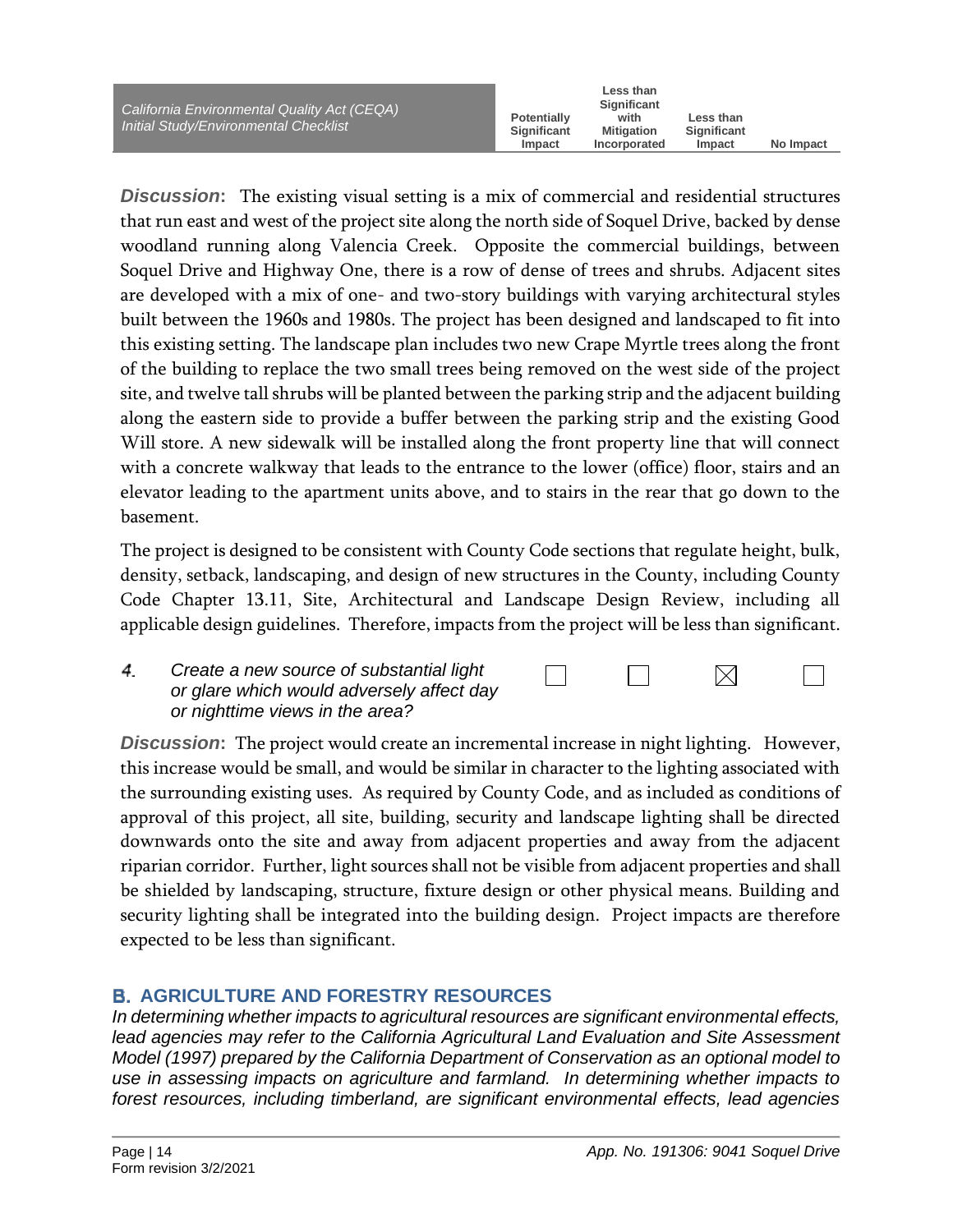**Discussion:** The existing visual setting is a mix of commercial and residential structures that run east and west of the project site along the north side of Soquel Drive, backed by dense woodland running along Valencia Creek. Opposite the commercial buildings, between Soquel Drive and Highway One, there is a row of dense of trees and shrubs. Adjacent sites are developed with a mix of one- and two-story buildings with varying architectural styles built between the 1960s and 1980s. The project has been designed and landscaped to fit into this existing setting. The landscape plan includes two new Crape Myrtle trees along the front of the building to replace the two small trees being removed on the west side of the project site, and twelve tall shrubs will be planted between the parking strip and the adjacent building along the eastern side to provide a buffer between the parking strip and the existing Good Will store. A new sidewalk will be installed along the front property line that will connect with a concrete walkway that leads to the entrance to the lower (office) floor, stairs and an elevator leading to the apartment units above, and to stairs in the rear that go down to the basement.

The project is designed to be consistent with County Code sections that regulate height, bulk, density, setback, landscaping, and design of new structures in the County, including County Code Chapter 13.11, Site, Architectural and Landscape Design Review, including all applicable design guidelines. Therefore, impacts from the project will be less than significant.

| | Potentially Significant Impact | Less than Significant with Mitigation Incorporated | Less than Significant Impact | No Impact |
|---|---|---|---|---|
| *4. Create a new source of substantial light or glare which would adversely affect day or nighttime views in the area?* | ☐ | ☐ | ☒ | ☐ |

**Discussion:** The project would create an incremental increase in night lighting. However, this increase would be small, and would be similar in character to the lighting associated with the surrounding existing uses. As required by County Code, and as included as conditions of approval of this project, all site, building, security and landscape lighting shall be directed downwards onto the site and away from adjacent properties and away from the adjacent riparian corridor. Further, light sources shall not be visible from adjacent properties and shall be shielded by landscaping, structure, fixture design or other physical means. Building and security lighting shall be integrated into the building design. Project impacts are therefore expected to be less than significant.

## B. AGRICULTURE AND FORESTRY RESOURCES

*In determining whether impacts to agricultural resources are significant environmental effects, lead agencies may refer to the California Agricultural Land Evaluation and Site Assessment Model (1997) prepared by the California Department of Conservation as an optional model to use in assessing impacts on agriculture and farmland. In determining whether impacts to forest resources, including timberland, are significant environmental effects, lead agencies*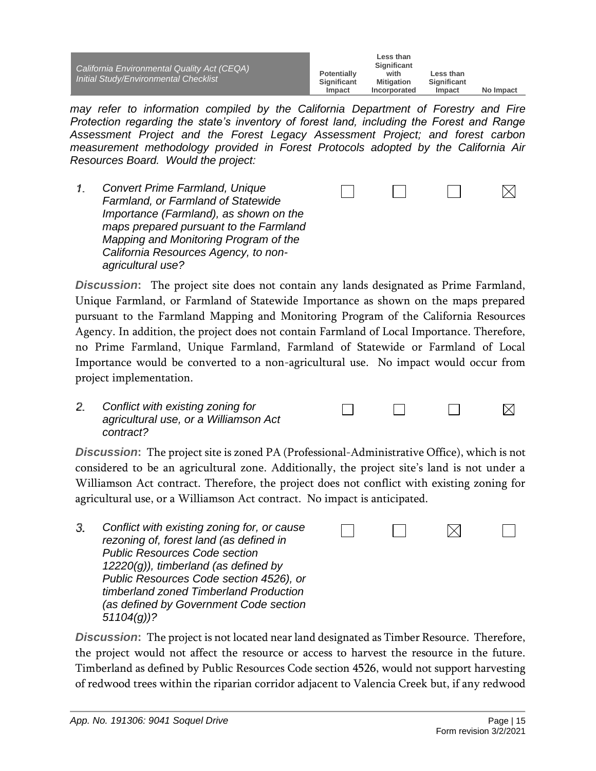*may refer to information compiled by the California Department of Forestry and Fire Protection regarding the state's inventory of forest land, including the Forest and Range Assessment Project and the Forest Legacy Assessment Project; and forest carbon measurement methodology provided in Forest Protocols adopted by the California Air Resources Board. Would the project:*

| | Potentially Significant Impact | Less than Significant with Mitigation Incorporated | Less than Significant Impact | No Impact |
|---|---|---|---|---|
| *1. Convert Prime Farmland, Unique Farmland, or Farmland of Statewide Importance (Farmland), as shown on the maps prepared pursuant to the Farmland Mapping and Monitoring Program of the California Resources Agency, to non-agricultural use?* | ☐ | ☐ | ☐ | ☒ |

***Discussion*:** The project site does not contain any lands designated as Prime Farmland, Unique Farmland, or Farmland of Statewide Importance as shown on the maps prepared pursuant to the Farmland Mapping and Monitoring Program of the California Resources Agency. In addition, the project does not contain Farmland of Local Importance. Therefore, no Prime Farmland, Unique Farmland, Farmland of Statewide or Farmland of Local Importance would be converted to a non-agricultural use. No impact would occur from project implementation.

| | Potentially Significant Impact | Less than Significant with Mitigation Incorporated | Less than Significant Impact | No Impact |
|---|---|---|---|---|
| *2. Conflict with existing zoning for agricultural use, or a Williamson Act contract?* | ☐ | ☐ | ☐ | ☒ |

***Discussion*:** The project site is zoned PA (Professional-Administrative Office), which is not considered to be an agricultural zone. Additionally, the project site's land is not under a Williamson Act contract. Therefore, the project does not conflict with existing zoning for agricultural use, or a Williamson Act contract. No impact is anticipated.

| | Potentially Significant Impact | Less than Significant with Mitigation Incorporated | Less than Significant Impact | No Impact |
|---|---|---|---|---|
| *3. Conflict with existing zoning for, or cause rezoning of, forest land (as defined in Public Resources Code section 12220(g)), timberland (as defined by Public Resources Code section 4526), or timberland zoned Timberland Production (as defined by Government Code section 51104(g))?* | ☐ | ☐ | ☒ | ☐ |

***Discussion*:** The project is not located near land designated as Timber Resource. Therefore, the project would not affect the resource or access to harvest the resource in the future. Timberland as defined by Public Resources Code section 4526, would not support harvesting of redwood trees within the riparian corridor adjacent to Valencia Creek but, if any redwood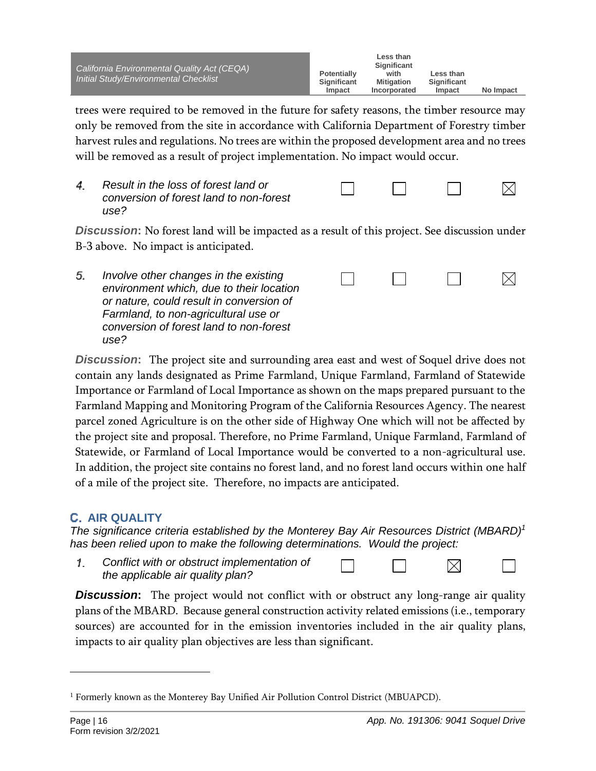trees were required to be removed in the future for safety reasons, the timber resource may only be removed from the site in accordance with California Department of Forestry timber harvest rules and regulations. No trees are within the proposed development area and no trees will be removed as a result of project implementation. No impact would occur.

| | Potentially Significant Impact | Less than Significant with Mitigation Incorporated | Less than Significant Impact | No Impact |
|---|---|---|---|---|
| *4. Result in the loss of forest land or conversion of forest land to non-forest use?* | ☐ | ☐ | ☐ | ☒ |

***Discussion*****:** No forest land will be impacted as a result of this project. See discussion under B-3 above. No impact is anticipated.

| | Potentially Significant Impact | Less than Significant with Mitigation Incorporated | Less than Significant Impact | No Impact |
|---|---|---|---|---|
| *5. Involve other changes in the existing environment which, due to their location or nature, could result in conversion of Farmland, to non-agricultural use or conversion of forest land to non-forest use?* | ☐ | ☐ | ☐ | ☒ |

***Discussion*****:** The project site and surrounding area east and west of Soquel drive does not contain any lands designated as Prime Farmland, Unique Farmland, Farmland of Statewide Importance or Farmland of Local Importance as shown on the maps prepared pursuant to the Farmland Mapping and Monitoring Program of the California Resources Agency. The nearest parcel zoned Agriculture is on the other side of Highway One which will not be affected by the project site and proposal. Therefore, no Prime Farmland, Unique Farmland, Farmland of Statewide, or Farmland of Local Importance would be converted to a non-agricultural use. In addition, the project site contains no forest land, and no forest land occurs within one half of a mile of the project site. Therefore, no impacts are anticipated.

## C. AIR QUALITY

*The significance criteria established by the Monterey Bay Air Resources District (MBARD)*[1] *has been relied upon to make the following determinations. Would the project:*

| | Potentially Significant Impact | Less than Significant with Mitigation Incorporated | Less than Significant Impact | No Impact |
|---|---|---|---|---|
| *1. Conflict with or obstruct implementation of the applicable air quality plan?* | ☐ | ☐ | ☒ | ☐ |

***Discussion*****:** The project would not conflict with or obstruct any long-range air quality plans of the MBARD. Because general construction activity related emissions (i.e., temporary sources) are accounted for in the emission inventories included in the air quality plans, impacts to air quality plan objectives are less than significant.

---

[1] Formerly known as the Monterey Bay Unified Air Pollution Control District (MBUAPCD).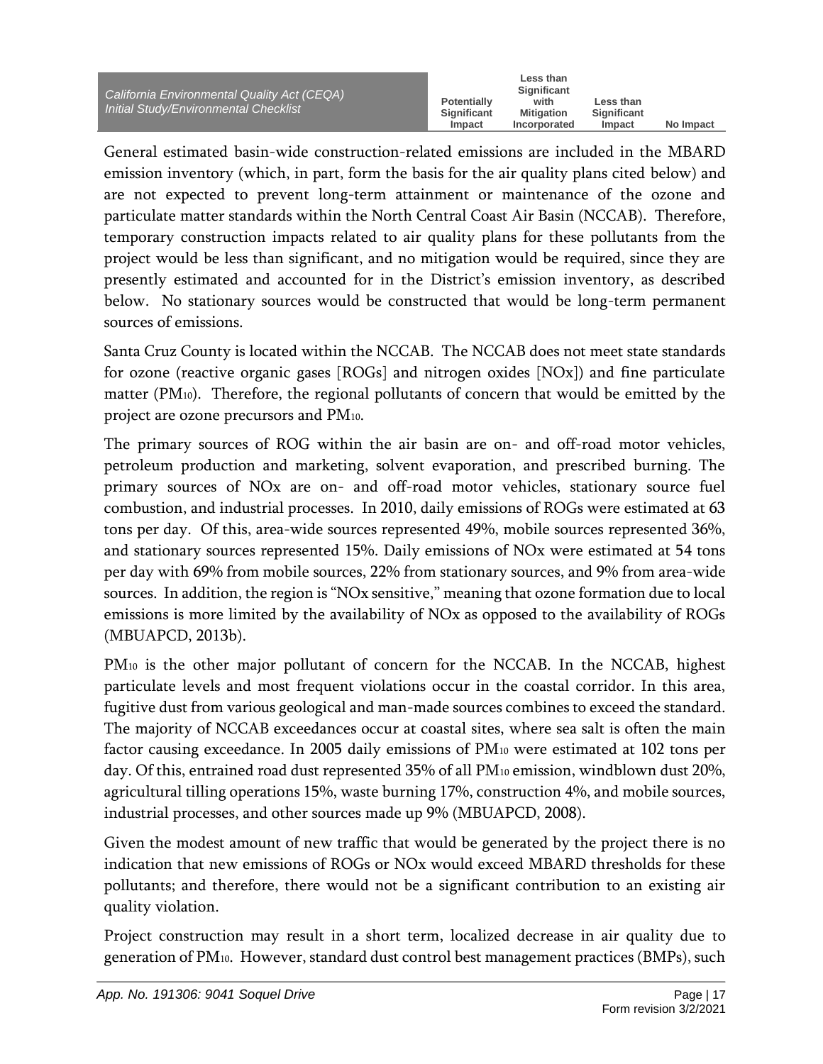General estimated basin-wide construction-related emissions are included in the MBARD emission inventory (which, in part, form the basis for the air quality plans cited below) and are not expected to prevent long-term attainment or maintenance of the ozone and particulate matter standards within the North Central Coast Air Basin (NCCAB). Therefore, temporary construction impacts related to air quality plans for these pollutants from the project would be less than significant, and no mitigation would be required, since they are presently estimated and accounted for in the District's emission inventory, as described below. No stationary sources would be constructed that would be long-term permanent sources of emissions.

Santa Cruz County is located within the NCCAB. The NCCAB does not meet state standards for ozone (reactive organic gases [ROGs] and nitrogen oxides [NOx]) and fine particulate matter ($PM_{10}$). Therefore, the regional pollutants of concern that would be emitted by the project are ozone precursors and $PM_{10}$.

The primary sources of ROG within the air basin are on- and off-road motor vehicles, petroleum production and marketing, solvent evaporation, and prescribed burning. The primary sources of NOx are on- and off-road motor vehicles, stationary source fuel combustion, and industrial processes. In 2010, daily emissions of ROGs were estimated at 63 tons per day. Of this, area-wide sources represented 49%, mobile sources represented 36%, and stationary sources represented 15%. Daily emissions of NOx were estimated at 54 tons per day with 69% from mobile sources, 22% from stationary sources, and 9% from area-wide sources. In addition, the region is "NOx sensitive," meaning that ozone formation due to local emissions is more limited by the availability of NOx as opposed to the availability of ROGs (MBUAPCD, 2013b).

$PM_{10}$ is the other major pollutant of concern for the NCCAB. In the NCCAB, highest particulate levels and most frequent violations occur in the coastal corridor. In this area, fugitive dust from various geological and man-made sources combines to exceed the standard. The majority of NCCAB exceedances occur at coastal sites, where sea salt is often the main factor causing exceedance. In 2005 daily emissions of $PM_{10}$ were estimated at 102 tons per day. Of this, entrained road dust represented 35% of all $PM_{10}$ emission, windblown dust 20%, agricultural tilling operations 15%, waste burning 17%, construction 4%, and mobile sources, industrial processes, and other sources made up 9% (MBUAPCD, 2008).

Given the modest amount of new traffic that would be generated by the project there is no indication that new emissions of ROGs or NOx would exceed MBARD thresholds for these pollutants; and therefore, there would not be a significant contribution to an existing air quality violation.

Project construction may result in a short term, localized decrease in air quality due to generation of $PM_{10}$. However, standard dust control best management practices (BMPs), such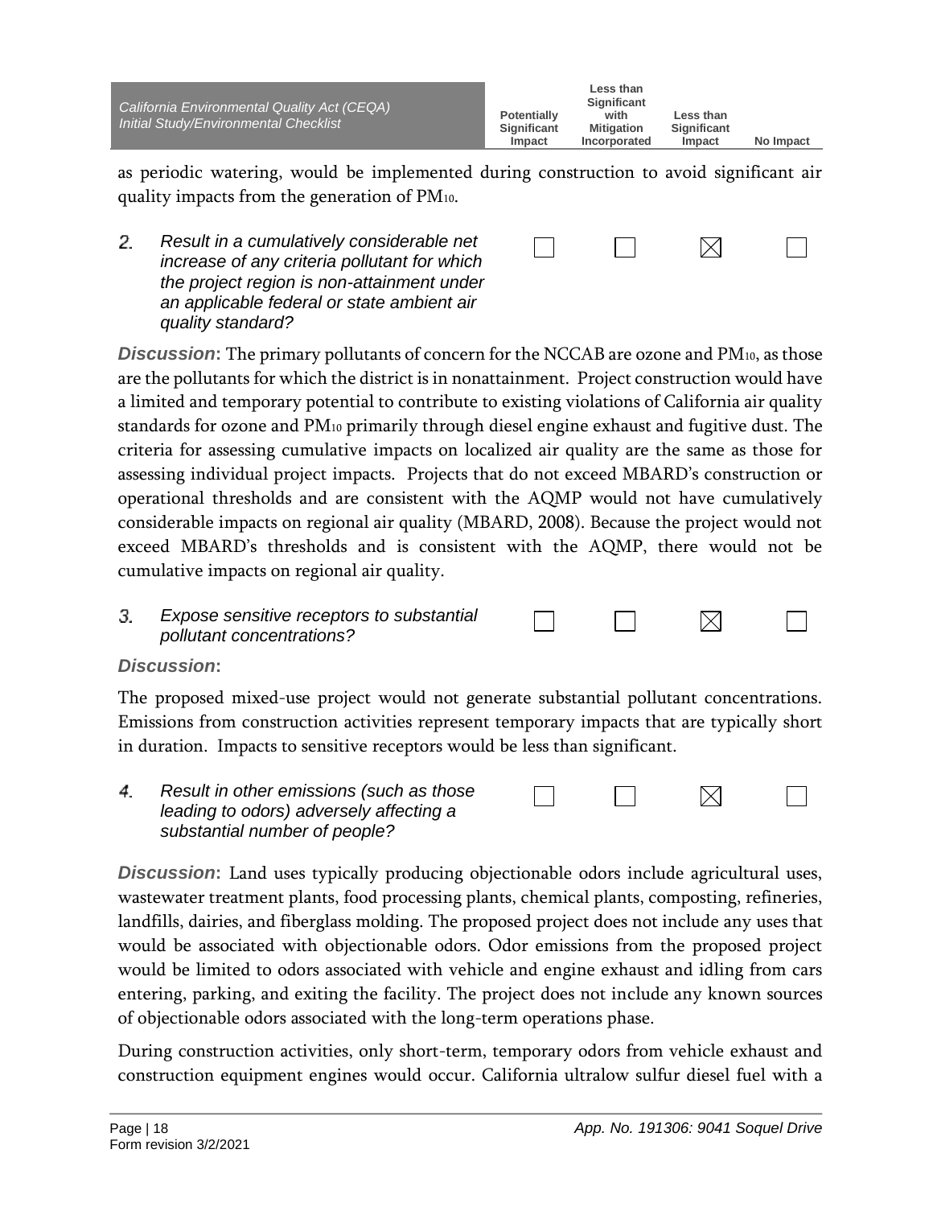as periodic watering, would be implemented during construction to avoid significant air quality impacts from the generation of $PM_{10}$.

| | Potentially Significant Impact | Less than Significant with Mitigation Incorporated | Less than Significant Impact | No Impact |
|---|---|---|---|---|
| 2. *Result in a cumulatively considerable net increase of any criteria pollutant for which the project region is non-attainment under an applicable federal or state ambient air quality standard?* | ☐ | ☐ | ☒ | ☐ |

***Discussion*:** The primary pollutants of concern for the NCCAB are ozone and $PM_{10}$, as those are the pollutants for which the district is in nonattainment. Project construction would have a limited and temporary potential to contribute to existing violations of California air quality standards for ozone and $PM_{10}$ primarily through diesel engine exhaust and fugitive dust. The criteria for assessing cumulative impacts on localized air quality are the same as those for assessing individual project impacts. Projects that do not exceed MBARD's construction or operational thresholds and are consistent with the AQMP would not have cumulatively considerable impacts on regional air quality (MBARD, 2008). Because the project would not exceed MBARD's thresholds and is consistent with the AQMP, there would not be cumulative impacts on regional air quality.

| | Potentially Significant Impact | Less than Significant with Mitigation Incorporated | Less than Significant Impact | No Impact |
|---|---|---|---|---|
| 3. *Expose sensitive receptors to substantial pollutant concentrations?* | ☐ | ☐ | ☒ | ☐ |

***Discussion*:**

The proposed mixed-use project would not generate substantial pollutant concentrations. Emissions from construction activities represent temporary impacts that are typically short in duration. Impacts to sensitive receptors would be less than significant.

| | Potentially Significant Impact | Less than Significant with Mitigation Incorporated | Less than Significant Impact | No Impact |
|---|---|---|---|---|
| 4. *Result in other emissions (such as those leading to odors) adversely affecting a substantial number of people?* | ☐ | ☐ | ☒ | ☐ |

***Discussion*:** Land uses typically producing objectionable odors include agricultural uses, wastewater treatment plants, food processing plants, chemical plants, composting, refineries, landfills, dairies, and fiberglass molding. The proposed project does not include any uses that would be associated with objectionable odors. Odor emissions from the proposed project would be limited to odors associated with vehicle and engine exhaust and idling from cars entering, parking, and exiting the facility. The project does not include any known sources of objectionable odors associated with the long-term operations phase.

During construction activities, only short-term, temporary odors from vehicle exhaust and construction equipment engines would occur. California ultralow sulfur diesel fuel with a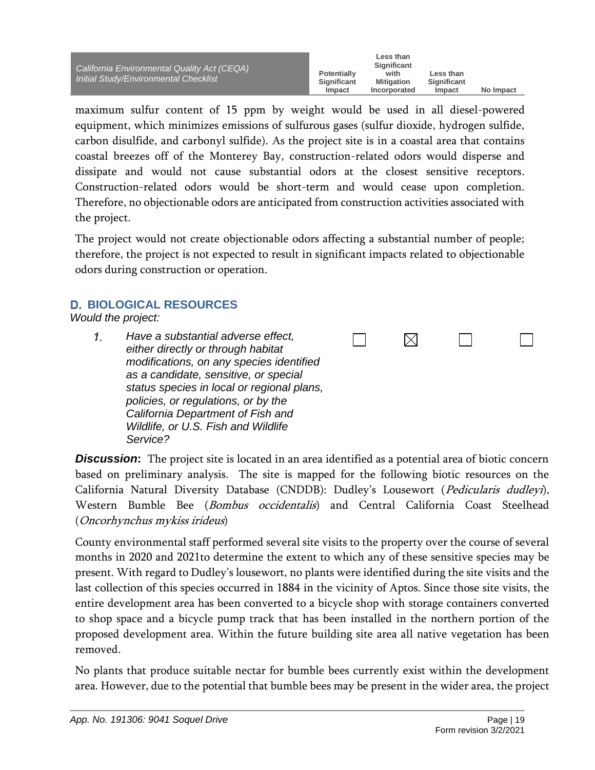maximum sulfur content of 15 ppm by weight would be used in all diesel-powered equipment, which minimizes emissions of sulfurous gases (sulfur dioxide, hydrogen sulfide, carbon disulfide, and carbonyl sulfide). As the project site is in a coastal area that contains coastal breezes off of the Monterey Bay, construction-related odors would disperse and dissipate and would not cause substantial odors at the closest sensitive receptors. Construction-related odors would be short-term and would cease upon completion. Therefore, no objectionable odors are anticipated from construction activities associated with the project.

The project would not create objectionable odors affecting a substantial number of people; therefore, the project is not expected to result in significant impacts related to objectionable odors during construction or operation.

## D. BIOLOGICAL RESOURCES

*Would the project:*

| | Potentially Significant Impact | Less than Significant with Mitigation Incorporated | Less than Significant Impact | No Impact |
|---|---|---|---|---|
| 1. *Have a substantial adverse effect, either directly or through habitat modifications, on any species identified as a candidate, sensitive, or special status species in local or regional plans, policies, or regulations, or by the California Department of Fish and Wildlife, or U.S. Fish and Wildlife Service?* | ☐ | ☒ | ☐ | ☐ |

***Discussion*:** The project site is located in an area identified as a potential area of biotic concern based on preliminary analysis. The site is mapped for the following biotic resources on the California Natural Diversity Database (CNDDB): Dudley's Lousewort (*Pedicularis dudleyi*), Western Bumble Bee (*Bombus occidentalis*) and Central California Coast Steelhead (*Oncorhynchus mykiss irideus*)

County environmental staff performed several site visits to the property over the course of several months in 2020 and 2021to determine the extent to which any of these sensitive species may be present. With regard to Dudley's lousewort, no plants were identified during the site visits and the last collection of this species occurred in 1884 in the vicinity of Aptos. Since those site visits, the entire development area has been converted to a bicycle shop with storage containers converted to shop space and a bicycle pump track that has been installed in the northern portion of the proposed development area. Within the future building site area all native vegetation has been removed.

No plants that produce suitable nectar for bumble bees currently exist within the development area. However, due to the potential that bumble bees may be present in the wider area, the project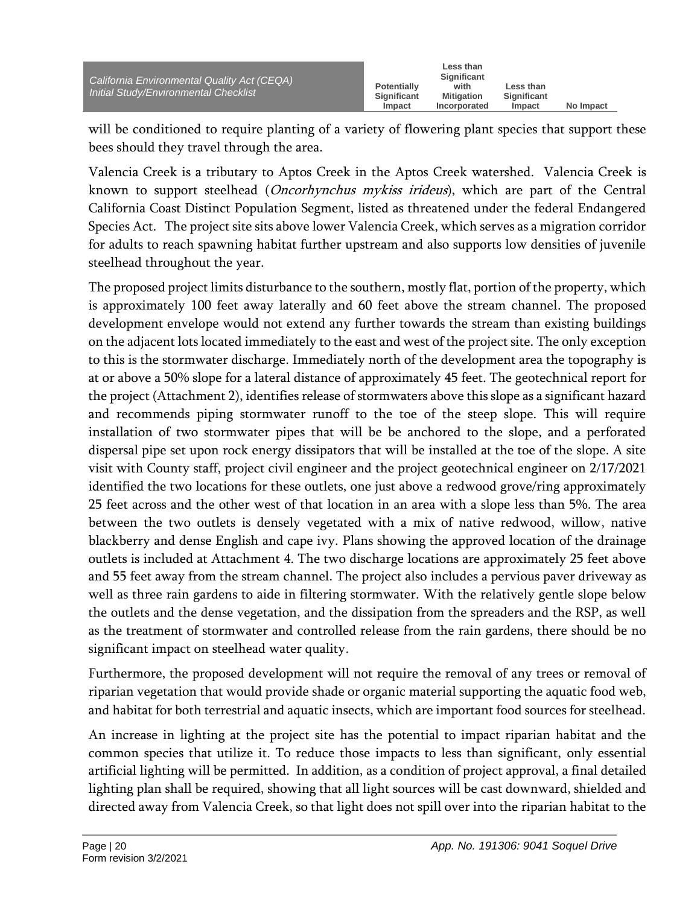will be conditioned to require planting of a variety of flowering plant species that support these bees should they travel through the area.

Valencia Creek is a tributary to Aptos Creek in the Aptos Creek watershed. Valencia Creek is known to support steelhead (*Oncorhynchus mykiss irideus*), which are part of the Central California Coast Distinct Population Segment, listed as threatened under the federal Endangered Species Act. The project site sits above lower Valencia Creek, which serves as a migration corridor for adults to reach spawning habitat further upstream and also supports low densities of juvenile steelhead throughout the year.

The proposed project limits disturbance to the southern, mostly flat, portion of the property, which is approximately 100 feet away laterally and 60 feet above the stream channel. The proposed development envelope would not extend any further towards the stream than existing buildings on the adjacent lots located immediately to the east and west of the project site. The only exception to this is the stormwater discharge. Immediately north of the development area the topography is at or above a 50% slope for a lateral distance of approximately 45 feet. The geotechnical report for the project (Attachment 2), identifies release of stormwaters above this slope as a significant hazard and recommends piping stormwater runoff to the toe of the steep slope. This will require installation of two stormwater pipes that will be be anchored to the slope, and a perforated dispersal pipe set upon rock energy dissipators that will be installed at the toe of the slope. A site visit with County staff, project civil engineer and the project geotechnical engineer on 2/17/2021 identified the two locations for these outlets, one just above a redwood grove/ring approximately 25 feet across and the other west of that location in an area with a slope less than 5%. The area between the two outlets is densely vegetated with a mix of native redwood, willow, native blackberry and dense English and cape ivy. Plans showing the approved location of the drainage outlets is included at Attachment 4. The two discharge locations are approximately 25 feet above and 55 feet away from the stream channel. The project also includes a pervious paver driveway as well as three rain gardens to aide in filtering stormwater. With the relatively gentle slope below the outlets and the dense vegetation, and the dissipation from the spreaders and the RSP, as well as the treatment of stormwater and controlled release from the rain gardens, there should be no significant impact on steelhead water quality.

Furthermore, the proposed development will not require the removal of any trees or removal of riparian vegetation that would provide shade or organic material supporting the aquatic food web, and habitat for both terrestrial and aquatic insects, which are important food sources for steelhead.

An increase in lighting at the project site has the potential to impact riparian habitat and the common species that utilize it. To reduce those impacts to less than significant, only essential artificial lighting will be permitted. In addition, as a condition of project approval, a final detailed lighting plan shall be required, showing that all light sources will be cast downward, shielded and directed away from Valencia Creek, so that light does not spill over into the riparian habitat to the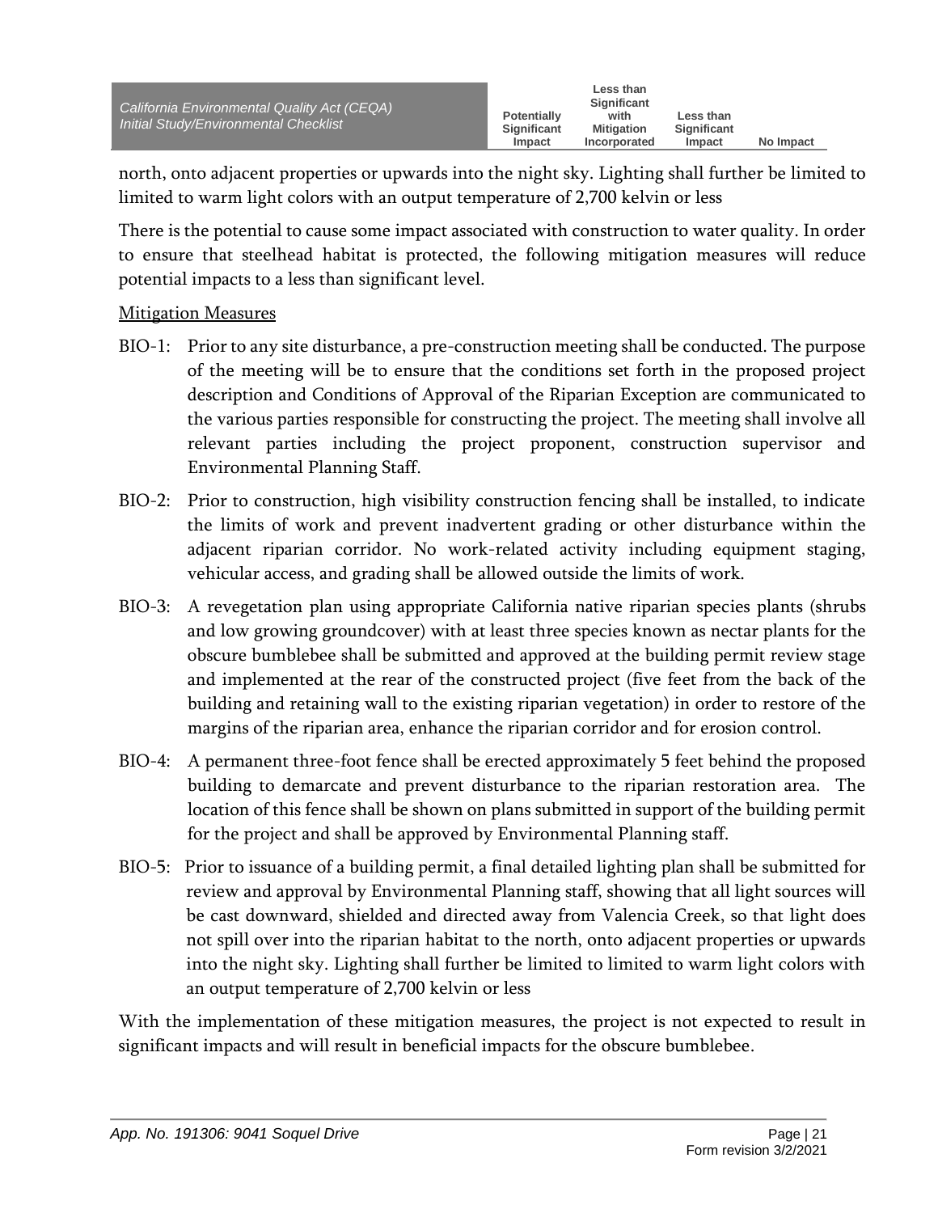north, onto adjacent properties or upwards into the night sky. Lighting shall further be limited to limited to warm light colors with an output temperature of 2,700 kelvin or less

There is the potential to cause some impact associated with construction to water quality. In order to ensure that steelhead habitat is protected, the following mitigation measures will reduce potential impacts to a less than significant level.

Mitigation Measures

- BIO-1: Prior to any site disturbance, a pre-construction meeting shall be conducted. The purpose of the meeting will be to ensure that the conditions set forth in the proposed project description and Conditions of Approval of the Riparian Exception are communicated to the various parties responsible for constructing the project. The meeting shall involve all relevant parties including the project proponent, construction supervisor and Environmental Planning Staff.
- BIO-2: Prior to construction, high visibility construction fencing shall be installed, to indicate the limits of work and prevent inadvertent grading or other disturbance within the adjacent riparian corridor. No work-related activity including equipment staging, vehicular access, and grading shall be allowed outside the limits of work.
- BIO-3: A revegetation plan using appropriate California native riparian species plants (shrubs and low growing groundcover) with at least three species known as nectar plants for the obscure bumblebee shall be submitted and approved at the building permit review stage and implemented at the rear of the constructed project (five feet from the back of the building and retaining wall to the existing riparian vegetation) in order to restore of the margins of the riparian area, enhance the riparian corridor and for erosion control.
- BIO-4: A permanent three-foot fence shall be erected approximately 5 feet behind the proposed building to demarcate and prevent disturbance to the riparian restoration area. The location of this fence shall be shown on plans submitted in support of the building permit for the project and shall be approved by Environmental Planning staff.
- BIO-5: Prior to issuance of a building permit, a final detailed lighting plan shall be submitted for review and approval by Environmental Planning staff, showing that all light sources will be cast downward, shielded and directed away from Valencia Creek, so that light does not spill over into the riparian habitat to the north, onto adjacent properties or upwards into the night sky. Lighting shall further be limited to limited to warm light colors with an output temperature of 2,700 kelvin or less

With the implementation of these mitigation measures, the project is not expected to result in significant impacts and will result in beneficial impacts for the obscure bumblebee.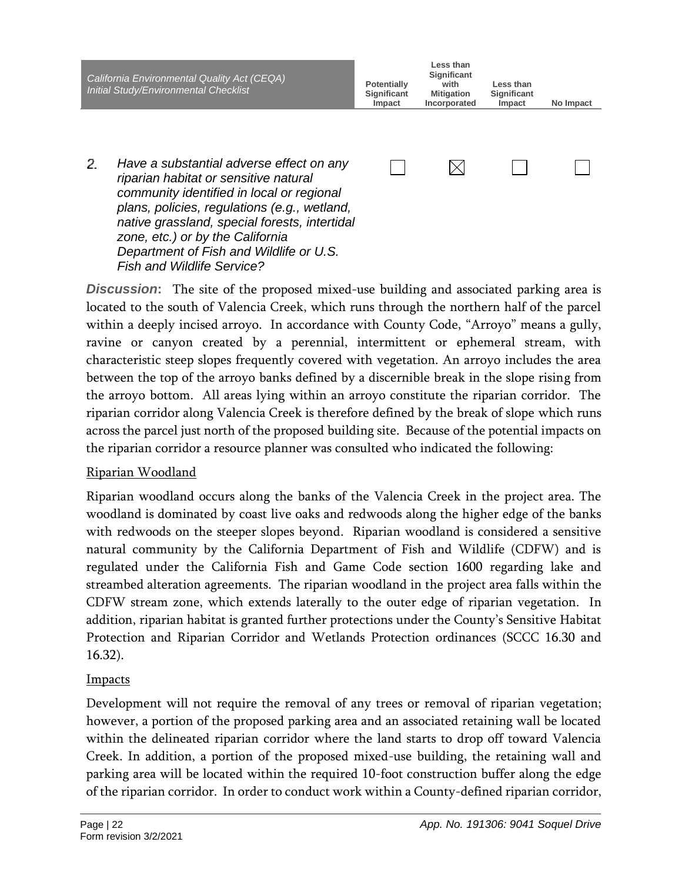| California Environmental Quality Act (CEQA) Initial Study/Environmental Checklist | Potentially Significant Impact | Less than Significant with Mitigation Incorporated | Less than Significant Impact | No Impact |
|---|---|---|---|---|
| 2. *Have a substantial adverse effect on any riparian habitat or sensitive natural community identified in local or regional plans, policies, regulations (e.g., wetland, native grassland, special forests, intertidal zone, etc.) or by the California Department of Fish and Wildlife or U.S. Fish and Wildlife Service?* | ☐ | ☒ | ☐ | ☐ |

***Discussion*:** The site of the proposed mixed-use building and associated parking area is located to the south of Valencia Creek, which runs through the northern half of the parcel within a deeply incised arroyo. In accordance with County Code, "Arroyo" means a gully, ravine or canyon created by a perennial, intermittent or ephemeral stream, with characteristic steep slopes frequently covered with vegetation. An arroyo includes the area between the top of the arroyo banks defined by a discernible break in the slope rising from the arroyo bottom. All areas lying within an arroyo constitute the riparian corridor. The riparian corridor along Valencia Creek is therefore defined by the break of slope which runs across the parcel just north of the proposed building site. Because of the potential impacts on the riparian corridor a resource planner was consulted who indicated the following:

<u>Riparian Woodland</u>

Riparian woodland occurs along the banks of the Valencia Creek in the project area. The woodland is dominated by coast live oaks and redwoods along the higher edge of the banks with redwoods on the steeper slopes beyond. Riparian woodland is considered a sensitive natural community by the California Department of Fish and Wildlife (CDFW) and is regulated under the California Fish and Game Code section 1600 regarding lake and streambed alteration agreements. The riparian woodland in the project area falls within the CDFW stream zone, which extends laterally to the outer edge of riparian vegetation. In addition, riparian habitat is granted further protections under the County's Sensitive Habitat Protection and Riparian Corridor and Wetlands Protection ordinances (SCCC 16.30 and 16.32).

<u>Impacts</u>

Development will not require the removal of any trees or removal of riparian vegetation; however, a portion of the proposed parking area and an associated retaining wall be located within the delineated riparian corridor where the land starts to drop off toward Valencia Creek. In addition, a portion of the proposed mixed-use building, the retaining wall and parking area will be located within the required 10-foot construction buffer along the edge of the riparian corridor. In order to conduct work within a County-defined riparian corridor,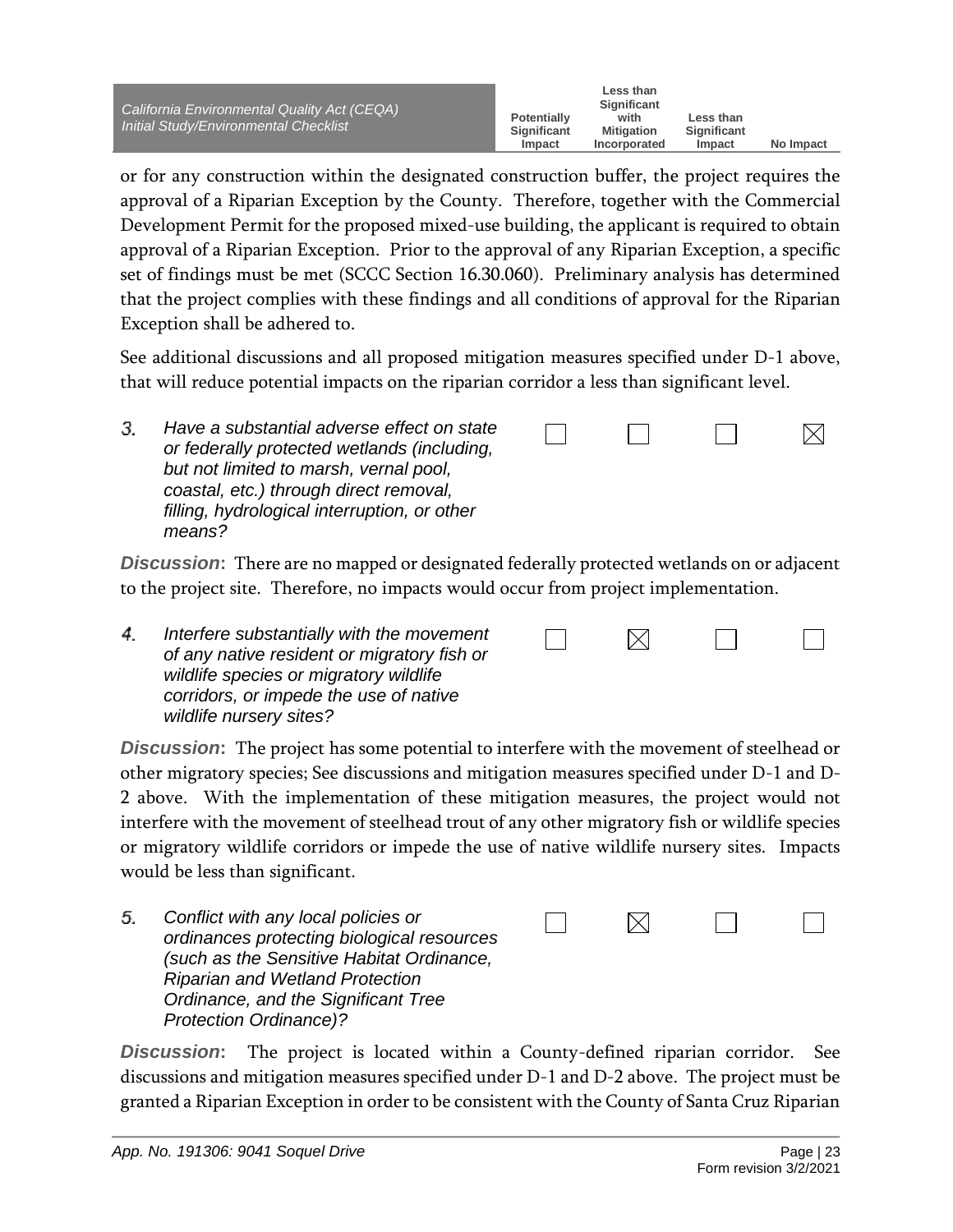or for any construction within the designated construction buffer, the project requires the approval of a Riparian Exception by the County. Therefore, together with the Commercial Development Permit for the proposed mixed-use building, the applicant is required to obtain approval of a Riparian Exception. Prior to the approval of any Riparian Exception, a specific set of findings must be met (SCCC Section 16.30.060). Preliminary analysis has determined that the project complies with these findings and all conditions of approval for the Riparian Exception shall be adhered to.

See additional discussions and all proposed mitigation measures specified under D-1 above, that will reduce potential impacts on the riparian corridor a less than significant level.

| | Potentially Significant Impact | Less than Significant with Mitigation Incorporated | Less than Significant Impact | No Impact |
|---|---|---|---|---|
| *3. Have a substantial adverse effect on state or federally protected wetlands (including, but not limited to marsh, vernal pool, coastal, etc.) through direct removal, filling, hydrological interruption, or other means?* | ☐ | ☐ | ☐ | ☒ |

***Discussion*:** There are no mapped or designated federally protected wetlands on or adjacent to the project site. Therefore, no impacts would occur from project implementation.

| | Potentially Significant Impact | Less than Significant with Mitigation Incorporated | Less than Significant Impact | No Impact |
|---|---|---|---|---|
| *4. Interfere substantially with the movement of any native resident or migratory fish or wildlife species or migratory wildlife corridors, or impede the use of native wildlife nursery sites?* | ☐ | ☒ | ☐ | ☐ |

***Discussion*:** The project has some potential to interfere with the movement of steelhead or other migratory species; See discussions and mitigation measures specified under D-1 and D-2 above. With the implementation of these mitigation measures, the project would not interfere with the movement of steelhead trout of any other migratory fish or wildlife species or migratory wildlife corridors or impede the use of native wildlife nursery sites. Impacts would be less than significant.

| | Potentially Significant Impact | Less than Significant with Mitigation Incorporated | Less than Significant Impact | No Impact |
|---|---|---|---|---|
| *5. Conflict with any local policies or ordinances protecting biological resources (such as the Sensitive Habitat Ordinance, Riparian and Wetland Protection Ordinance, and the Significant Tree Protection Ordinance)?* | ☐ | ☒ | ☐ | ☐ |

***Discussion*:** The project is located within a County-defined riparian corridor. See discussions and mitigation measures specified under D-1 and D-2 above. The project must be granted a Riparian Exception in order to be consistent with the County of Santa Cruz Riparian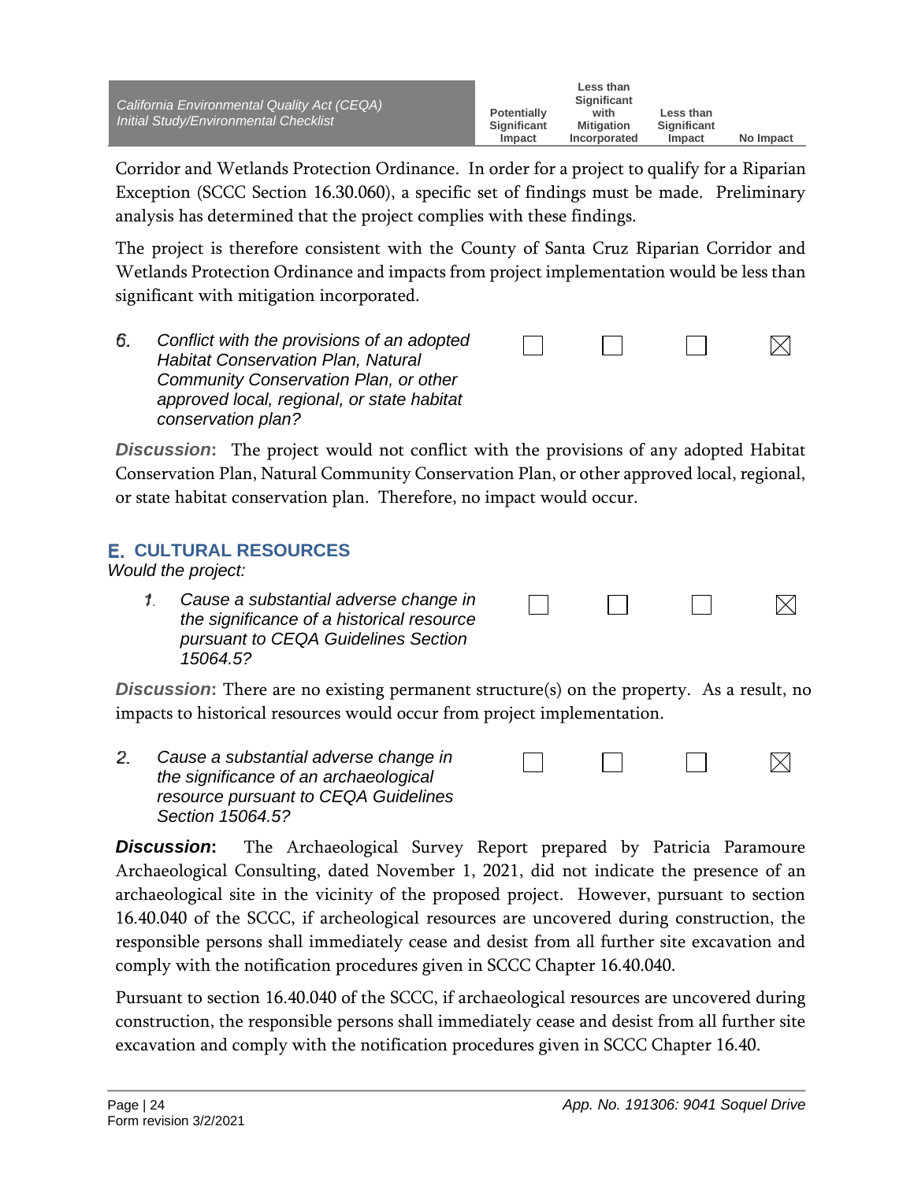Corridor and Wetlands Protection Ordinance. In order for a project to qualify for a Riparian Exception (SCCC Section 16.30.060), a specific set of findings must be made. Preliminary analysis has determined that the project complies with these findings.

The project is therefore consistent with the County of Santa Cruz Riparian Corridor and Wetlands Protection Ordinance and impacts from project implementation would be less than significant with mitigation incorporated.

| | Potentially Significant Impact | Less than Significant with Mitigation Incorporated | Less than Significant Impact | No Impact |
|---|---|---|---|---|
| 6. *Conflict with the provisions of an adopted Habitat Conservation Plan, Natural Community Conservation Plan, or other approved local, regional, or state habitat conservation plan?* | ☐ | ☐ | ☐ | ☒ |

***Discussion*:** The project would not conflict with the provisions of any adopted Habitat Conservation Plan, Natural Community Conservation Plan, or other approved local, regional, or state habitat conservation plan. Therefore, no impact would occur.

## E. CULTURAL RESOURCES

*Would the project:*

| | Potentially Significant Impact | Less than Significant with Mitigation Incorporated | Less than Significant Impact | No Impact |
|---|---|---|---|---|
| 1. *Cause a substantial adverse change in the significance of a historical resource pursuant to CEQA Guidelines Section 15064.5?* | ☐ | ☐ | ☐ | ☒ |

***Discussion*:** There are no existing permanent structure(s) on the property. As a result, no impacts to historical resources would occur from project implementation.

| | Potentially Significant Impact | Less than Significant with Mitigation Incorporated | Less than Significant Impact | No Impact |
|---|---|---|---|---|
| 2. *Cause a substantial adverse change in the significance of an archaeological resource pursuant to CEQA Guidelines Section 15064.5?* | ☐ | ☐ | ☐ | ☒ |

***Discussion*:** The Archaeological Survey Report prepared by Patricia Paramoure Archaeological Consulting, dated November 1, 2021, did not indicate the presence of an archaeological site in the vicinity of the proposed project. However, pursuant to section 16.40.040 of the SCCC, if archeological resources are uncovered during construction, the responsible persons shall immediately cease and desist from all further site excavation and comply with the notification procedures given in SCCC Chapter 16.40.040.

Pursuant to section 16.40.040 of the SCCC, if archaeological resources are uncovered during construction, the responsible persons shall immediately cease and desist from all further site excavation and comply with the notification procedures given in SCCC Chapter 16.40.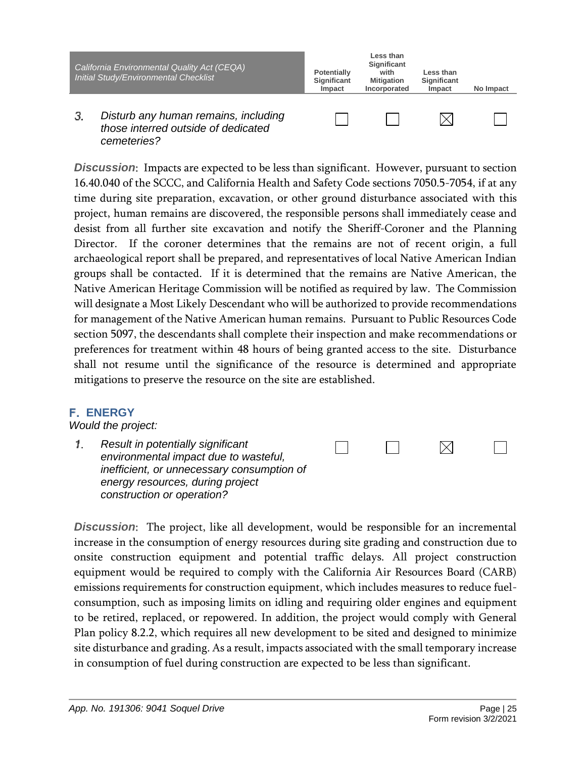| California Environmental Quality Act (CEQA) Initial Study/Environmental Checklist | Potentially Significant Impact | Less than Significant with Mitigation Incorporated | Less than Significant Impact | No Impact |
|---|---|---|---|---|
| 3. *Disturb any human remains, including those interred outside of dedicated cemeteries?* | ☐ | ☐ | ☒ | ☐ |

***Discussion*:** Impacts are expected to be less than significant. However, pursuant to section 16.40.040 of the SCCC, and California Health and Safety Code sections 7050.5-7054, if at any time during site preparation, excavation, or other ground disturbance associated with this project, human remains are discovered, the responsible persons shall immediately cease and desist from all further site excavation and notify the Sheriff-Coroner and the Planning Director. If the coroner determines that the remains are not of recent origin, a full archaeological report shall be prepared, and representatives of local Native American Indian groups shall be contacted. If it is determined that the remains are Native American, the Native American Heritage Commission will be notified as required by law. The Commission will designate a Most Likely Descendant who will be authorized to provide recommendations for management of the Native American human remains. Pursuant to Public Resources Code section 5097, the descendants shall complete their inspection and make recommendations or preferences for treatment within 48 hours of being granted access to the site. Disturbance shall not resume until the significance of the resource is determined and appropriate mitigations to preserve the resource on the site are established.

## F. ENERGY

*Would the project:*

| | Potentially Significant Impact | Less than Significant with Mitigation Incorporated | Less than Significant Impact | No Impact |
|---|---|---|---|---|
| 1. *Result in potentially significant environmental impact due to wasteful, inefficient, or unnecessary consumption of energy resources, during project construction or operation?* | ☐ | ☐ | ☒ | ☐ |

***Discussion*:** The project, like all development, would be responsible for an incremental increase in the consumption of energy resources during site grading and construction due to onsite construction equipment and potential traffic delays. All project construction equipment would be required to comply with the California Air Resources Board (CARB) emissions requirements for construction equipment, which includes measures to reduce fuel-consumption, such as imposing limits on idling and requiring older engines and equipment to be retired, replaced, or repowered. In addition, the project would comply with General Plan policy 8.2.2, which requires all new development to be sited and designed to minimize site disturbance and grading. As a result, impacts associated with the small temporary increase in consumption of fuel during construction are expected to be less than significant.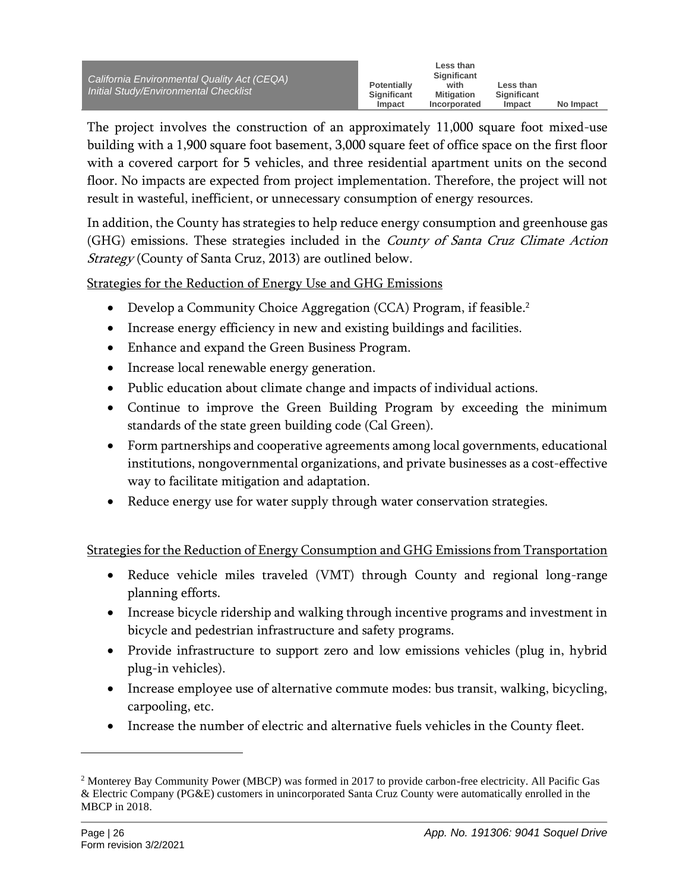The project involves the construction of an approximately 11,000 square foot mixed-use building with a 1,900 square foot basement, 3,000 square feet of office space on the first floor with a covered carport for 5 vehicles, and three residential apartment units on the second floor. No impacts are expected from project implementation. Therefore, the project will not result in wasteful, inefficient, or unnecessary consumption of energy resources.

In addition, the County has strategies to help reduce energy consumption and greenhouse gas (GHG) emissions. These strategies included in the *County of Santa Cruz Climate Action Strategy* (County of Santa Cruz, 2013) are outlined below.

Strategies for the Reduction of Energy Use and GHG Emissions

- Develop a Community Choice Aggregation (CCA) Program, if feasible.[2]
- Increase energy efficiency in new and existing buildings and facilities.
- Enhance and expand the Green Business Program.
- Increase local renewable energy generation.
- Public education about climate change and impacts of individual actions.
- Continue to improve the Green Building Program by exceeding the minimum standards of the state green building code (Cal Green).
- Form partnerships and cooperative agreements among local governments, educational institutions, nongovernmental organizations, and private businesses as a cost-effective way to facilitate mitigation and adaptation.
- Reduce energy use for water supply through water conservation strategies.

Strategies for the Reduction of Energy Consumption and GHG Emissions from Transportation

- Reduce vehicle miles traveled (VMT) through County and regional long-range planning efforts.
- Increase bicycle ridership and walking through incentive programs and investment in bicycle and pedestrian infrastructure and safety programs.
- Provide infrastructure to support zero and low emissions vehicles (plug in, hybrid plug-in vehicles).
- Increase employee use of alternative commute modes: bus transit, walking, bicycling, carpooling, etc.
- Increase the number of electric and alternative fuels vehicles in the County fleet.

[2] Monterey Bay Community Power (MBCP) was formed in 2017 to provide carbon-free electricity. All Pacific Gas & Electric Company (PG&E) customers in unincorporated Santa Cruz County were automatically enrolled in the MBCP in 2018.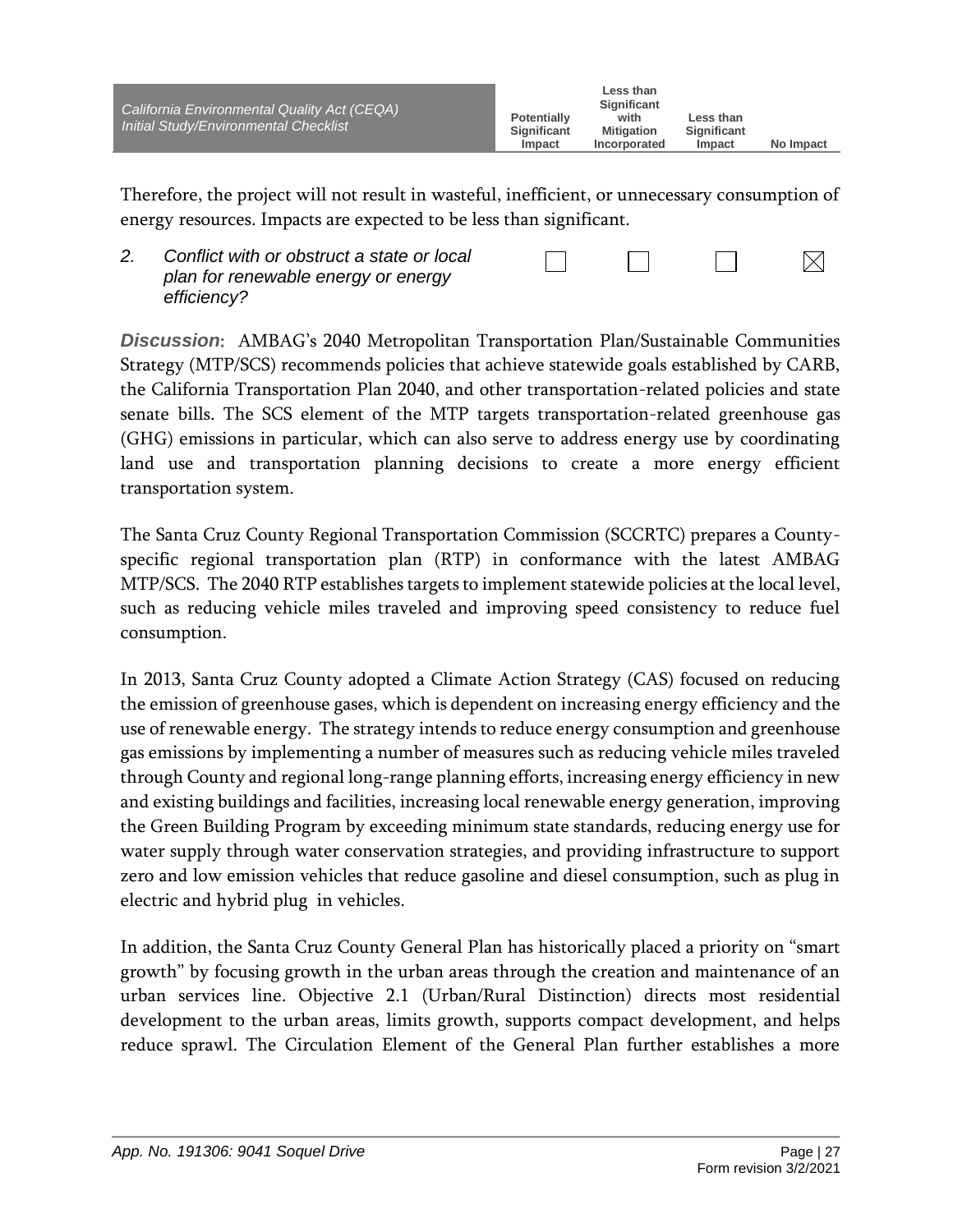Therefore, the project will not result in wasteful, inefficient, or unnecessary consumption of energy resources. Impacts are expected to be less than significant.

| | Potentially Significant Impact | Less than Significant with Mitigation Incorporated | Less than Significant Impact | No Impact |
|---|---|---|---|---|
| 2. *Conflict with or obstruct a state or local plan for renewable energy or energy efficiency?* | ☐ | ☐ | ☐ | ☒ |

***Discussion*:** AMBAG's 2040 Metropolitan Transportation Plan/Sustainable Communities Strategy (MTP/SCS) recommends policies that achieve statewide goals established by CARB, the California Transportation Plan 2040, and other transportation-related policies and state senate bills. The SCS element of the MTP targets transportation-related greenhouse gas (GHG) emissions in particular, which can also serve to address energy use by coordinating land use and transportation planning decisions to create a more energy efficient transportation system.

The Santa Cruz County Regional Transportation Commission (SCCRTC) prepares a County-specific regional transportation plan (RTP) in conformance with the latest AMBAG MTP/SCS. The 2040 RTP establishes targets to implement statewide policies at the local level, such as reducing vehicle miles traveled and improving speed consistency to reduce fuel consumption.

In 2013, Santa Cruz County adopted a Climate Action Strategy (CAS) focused on reducing the emission of greenhouse gases, which is dependent on increasing energy efficiency and the use of renewable energy. The strategy intends to reduce energy consumption and greenhouse gas emissions by implementing a number of measures such as reducing vehicle miles traveled through County and regional long-range planning efforts, increasing energy efficiency in new and existing buildings and facilities, increasing local renewable energy generation, improving the Green Building Program by exceeding minimum state standards, reducing energy use for water supply through water conservation strategies, and providing infrastructure to support zero and low emission vehicles that reduce gasoline and diesel consumption, such as plug in electric and hybrid plug in vehicles.

In addition, the Santa Cruz County General Plan has historically placed a priority on "smart growth" by focusing growth in the urban areas through the creation and maintenance of an urban services line. Objective 2.1 (Urban/Rural Distinction) directs most residential development to the urban areas, limits growth, supports compact development, and helps reduce sprawl. The Circulation Element of the General Plan further establishes a more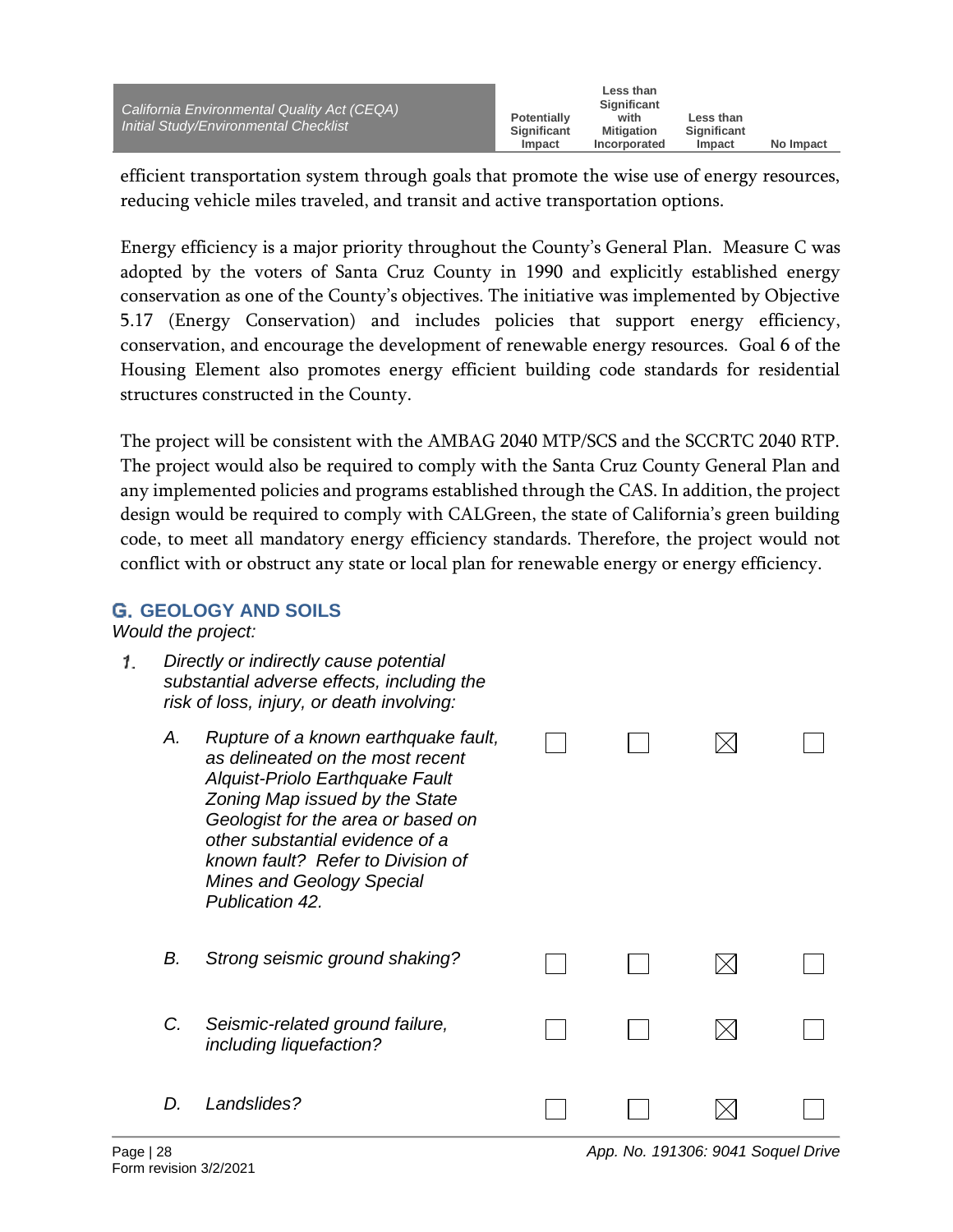efficient transportation system through goals that promote the wise use of energy resources, reducing vehicle miles traveled, and transit and active transportation options.

Energy efficiency is a major priority throughout the County's General Plan. Measure C was adopted by the voters of Santa Cruz County in 1990 and explicitly established energy conservation as one of the County's objectives. The initiative was implemented by Objective 5.17 (Energy Conservation) and includes policies that support energy efficiency, conservation, and encourage the development of renewable energy resources. Goal 6 of the Housing Element also promotes energy efficient building code standards for residential structures constructed in the County.

The project will be consistent with the AMBAG 2040 MTP/SCS and the SCCRTC 2040 RTP. The project would also be required to comply with the Santa Cruz County General Plan and any implemented policies and programs established through the CAS. In addition, the project design would be required to comply with CALGreen, the state of California's green building code, to meet all mandatory energy efficiency standards. Therefore, the project would not conflict with or obstruct any state or local plan for renewable energy or energy efficiency.

## G. GEOLOGY AND SOILS

*Would the project:*

| | Potentially Significant Impact | Less than Significant with Mitigation Incorporated | Less than Significant Impact | No Impact |
|---|---|---|---|---|
| *1. Directly or indirectly cause potential substantial adverse effects, including the risk of loss, injury, or death involving:* | | | | |
| *A. Rupture of a known earthquake fault, as delineated on the most recent Alquist-Priolo Earthquake Fault Zoning Map issued by the State Geologist for the area or based on other substantial evidence of a known fault? Refer to Division of Mines and Geology Special Publication 42.* | ☐ | ☐ | ☒ | ☐ |
| *B. Strong seismic ground shaking?* | ☐ | ☐ | ☒ | ☐ |
| *C. Seismic-related ground failure, including liquefaction?* | ☐ | ☐ | ☒ | ☐ |
| *D. Landslides?* | ☐ | ☐ | ☒ | ☐ |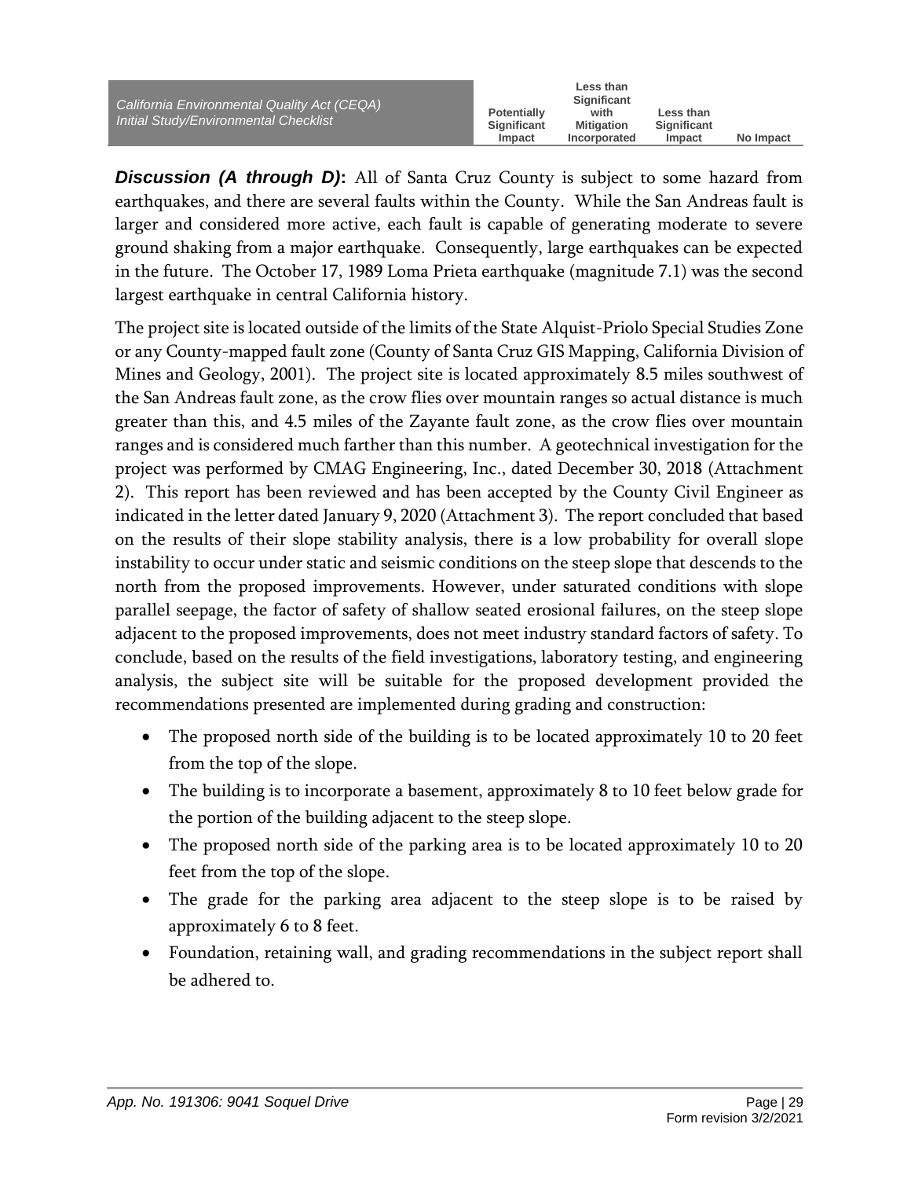***Discussion (A through D)*:** All of Santa Cruz County is subject to some hazard from earthquakes, and there are several faults within the County. While the San Andreas fault is larger and considered more active, each fault is capable of generating moderate to severe ground shaking from a major earthquake. Consequently, large earthquakes can be expected in the future. The October 17, 1989 Loma Prieta earthquake (magnitude 7.1) was the second largest earthquake in central California history.

The project site is located outside of the limits of the State Alquist-Priolo Special Studies Zone or any County-mapped fault zone (County of Santa Cruz GIS Mapping, California Division of Mines and Geology, 2001). The project site is located approximately 8.5 miles southwest of the San Andreas fault zone, as the crow flies over mountain ranges so actual distance is much greater than this, and 4.5 miles of the Zayante fault zone, as the crow flies over mountain ranges and is considered much farther than this number. A geotechnical investigation for the project was performed by CMAG Engineering, Inc., dated December 30, 2018 (Attachment 2). This report has been reviewed and has been accepted by the County Civil Engineer as indicated in the letter dated January 9, 2020 (Attachment 3). The report concluded that based on the results of their slope stability analysis, there is a low probability for overall slope instability to occur under static and seismic conditions on the steep slope that descends to the north from the proposed improvements. However, under saturated conditions with slope parallel seepage, the factor of safety of shallow seated erosional failures, on the steep slope adjacent to the proposed improvements, does not meet industry standard factors of safety. To conclude, based on the results of the field investigations, laboratory testing, and engineering analysis, the subject site will be suitable for the proposed development provided the recommendations presented are implemented during grading and construction:

- The proposed north side of the building is to be located approximately 10 to 20 feet from the top of the slope.
- The building is to incorporate a basement, approximately 8 to 10 feet below grade for the portion of the building adjacent to the steep slope.
- The proposed north side of the parking area is to be located approximately 10 to 20 feet from the top of the slope.
- The grade for the parking area adjacent to the steep slope is to be raised by approximately 6 to 8 feet.
- Foundation, retaining wall, and grading recommendations in the subject report shall be adhered to.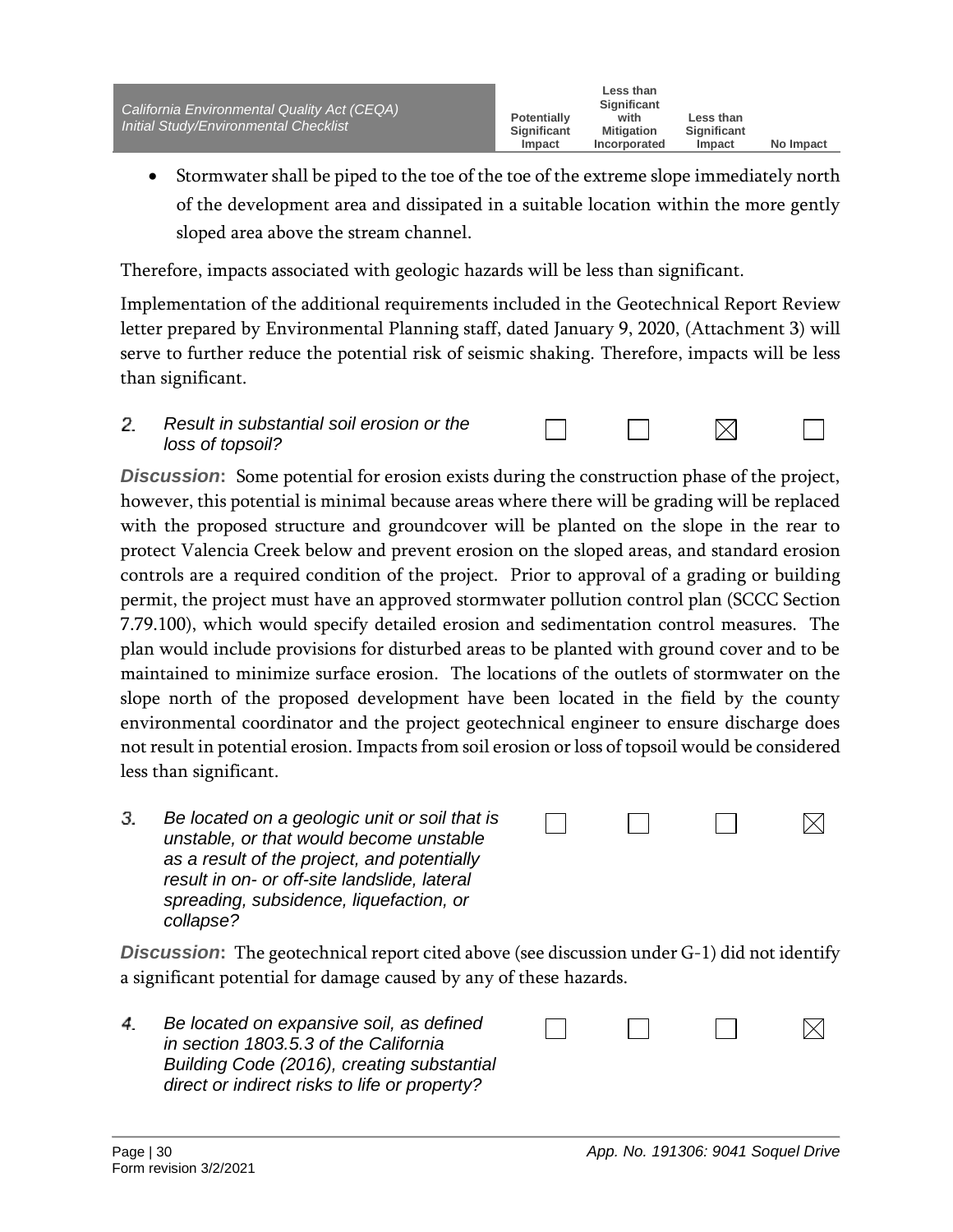- Stormwater shall be piped to the toe of the toe of the extreme slope immediately north of the development area and dissipated in a suitable location within the more gently sloped area above the stream channel.

Therefore, impacts associated with geologic hazards will be less than significant.

Implementation of the additional requirements included in the Geotechnical Report Review letter prepared by Environmental Planning staff, dated January 9, 2020, (Attachment 3) will serve to further reduce the potential risk of seismic shaking. Therefore, impacts will be less than significant.

| | Potentially Significant Impact | Less than Significant with Mitigation Incorporated | Less than Significant Impact | No Impact |
|---|---|---|---|---|
| *2. Result in substantial soil erosion or the loss of topsoil?* | ☐ | ☐ | ☒ | ☐ |

***Discussion*:** Some potential for erosion exists during the construction phase of the project, however, this potential is minimal because areas where there will be grading will be replaced with the proposed structure and groundcover will be planted on the slope in the rear to protect Valencia Creek below and prevent erosion on the sloped areas, and standard erosion controls are a required condition of the project. Prior to approval of a grading or building permit, the project must have an approved stormwater pollution control plan (SCCC Section 7.79.100), which would specify detailed erosion and sedimentation control measures. The plan would include provisions for disturbed areas to be planted with ground cover and to be maintained to minimize surface erosion. The locations of the outlets of stormwater on the slope north of the proposed development have been located in the field by the county environmental coordinator and the project geotechnical engineer to ensure discharge does not result in potential erosion. Impacts from soil erosion or loss of topsoil would be considered less than significant.

| | Potentially Significant Impact | Less than Significant with Mitigation Incorporated | Less than Significant Impact | No Impact |
|---|---|---|---|---|
| *3. Be located on a geologic unit or soil that is unstable, or that would become unstable as a result of the project, and potentially result in on- or off-site landslide, lateral spreading, subsidence, liquefaction, or collapse?* | ☐ | ☐ | ☐ | ☒ |

***Discussion*:** The geotechnical report cited above (see discussion under G-1) did not identify a significant potential for damage caused by any of these hazards.

| | Potentially Significant Impact | Less than Significant with Mitigation Incorporated | Less than Significant Impact | No Impact |
|---|---|---|---|---|
| *4. Be located on expansive soil, as defined in section 1803.5.3 of the California Building Code (2016), creating substantial direct or indirect risks to life or property?* | ☐ | ☐ | ☐ | ☒ |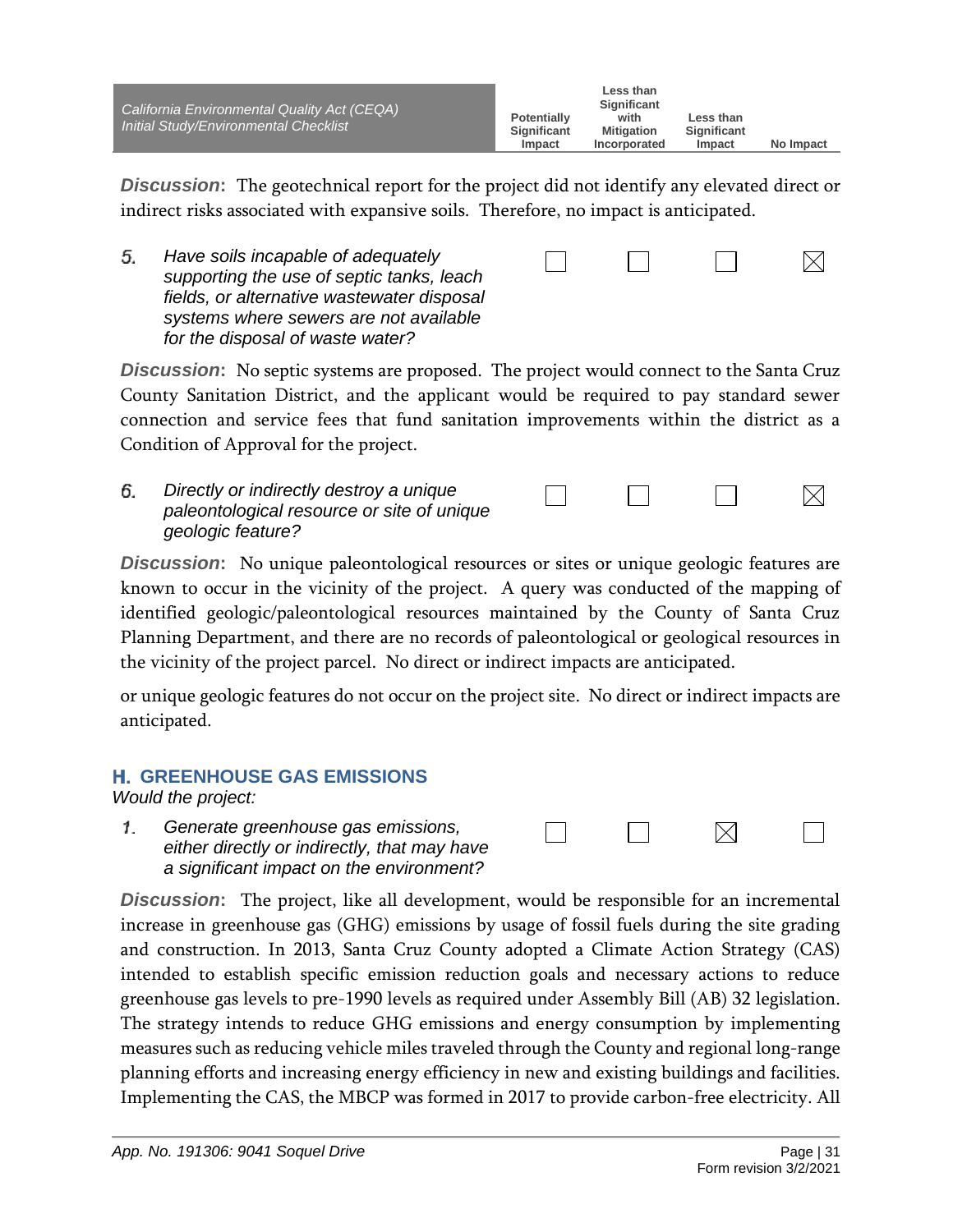**Discussion:** The geotechnical report for the project did not identify any elevated direct or indirect risks associated with expansive soils. Therefore, no impact is anticipated.

| | Potentially Significant Impact | Less than Significant with Mitigation Incorporated | Less than Significant Impact | No Impact |
|---|---|---|---|---|
| 5. *Have soils incapable of adequately supporting the use of septic tanks, leach fields, or alternative wastewater disposal systems where sewers are not available for the disposal of waste water?* | ☐ | ☐ | ☐ | ☒ |

**Discussion:** No septic systems are proposed. The project would connect to the Santa Cruz County Sanitation District, and the applicant would be required to pay standard sewer connection and service fees that fund sanitation improvements within the district as a Condition of Approval for the project.

| | Potentially Significant Impact | Less than Significant with Mitigation Incorporated | Less than Significant Impact | No Impact |
|---|---|---|---|---|
| 6. *Directly or indirectly destroy a unique paleontological resource or site of unique geologic feature?* | ☐ | ☐ | ☐ | ☒ |

**Discussion:** No unique paleontological resources or sites or unique geologic features are known to occur in the vicinity of the project. A query was conducted of the mapping of identified geologic/paleontological resources maintained by the County of Santa Cruz Planning Department, and there are no records of paleontological or geological resources in the vicinity of the project parcel. No direct or indirect impacts are anticipated.

or unique geologic features do not occur on the project site. No direct or indirect impacts are anticipated.

## H. GREENHOUSE GAS EMISSIONS

*Would the project:*

| | Potentially Significant Impact | Less than Significant with Mitigation Incorporated | Less than Significant Impact | No Impact |
|---|---|---|---|---|
| 1. *Generate greenhouse gas emissions, either directly or indirectly, that may have a significant impact on the environment?* | ☐ | ☐ | ☒ | ☐ |

**Discussion:** The project, like all development, would be responsible for an incremental increase in greenhouse gas (GHG) emissions by usage of fossil fuels during the site grading and construction. In 2013, Santa Cruz County adopted a Climate Action Strategy (CAS) intended to establish specific emission reduction goals and necessary actions to reduce greenhouse gas levels to pre-1990 levels as required under Assembly Bill (AB) 32 legislation. The strategy intends to reduce GHG emissions and energy consumption by implementing measures such as reducing vehicle miles traveled through the County and regional long-range planning efforts and increasing energy efficiency in new and existing buildings and facilities. Implementing the CAS, the MBCP was formed in 2017 to provide carbon-free electricity. All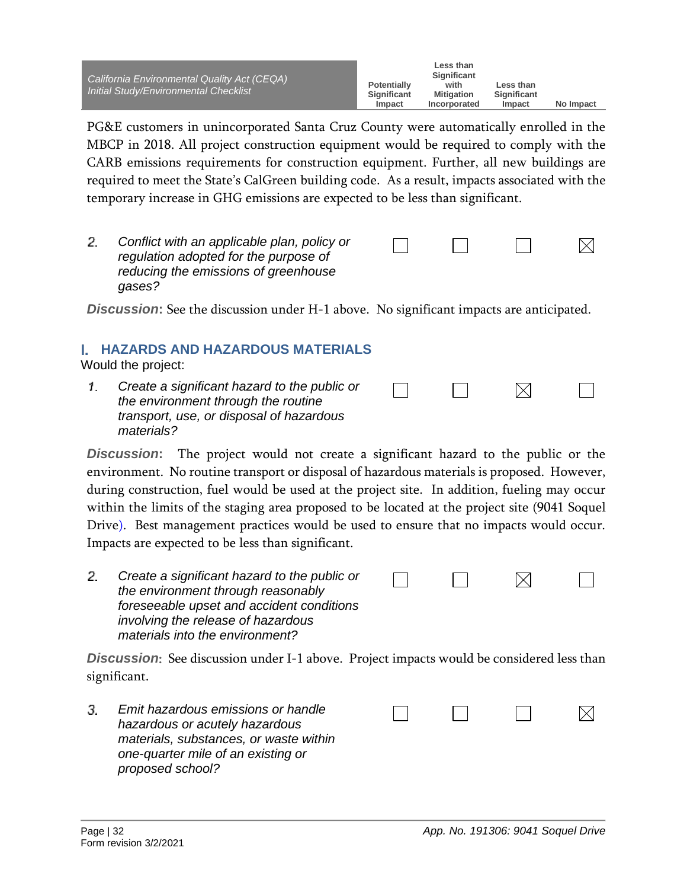PG&E customers in unincorporated Santa Cruz County were automatically enrolled in the MBCP in 2018. All project construction equipment would be required to comply with the CARB emissions requirements for construction equipment. Further, all new buildings are required to meet the State's CalGreen building code. As a result, impacts associated with the temporary increase in GHG emissions are expected to be less than significant.

| | Potentially Significant Impact | Less than Significant with Mitigation Incorporated | Less than Significant Impact | No Impact |
|---|---|---|---|---|
| *2. Conflict with an applicable plan, policy or regulation adopted for the purpose of reducing the emissions of greenhouse gases?* | ☐ | ☐ | ☐ | ☒ |

***Discussion*:** See the discussion under H-1 above. No significant impacts are anticipated.

## I. HAZARDS AND HAZARDOUS MATERIALS

Would the project:

| | Potentially Significant Impact | Less than Significant with Mitigation Incorporated | Less than Significant Impact | No Impact |
|---|---|---|---|---|
| *1. Create a significant hazard to the public or the environment through the routine transport, use, or disposal of hazardous materials?* | ☐ | ☐ | ☒ | ☐ |

***Discussion*:** The project would not create a significant hazard to the public or the environment. No routine transport or disposal of hazardous materials is proposed. However, during construction, fuel would be used at the project site. In addition, fueling may occur within the limits of the staging area proposed to be located at the project site (9041 Soquel Drive). Best management practices would be used to ensure that no impacts would occur. Impacts are expected to be less than significant.

| | Potentially Significant Impact | Less than Significant with Mitigation Incorporated | Less than Significant Impact | No Impact |
|---|---|---|---|---|
| *2. Create a significant hazard to the public or the environment through reasonably foreseeable upset and accident conditions involving the release of hazardous materials into the environment?* | ☐ | ☐ | ☒ | ☐ |

***Discussion*:** See discussion under I-1 above. Project impacts would be considered less than significant.

| | Potentially Significant Impact | Less than Significant with Mitigation Incorporated | Less than Significant Impact | No Impact |
|---|---|---|---|---|
| *3. Emit hazardous emissions or handle hazardous or acutely hazardous materials, substances, or waste within one-quarter mile of an existing or proposed school?* | ☐ | ☐ | ☐ | ☒ |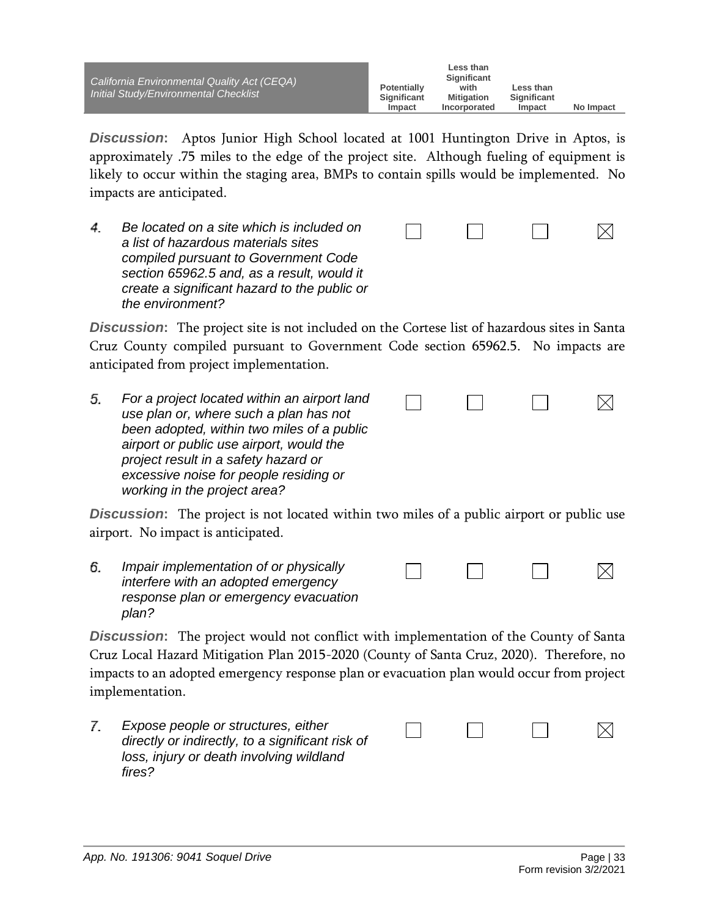| California Environmental Quality Act (CEQA) Initial Study/Environmental Checklist | Potentially Significant Impact | Less than Significant with Mitigation Incorporated | Less than Significant Impact | No Impact |
|---|---|---|---|---|

***Discussion*:** Aptos Junior High School located at 1001 Huntington Drive in Aptos, is approximately .75 miles to the edge of the project site. Although fueling of equipment is likely to occur within the staging area, BMPs to contain spills would be implemented. No impacts are anticipated.

| | Potentially Significant Impact | Less than Significant with Mitigation Incorporated | Less than Significant Impact | No Impact |
|---|---|---|---|---|
| *4. Be located on a site which is included on a list of hazardous materials sites compiled pursuant to Government Code section 65962.5 and, as a result, would it create a significant hazard to the public or the environment?* | ☐ | ☐ | ☐ | ☒ |

***Discussion*:** The project site is not included on the Cortese list of hazardous sites in Santa Cruz County compiled pursuant to Government Code section 65962.5. No impacts are anticipated from project implementation.

| | Potentially Significant Impact | Less than Significant with Mitigation Incorporated | Less than Significant Impact | No Impact |
|---|---|---|---|---|
| *5. For a project located within an airport land use plan or, where such a plan has not been adopted, within two miles of a public airport or public use airport, would the project result in a safety hazard or excessive noise for people residing or working in the project area?* | ☐ | ☐ | ☐ | ☒ |

***Discussion*:** The project is not located within two miles of a public airport or public use airport. No impact is anticipated.

| | Potentially Significant Impact | Less than Significant with Mitigation Incorporated | Less than Significant Impact | No Impact |
|---|---|---|---|---|
| *6. Impair implementation of or physically interfere with an adopted emergency response plan or emergency evacuation plan?* | ☐ | ☐ | ☐ | ☒ |

***Discussion*:** The project would not conflict with implementation of the County of Santa Cruz Local Hazard Mitigation Plan 2015-2020 (County of Santa Cruz, 2020). Therefore, no impacts to an adopted emergency response plan or evacuation plan would occur from project implementation.

| | Potentially Significant Impact | Less than Significant with Mitigation Incorporated | Less than Significant Impact | No Impact |
|---|---|---|---|---|
| *7. Expose people or structures, either directly or indirectly, to a significant risk of loss, injury or death involving wildland fires?* | ☐ | ☐ | ☐ | ☒ |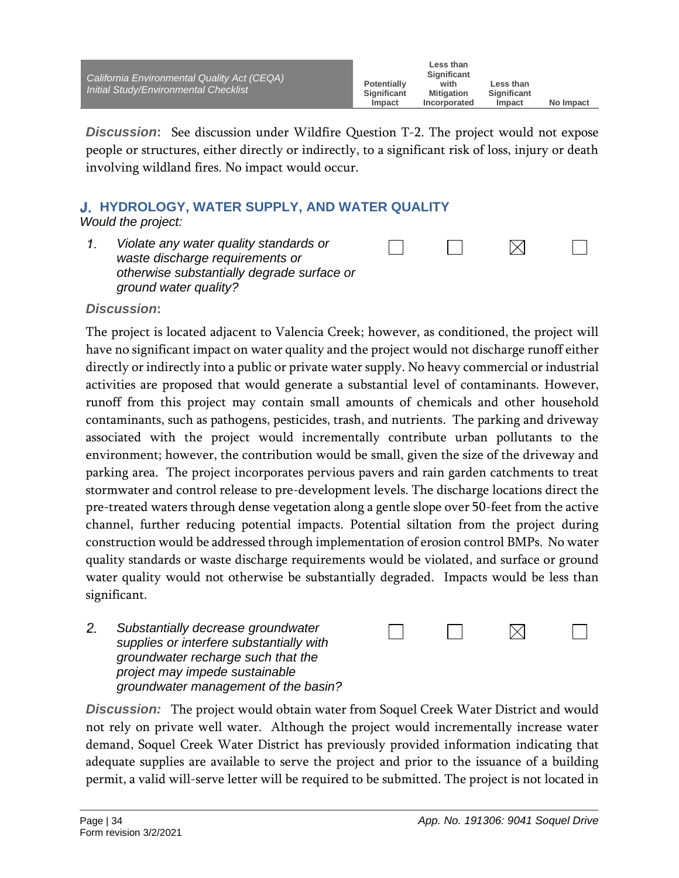**Discussion:** See discussion under Wildfire Question T-2. The project would not expose people or structures, either directly or indirectly, to a significant risk of loss, injury or death involving wildland fires. No impact would occur.

## J. HYDROLOGY, WATER SUPPLY, AND WATER QUALITY

*Would the project:*

| | Potentially Significant Impact | Less than Significant with Mitigation Incorporated | Less than Significant Impact | No Impact |
|---|---|---|---|---|
| *1. Violate any water quality standards or waste discharge requirements or otherwise substantially degrade surface or ground water quality?* | ☐ | ☐ | ☒ | ☐ |

**Discussion:**

The project is located adjacent to Valencia Creek; however, as conditioned, the project will have no significant impact on water quality and the project would not discharge runoff either directly or indirectly into a public or private water supply. No heavy commercial or industrial activities are proposed that would generate a substantial level of contaminants. However, runoff from this project may contain small amounts of chemicals and other household contaminants, such as pathogens, pesticides, trash, and nutrients. The parking and driveway associated with the project would incrementally contribute urban pollutants to the environment; however, the contribution would be small, given the size of the driveway and parking area. The project incorporates pervious pavers and rain garden catchments to treat stormwater and control release to pre-development levels. The discharge locations direct the pre-treated waters through dense vegetation along a gentle slope over 50-feet from the active channel, further reducing potential impacts. Potential siltation from the project during construction would be addressed through implementation of erosion control BMPs. No water quality standards or waste discharge requirements would be violated, and surface or ground water quality would not otherwise be substantially degraded. Impacts would be less than significant.

| | Potentially Significant Impact | Less than Significant with Mitigation Incorporated | Less than Significant Impact | No Impact |
|---|---|---|---|---|
| *2. Substantially decrease groundwater supplies or interfere substantially with groundwater recharge such that the project may impede sustainable groundwater management of the basin?* | ☐ | ☐ | ☒ | ☐ |

***Discussion:*** The project would obtain water from Soquel Creek Water District and would not rely on private well water. Although the project would incrementally increase water demand, Soquel Creek Water District has previously provided information indicating that adequate supplies are available to serve the project and prior to the issuance of a building permit, a valid will-serve letter will be required to be submitted. The project is not located in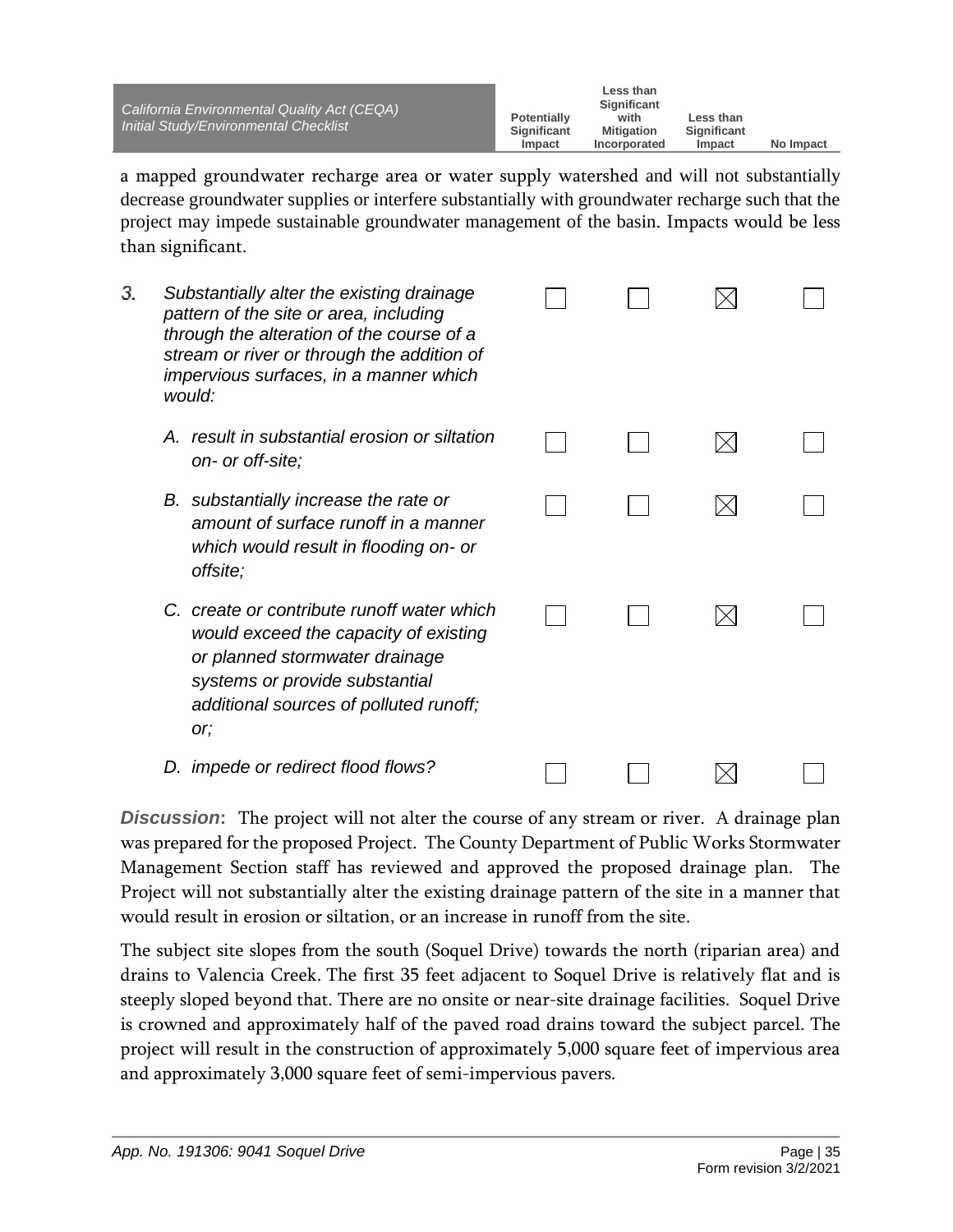a mapped groundwater recharge area or water supply watershed and will not substantially decrease groundwater supplies or interfere substantially with groundwater recharge such that the project may impede sustainable groundwater management of the basin. Impacts would be less than significant.

| | Potentially Significant Impact | Less than Significant with Mitigation Incorporated | Less than Significant Impact | No Impact |
|---|---|---|---|---|
| *3. Substantially alter the existing drainage pattern of the site or area, including through the alteration of the course of a stream or river or through the addition of impervious surfaces, in a manner which would:* | ☐ | ☐ | ☒ | ☐ |
| *A. result in substantial erosion or siltation on- or off-site;* | ☐ | ☐ | ☒ | ☐ |
| *B. substantially increase the rate or amount of surface runoff in a manner which would result in flooding on- or offsite;* | ☐ | ☐ | ☒ | ☐ |
| *C. create or contribute runoff water which would exceed the capacity of existing or planned stormwater drainage systems or provide substantial additional sources of polluted runoff; or;* | ☐ | ☐ | ☒ | ☐ |
| *D. impede or redirect flood flows?* | ☐ | ☐ | ☒ | ☐ |

***Discussion*:** The project will not alter the course of any stream or river. A drainage plan was prepared for the proposed Project. The County Department of Public Works Stormwater Management Section staff has reviewed and approved the proposed drainage plan. The Project will not substantially alter the existing drainage pattern of the site in a manner that would result in erosion or siltation, or an increase in runoff from the site.

The subject site slopes from the south (Soquel Drive) towards the north (riparian area) and drains to Valencia Creek. The first 35 feet adjacent to Soquel Drive is relatively flat and is steeply sloped beyond that. There are no onsite or near-site drainage facilities. Soquel Drive is crowned and approximately half of the paved road drains toward the subject parcel. The project will result in the construction of approximately 5,000 square feet of impervious area and approximately 3,000 square feet of semi-impervious pavers.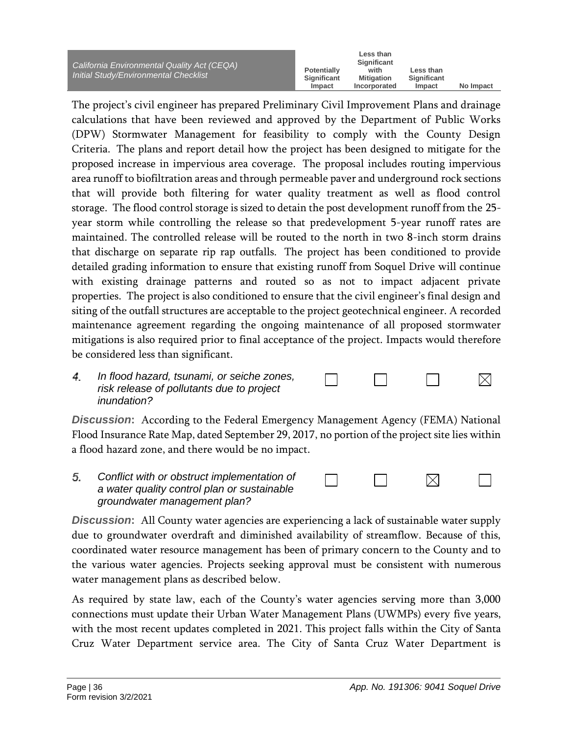The project's civil engineer has prepared Preliminary Civil Improvement Plans and drainage calculations that have been reviewed and approved by the Department of Public Works (DPW) Stormwater Management for feasibility to comply with the County Design Criteria. The plans and report detail how the project has been designed to mitigate for the proposed increase in impervious area coverage. The proposal includes routing impervious area runoff to biofiltration areas and through permeable paver and underground rock sections that will provide both filtering for water quality treatment as well as flood control storage. The flood control storage is sized to detain the post development runoff from the 25-year storm while controlling the release so that predevelopment 5-year runoff rates are maintained. The controlled release will be routed to the north in two 8-inch storm drains that discharge on separate rip rap outfalls. The project has been conditioned to provide detailed grading information to ensure that existing runoff from Soquel Drive will continue with existing drainage patterns and routed so as not to impact adjacent private properties. The project is also conditioned to ensure that the civil engineer's final design and siting of the outfall structures are acceptable to the project geotechnical engineer. A recorded maintenance agreement regarding the ongoing maintenance of all proposed stormwater mitigations is also required prior to final acceptance of the project. Impacts would therefore be considered less than significant.

| | Potentially Significant Impact | Less than Significant with Mitigation Incorporated | Less than Significant Impact | No Impact |
|---|---|---|---|---|
| *4. In flood hazard, tsunami, or seiche zones, risk release of pollutants due to project inundation?* | ☐ | ☐ | ☐ | ☒ |

***Discussion*****:** According to the Federal Emergency Management Agency (FEMA) National Flood Insurance Rate Map, dated September 29, 2017, no portion of the project site lies within a flood hazard zone, and there would be no impact.

| | Potentially Significant Impact | Less than Significant with Mitigation Incorporated | Less than Significant Impact | No Impact |
|---|---|---|---|---|
| *5. Conflict with or obstruct implementation of a water quality control plan or sustainable groundwater management plan?* | ☐ | ☐ | ☒ | ☐ |

***Discussion*****:** All County water agencies are experiencing a lack of sustainable water supply due to groundwater overdraft and diminished availability of streamflow. Because of this, coordinated water resource management has been of primary concern to the County and to the various water agencies. Projects seeking approval must be consistent with numerous water management plans as described below.

As required by state law, each of the County's water agencies serving more than 3,000 connections must update their Urban Water Management Plans (UWMPs) every five years, with the most recent updates completed in 2021. This project falls within the City of Santa Cruz Water Department service area. The City of Santa Cruz Water Department is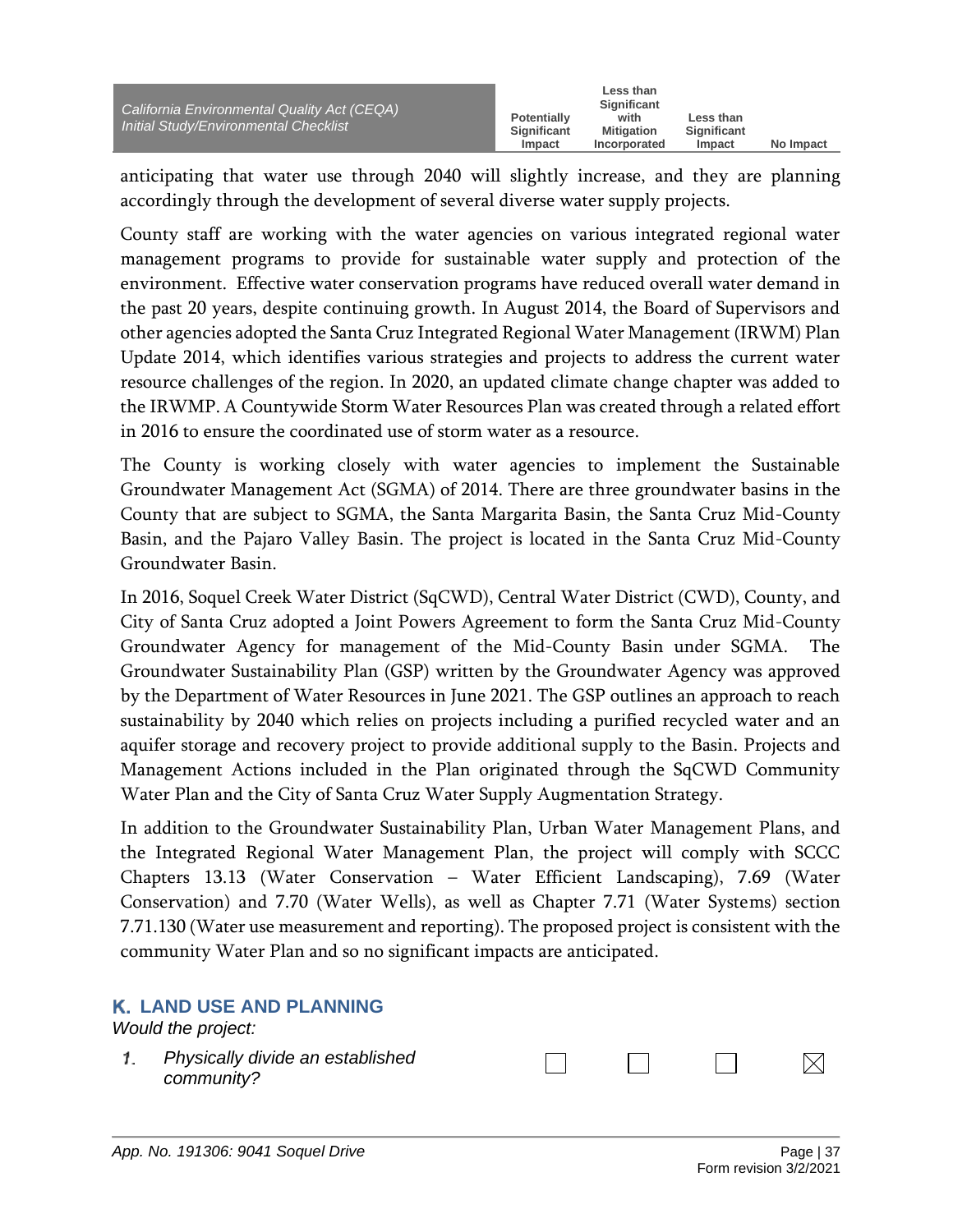anticipating that water use through 2040 will slightly increase, and they are planning accordingly through the development of several diverse water supply projects.

County staff are working with the water agencies on various integrated regional water management programs to provide for sustainable water supply and protection of the environment. Effective water conservation programs have reduced overall water demand in the past 20 years, despite continuing growth. In August 2014, the Board of Supervisors and other agencies adopted the Santa Cruz Integrated Regional Water Management (IRWM) Plan Update 2014, which identifies various strategies and projects to address the current water resource challenges of the region. In 2020, an updated climate change chapter was added to the IRWMP. A Countywide Storm Water Resources Plan was created through a related effort in 2016 to ensure the coordinated use of storm water as a resource.

The County is working closely with water agencies to implement the Sustainable Groundwater Management Act (SGMA) of 2014. There are three groundwater basins in the County that are subject to SGMA, the Santa Margarita Basin, the Santa Cruz Mid-County Basin, and the Pajaro Valley Basin. The project is located in the Santa Cruz Mid-County Groundwater Basin.

In 2016, Soquel Creek Water District (SqCWD), Central Water District (CWD), County, and City of Santa Cruz adopted a Joint Powers Agreement to form the Santa Cruz Mid-County Groundwater Agency for management of the Mid-County Basin under SGMA. The Groundwater Sustainability Plan (GSP) written by the Groundwater Agency was approved by the Department of Water Resources in June 2021. The GSP outlines an approach to reach sustainability by 2040 which relies on projects including a purified recycled water and an aquifer storage and recovery project to provide additional supply to the Basin. Projects and Management Actions included in the Plan originated through the SqCWD Community Water Plan and the City of Santa Cruz Water Supply Augmentation Strategy.

In addition to the Groundwater Sustainability Plan, Urban Water Management Plans, and the Integrated Regional Water Management Plan, the project will comply with SCCC Chapters 13.13 (Water Conservation – Water Efficient Landscaping), 7.69 (Water Conservation) and 7.70 (Water Wells), as well as Chapter 7.71 (Water Systems) section 7.71.130 (Water use measurement and reporting). The proposed project is consistent with the community Water Plan and so no significant impacts are anticipated.

## K. LAND USE AND PLANNING

*Would the project:*

| | Potentially Significant Impact | Less than Significant with Mitigation Incorporated | Less than Significant Impact | No Impact |
|---|---|---|---|---|
| *1. Physically divide an established community?* | ☐ | ☐ | ☐ | ☒ |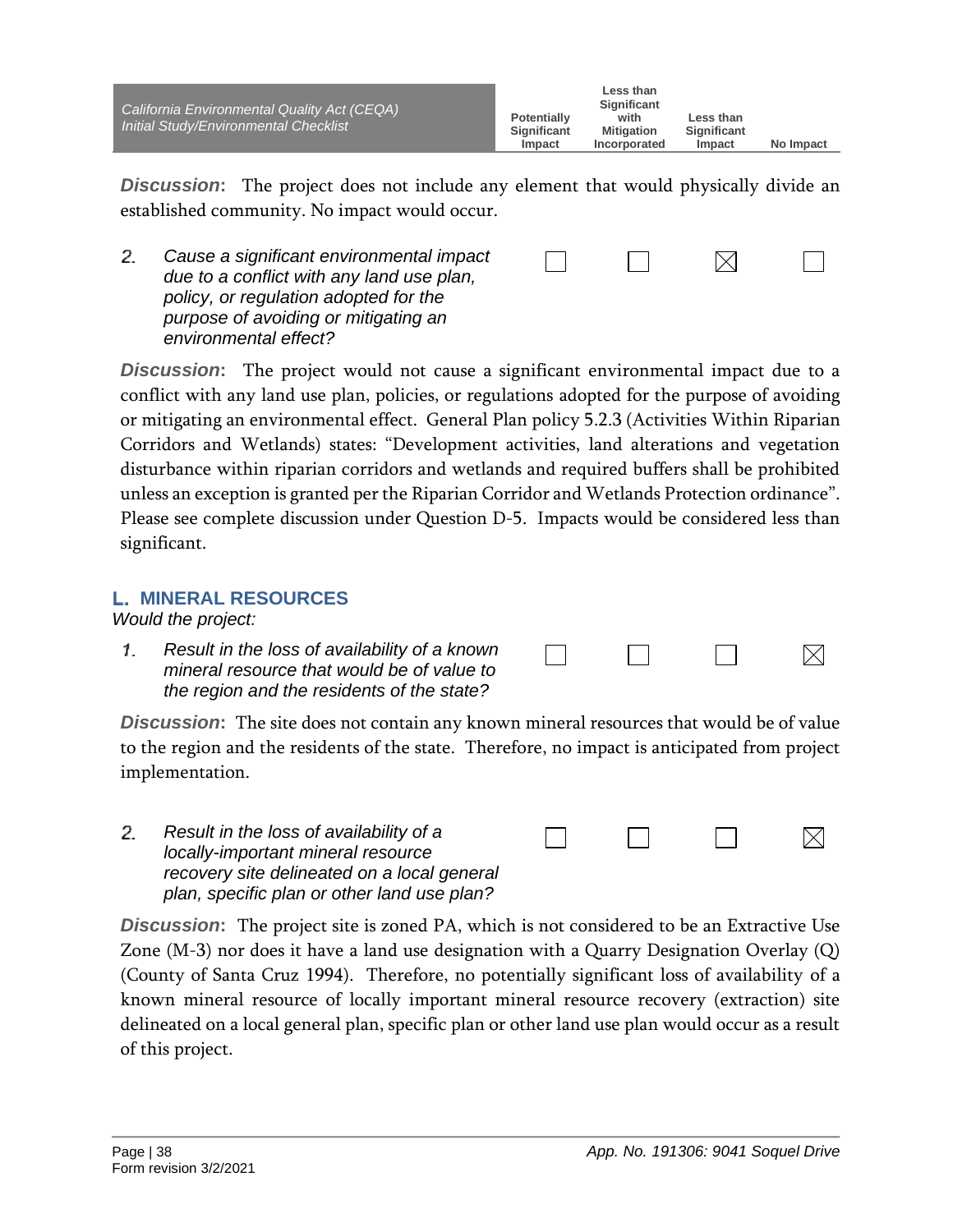| California Environmental Quality Act (CEQA) Initial Study/Environmental Checklist | Potentially Significant Impact | Less than Significant with Mitigation Incorporated | Less than Significant Impact | No Impact |
|---|---|---|---|---|

***Discussion*:** The project does not include any element that would physically divide an established community. No impact would occur.

| | Potentially Significant Impact | Less than Significant with Mitigation Incorporated | Less than Significant Impact | No Impact |
|---|---|---|---|---|
| *2. Cause a significant environmental impact due to a conflict with any land use plan, policy, or regulation adopted for the purpose of avoiding or mitigating an environmental effect?* | ☐ | ☐ | ☒ | ☐ |

***Discussion*:** The project would not cause a significant environmental impact due to a conflict with any land use plan, policies, or regulations adopted for the purpose of avoiding or mitigating an environmental effect. General Plan policy 5.2.3 (Activities Within Riparian Corridors and Wetlands) states: "Development activities, land alterations and vegetation disturbance within riparian corridors and wetlands and required buffers shall be prohibited unless an exception is granted per the Riparian Corridor and Wetlands Protection ordinance". Please see complete discussion under Question D-5. Impacts would be considered less than significant.

## L. MINERAL RESOURCES

*Would the project:*

| | Potentially Significant Impact | Less than Significant with Mitigation Incorporated | Less than Significant Impact | No Impact |
|---|---|---|---|---|
| *1. Result in the loss of availability of a known mineral resource that would be of value to the region and the residents of the state?* | ☐ | ☐ | ☐ | ☒ |

***Discussion*:** The site does not contain any known mineral resources that would be of value to the region and the residents of the state. Therefore, no impact is anticipated from project implementation.

| | Potentially Significant Impact | Less than Significant with Mitigation Incorporated | Less than Significant Impact | No Impact |
|---|---|---|---|---|
| *2. Result in the loss of availability of a locally-important mineral resource recovery site delineated on a local general plan, specific plan or other land use plan?* | ☐ | ☐ | ☐ | ☒ |

***Discussion*:** The project site is zoned PA, which is not considered to be an Extractive Use Zone (M-3) nor does it have a land use designation with a Quarry Designation Overlay (Q) (County of Santa Cruz 1994). Therefore, no potentially significant loss of availability of a known mineral resource of locally important mineral resource recovery (extraction) site delineated on a local general plan, specific plan or other land use plan would occur as a result of this project.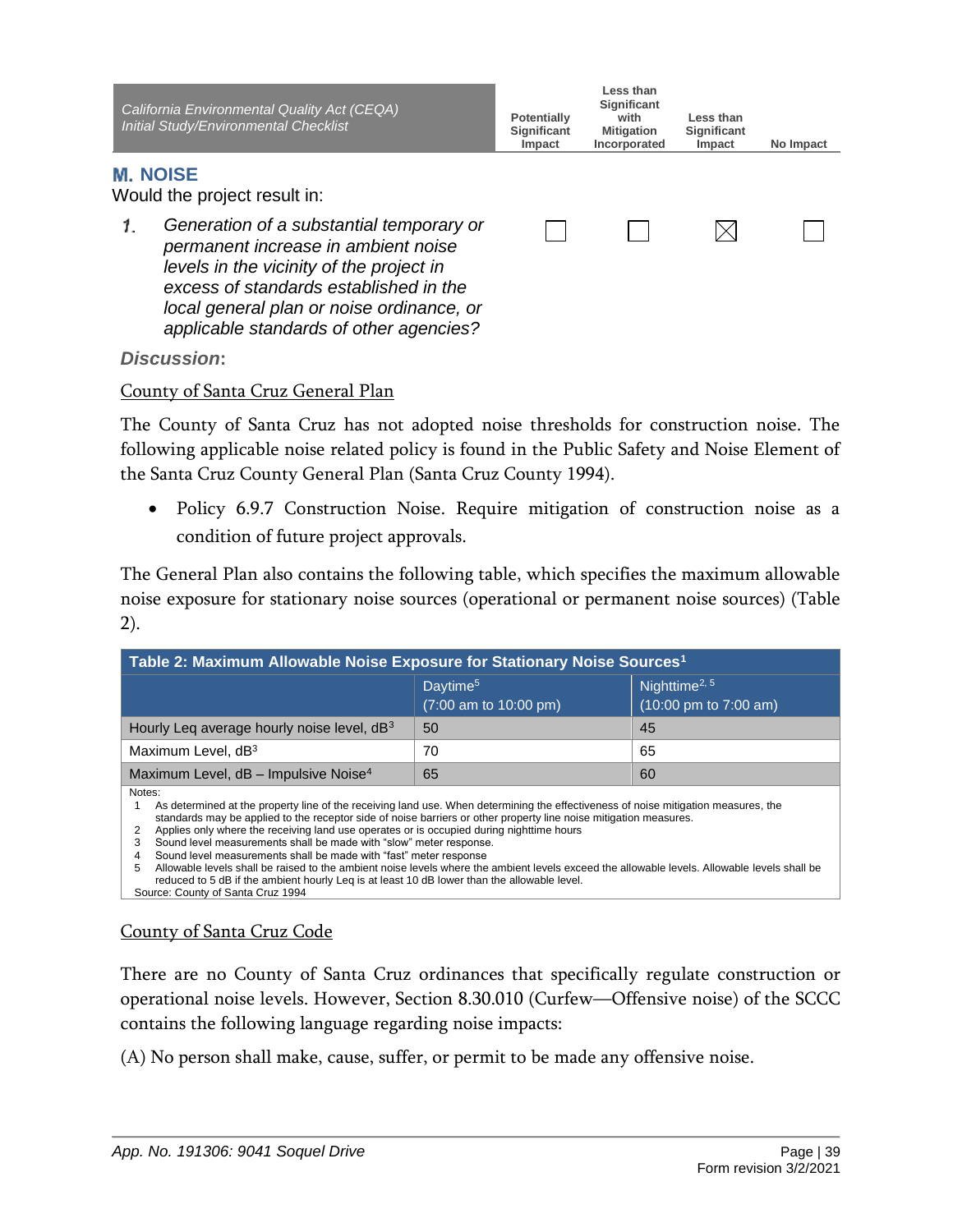| California Environmental Quality Act (CEQA) Initial Study/Environmental Checklist | Potentially Significant Impact | Less than Significant with Mitigation Incorporated | Less than Significant Impact | No Impact |
|---|---|---|---|---|

## M. NOISE

Would the project result in:

| | Potentially Significant Impact | Less than Significant with Mitigation Incorporated | Less than Significant Impact | No Impact |
|---|---|---|---|---|
| 1. *Generation of a substantial temporary or permanent increase in ambient noise levels in the vicinity of the project in excess of standards established in the local general plan or noise ordinance, or applicable standards of other agencies?* | ☐ | ☐ | ☒ | ☐ |

***Discussion*:**

County of Santa Cruz General Plan

The County of Santa Cruz has not adopted noise thresholds for construction noise. The following applicable noise related policy is found in the Public Safety and Noise Element of the Santa Cruz County General Plan (Santa Cruz County 1994).

- Policy 6.9.7 Construction Noise. Require mitigation of construction noise as a condition of future project approvals.

The General Plan also contains the following table, which specifies the maximum allowable noise exposure for stationary noise sources (operational or permanent noise sources) (Table 2).

**Table 2: Maximum Allowable Noise Exposure for Stationary Noise Sources[1]**

| | Daytime[5] (7:00 am to 10:00 pm) | Nighttime[2, 5] (10:00 pm to 7:00 am) |
|---|---|---|
| Hourly Leq average hourly noise level, dB[3] | 50 | 45 |
| Maximum Level, dB[3] | 70 | 65 |
| Maximum Level, dB – Impulsive Noise[4] | 65 | 60 |

Notes:
1 As determined at the property line of the receiving land use. When determining the effectiveness of noise mitigation measures, the standards may be applied to the receptor side of noise barriers or other property line noise mitigation measures.
2 Applies only where the receiving land use operates or is occupied during nighttime hours
3 Sound level measurements shall be made with "slow" meter response.
4 Sound level measurements shall be made with "fast" meter response
5 Allowable levels shall be raised to the ambient noise levels where the ambient levels exceed the allowable levels. Allowable levels shall be reduced to 5 dB if the ambient hourly Leq is at least 10 dB lower than the allowable level.
Source: County of Santa Cruz 1994

County of Santa Cruz Code

There are no County of Santa Cruz ordinances that specifically regulate construction or operational noise levels. However, Section 8.30.010 (Curfew—Offensive noise) of the SCCC contains the following language regarding noise impacts:

(A) No person shall make, cause, suffer, or permit to be made any offensive noise.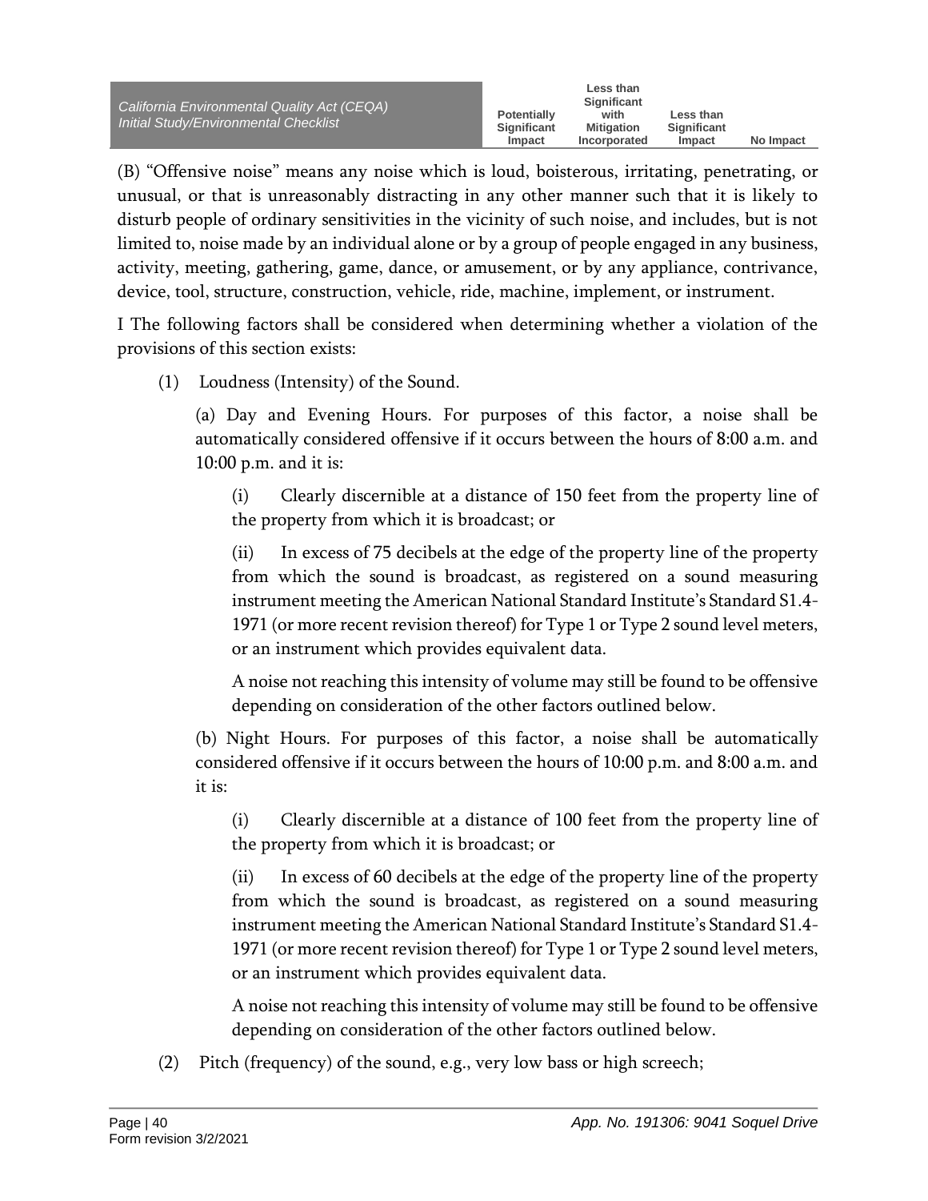(B) "Offensive noise" means any noise which is loud, boisterous, irritating, penetrating, or unusual, or that is unreasonably distracting in any other manner such that it is likely to disturb people of ordinary sensitivities in the vicinity of such noise, and includes, but is not limited to, noise made by an individual alone or by a group of people engaged in any business, activity, meeting, gathering, game, dance, or amusement, or by any appliance, contrivance, device, tool, structure, construction, vehicle, ride, machine, implement, or instrument.

I The following factors shall be considered when determining whether a violation of the provisions of this section exists:

(1) Loudness (Intensity) of the Sound.

(a) Day and Evening Hours. For purposes of this factor, a noise shall be automatically considered offensive if it occurs between the hours of 8:00 a.m. and 10:00 p.m. and it is:

(i) Clearly discernible at a distance of 150 feet from the property line of the property from which it is broadcast; or

(ii) In excess of 75 decibels at the edge of the property line of the property from which the sound is broadcast, as registered on a sound measuring instrument meeting the American National Standard Institute's Standard S1.4-1971 (or more recent revision thereof) for Type 1 or Type 2 sound level meters, or an instrument which provides equivalent data.

A noise not reaching this intensity of volume may still be found to be offensive depending on consideration of the other factors outlined below.

(b) Night Hours. For purposes of this factor, a noise shall be automatically considered offensive if it occurs between the hours of 10:00 p.m. and 8:00 a.m. and it is:

(i) Clearly discernible at a distance of 100 feet from the property line of the property from which it is broadcast; or

(ii) In excess of 60 decibels at the edge of the property line of the property from which the sound is broadcast, as registered on a sound measuring instrument meeting the American National Standard Institute's Standard S1.4-1971 (or more recent revision thereof) for Type 1 or Type 2 sound level meters, or an instrument which provides equivalent data.

A noise not reaching this intensity of volume may still be found to be offensive depending on consideration of the other factors outlined below.

(2) Pitch (frequency) of the sound, e.g., very low bass or high screech;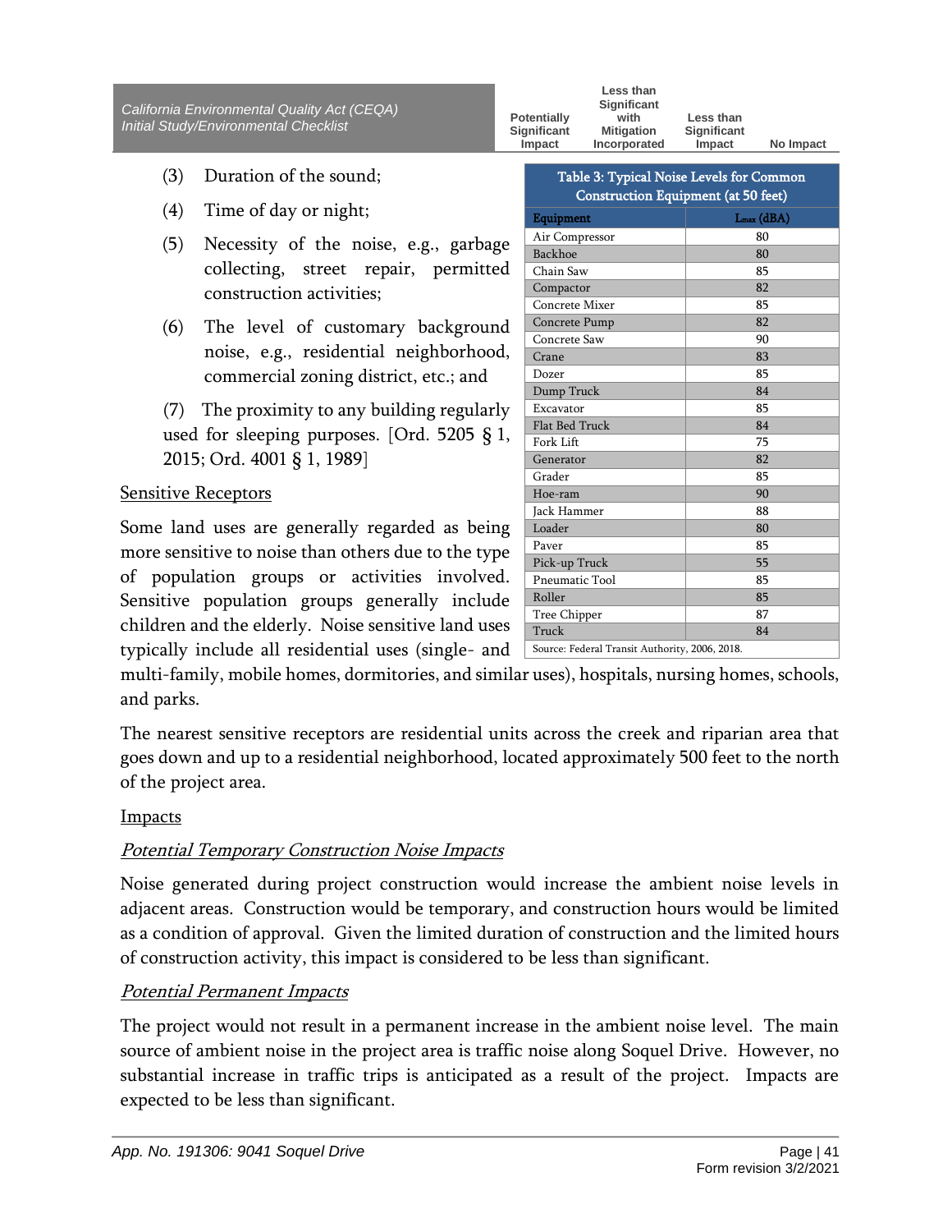(3) Duration of the sound;

(4) Time of day or night;

(5) Necessity of the noise, e.g., garbage collecting, street repair, permitted construction activities;

(6) The level of customary background noise, e.g., residential neighborhood, commercial zoning district, etc.; and

(7) The proximity to any building regularly used for sleeping purposes. [Ord. 5205 § 1, 2015; Ord. 4001 § 1, 1989]

**Table 3: Typical Noise Levels for Common Construction Equipment (at 50 feet)**

| Equipment | $L_{max}$ (dBA) |
|---|---|
| Air Compressor | 80 |
| Backhoe | 80 |
| Chain Saw | 85 |
| Compactor | 82 |
| Concrete Mixer | 85 |
| Concrete Pump | 82 |
| Concrete Saw | 90 |
| Crane | 83 |
| Dozer | 85 |
| Dump Truck | 84 |
| Excavator | 85 |
| Flat Bed Truck | 84 |
| Fork Lift | 75 |
| Generator | 82 |
| Grader | 85 |
| Hoe-ram | 90 |
| Jack Hammer | 88 |
| Loader | 80 |
| Paver | 85 |
| Pick-up Truck | 55 |
| Pneumatic Tool | 85 |
| Roller | 85 |
| Tree Chipper | 87 |
| Truck | 84 |

Source: Federal Transit Authority, 2006, 2018.

Sensitive Receptors

Some land uses are generally regarded as being more sensitive to noise than others due to the type of population groups or activities involved. Sensitive population groups generally include children and the elderly. Noise sensitive land uses typically include all residential uses (single- and multi-family, mobile homes, dormitories, and similar uses), hospitals, nursing homes, schools, and parks.

The nearest sensitive receptors are residential units across the creek and riparian area that goes down and up to a residential neighborhood, located approximately 500 feet to the north of the project area.

Impacts

*Potential Temporary Construction Noise Impacts*

Noise generated during project construction would increase the ambient noise levels in adjacent areas. Construction would be temporary, and construction hours would be limited as a condition of approval. Given the limited duration of construction and the limited hours of construction activity, this impact is considered to be less than significant.

*Potential Permanent Impacts*

The project would not result in a permanent increase in the ambient noise level. The main source of ambient noise in the project area is traffic noise along Soquel Drive. However, no substantial increase in traffic trips is anticipated as a result of the project. Impacts are expected to be less than significant.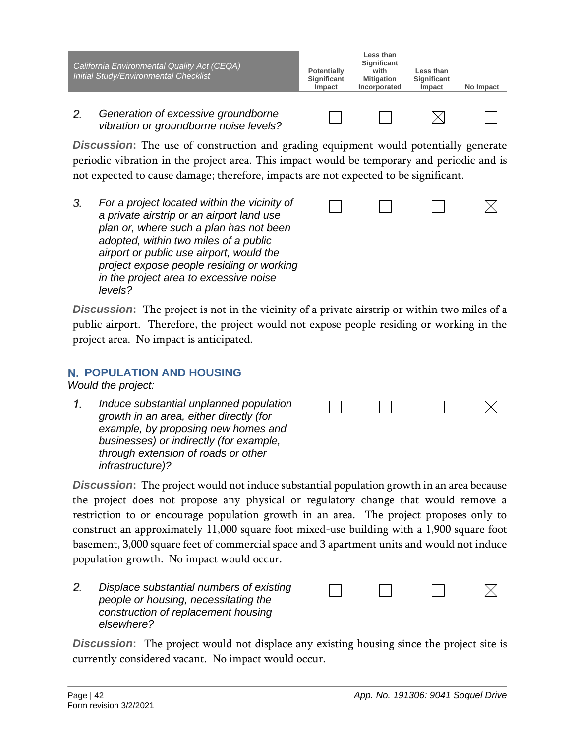| California Environmental Quality Act (CEQA) Initial Study/Environmental Checklist | Potentially Significant Impact | Less than Significant with Mitigation Incorporated | Less than Significant Impact | No Impact |
|---|---|---|---|---|
| 2. *Generation of excessive groundborne vibration or groundborne noise levels?* | ☐ | ☐ | ☒ | ☐ |

***Discussion*:** The use of construction and grading equipment would potentially generate periodic vibration in the project area. This impact would be temporary and periodic and is not expected to cause damage; therefore, impacts are not expected to be significant.

| | Potentially Significant Impact | Less than Significant with Mitigation Incorporated | Less than Significant Impact | No Impact |
|---|---|---|---|---|
| 3. *For a project located within the vicinity of a private airstrip or an airport land use plan or, where such a plan has not been adopted, within two miles of a public airport or public use airport, would the project expose people residing or working in the project area to excessive noise levels?* | ☐ | ☐ | ☐ | ☒ |

***Discussion*:** The project is not in the vicinity of a private airstrip or within two miles of a public airport. Therefore, the project would not expose people residing or working in the project area. No impact is anticipated.

## N. POPULATION AND HOUSING

*Would the project:*

| | Potentially Significant Impact | Less than Significant with Mitigation Incorporated | Less than Significant Impact | No Impact |
|---|---|---|---|---|
| 1. *Induce substantial unplanned population growth in an area, either directly (for example, by proposing new homes and businesses) or indirectly (for example, through extension of roads or other infrastructure)?* | ☐ | ☐ | ☐ | ☒ |

***Discussion*:** The project would not induce substantial population growth in an area because the project does not propose any physical or regulatory change that would remove a restriction to or encourage population growth in an area. The project proposes only to construct an approximately 11,000 square foot mixed-use building with a 1,900 square foot basement, 3,000 square feet of commercial space and 3 apartment units and would not induce population growth. No impact would occur.

| | Potentially Significant Impact | Less than Significant with Mitigation Incorporated | Less than Significant Impact | No Impact |
|---|---|---|---|---|
| 2. *Displace substantial numbers of existing people or housing, necessitating the construction of replacement housing elsewhere?* | ☐ | ☐ | ☐ | ☒ |

***Discussion*:** The project would not displace any existing housing since the project site is currently considered vacant. No impact would occur.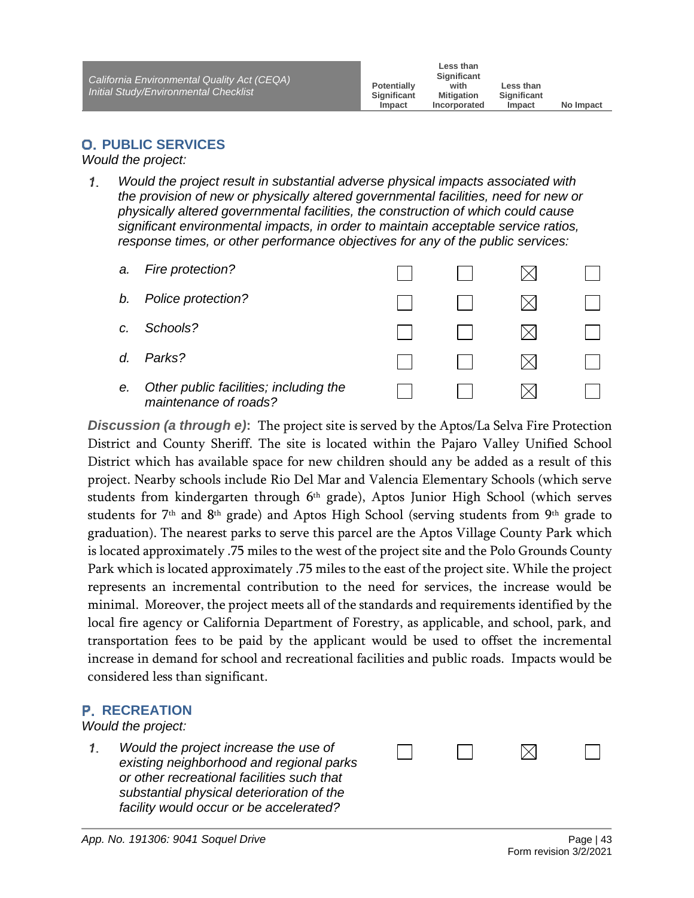| California Environmental Quality Act (CEQA) Initial Study/Environmental Checklist | Potentially Significant Impact | Less than Significant with Mitigation Incorporated | Less than Significant Impact | No Impact |
|---|---|---|---|---|

## O. PUBLIC SERVICES

*Would the project:*

1. *Would the project result in substantial adverse physical impacts associated with the provision of new or physically altered governmental facilities, need for new or physically altered governmental facilities, the construction of which could cause significant environmental impacts, in order to maintain acceptable service ratios, response times, or other performance objectives for any of the public services:*

| | Potentially Significant Impact | Less than Significant with Mitigation Incorporated | Less than Significant Impact | No Impact |
|---|---|---|---|---|
| *a. Fire protection?* | ☐ | ☐ | ☒ | ☐ |
| *b. Police protection?* | ☐ | ☐ | ☒ | ☐ |
| *c. Schools?* | ☐ | ☐ | ☒ | ☐ |
| *d. Parks?* | ☐ | ☐ | ☒ | ☐ |
| *e. Other public facilities; including the maintenance of roads?* | ☐ | ☐ | ☒ | ☐ |

***Discussion (a through e)*:** The project site is served by the Aptos/La Selva Fire Protection District and County Sheriff. The site is located within the Pajaro Valley Unified School District which has available space for new children should any be added as a result of this project. Nearby schools include Rio Del Mar and Valencia Elementary Schools (which serve students from kindergarten through 6th grade), Aptos Junior High School (which serves students for 7th and 8th grade) and Aptos High School (serving students from 9th grade to graduation). The nearest parks to serve this parcel are the Aptos Village County Park which is located approximately .75 miles to the west of the project site and the Polo Grounds County Park which is located approximately .75 miles to the east of the project site. While the project represents an incremental contribution to the need for services, the increase would be minimal. Moreover, the project meets all of the standards and requirements identified by the local fire agency or California Department of Forestry, as applicable, and school, park, and transportation fees to be paid by the applicant would be used to offset the incremental increase in demand for school and recreational facilities and public roads. Impacts would be considered less than significant.

## P. RECREATION

*Would the project:*

| | Potentially Significant Impact | Less than Significant with Mitigation Incorporated | Less than Significant Impact | No Impact |
|---|---|---|---|---|
| *1. Would the project increase the use of existing neighborhood and regional parks or other recreational facilities such that substantial physical deterioration of the facility would occur or be accelerated?* | ☐ | ☐ | ☒ | ☐ |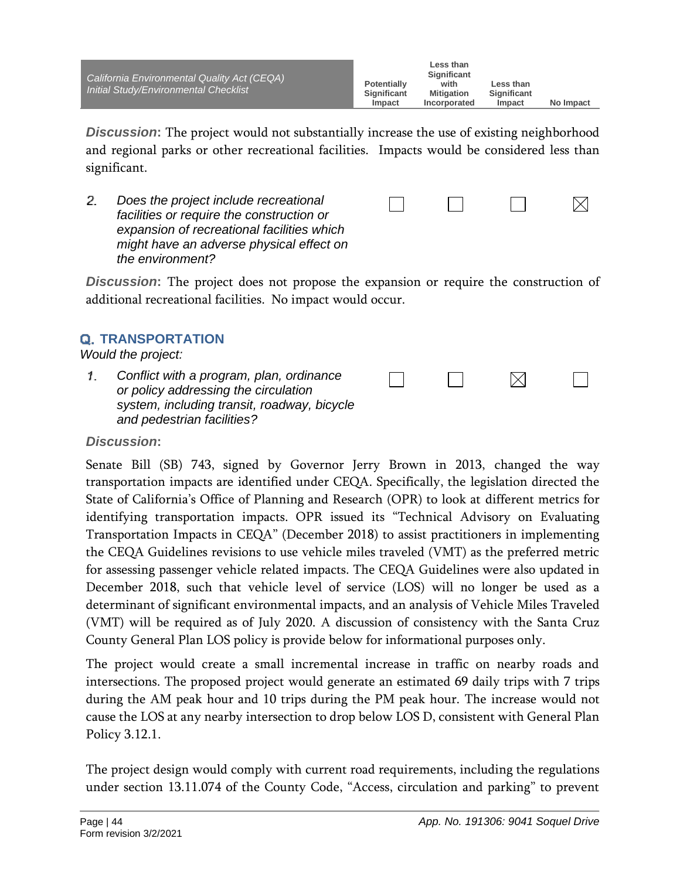| California Environmental Quality Act (CEQA) Initial Study/Environmental Checklist | Potentially Significant Impact | Less than Significant with Mitigation Incorporated | Less than Significant Impact | No Impact |
|---|---|---|---|---|

***Discussion*:** The project would not substantially increase the use of existing neighborhood and regional parks or other recreational facilities. Impacts would be considered less than significant.

| | Potentially Significant Impact | Less than Significant with Mitigation Incorporated | Less than Significant Impact | No Impact |
|---|---|---|---|---|
| *2. Does the project include recreational facilities or require the construction or expansion of recreational facilities which might have an adverse physical effect on the environment?* | ☐ | ☐ | ☐ | ☒ |

***Discussion*:** The project does not propose the expansion or require the construction of additional recreational facilities. No impact would occur.

## Q. TRANSPORTATION

*Would the project:*

| | Potentially Significant Impact | Less than Significant with Mitigation Incorporated | Less than Significant Impact | No Impact |
|---|---|---|---|---|
| *1. Conflict with a program, plan, ordinance or policy addressing the circulation system, including transit, roadway, bicycle and pedestrian facilities?* | ☐ | ☐ | ☒ | ☐ |

***Discussion*:**

Senate Bill (SB) 743, signed by Governor Jerry Brown in 2013, changed the way transportation impacts are identified under CEQA. Specifically, the legislation directed the State of California's Office of Planning and Research (OPR) to look at different metrics for identifying transportation impacts. OPR issued its "Technical Advisory on Evaluating Transportation Impacts in CEQA" (December 2018) to assist practitioners in implementing the CEQA Guidelines revisions to use vehicle miles traveled (VMT) as the preferred metric for assessing passenger vehicle related impacts. The CEQA Guidelines were also updated in December 2018, such that vehicle level of service (LOS) will no longer be used as a determinant of significant environmental impacts, and an analysis of Vehicle Miles Traveled (VMT) will be required as of July 2020. A discussion of consistency with the Santa Cruz County General Plan LOS policy is provide below for informational purposes only.

The project would create a small incremental increase in traffic on nearby roads and intersections. The proposed project would generate an estimated 69 daily trips with 7 trips during the AM peak hour and 10 trips during the PM peak hour. The increase would not cause the LOS at any nearby intersection to drop below LOS D, consistent with General Plan Policy 3.12.1.

The project design would comply with current road requirements, including the regulations under section 13.11.074 of the County Code, "Access, circulation and parking" to prevent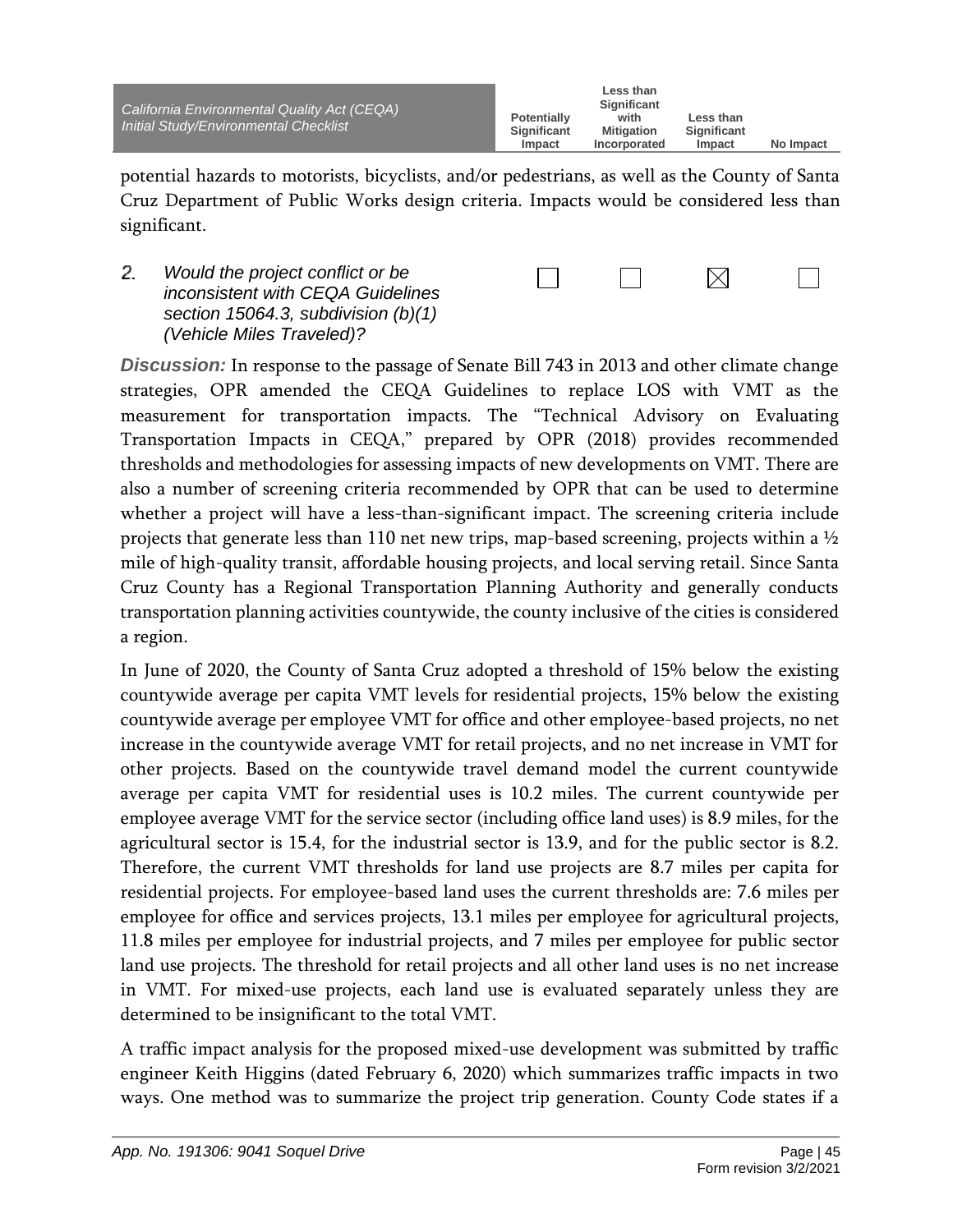potential hazards to motorists, bicyclists, and/or pedestrians, as well as the County of Santa Cruz Department of Public Works design criteria. Impacts would be considered less than significant.

| | Potentially Significant Impact | Less than Significant with Mitigation Incorporated | Less than Significant Impact | No Impact |
|---|---|---|---|---|
| 2. *Would the project conflict or be inconsistent with CEQA Guidelines section 15064.3, subdivision (b)(1) (Vehicle Miles Traveled)?* | ☐ | ☐ | ☒ | ☐ |

***Discussion:*** In response to the passage of Senate Bill 743 in 2013 and other climate change strategies, OPR amended the CEQA Guidelines to replace LOS with VMT as the measurement for transportation impacts. The "Technical Advisory on Evaluating Transportation Impacts in CEQA," prepared by OPR (2018) provides recommended thresholds and methodologies for assessing impacts of new developments on VMT. There are also a number of screening criteria recommended by OPR that can be used to determine whether a project will have a less-than-significant impact. The screening criteria include projects that generate less than 110 net new trips, map-based screening, projects within a ½ mile of high-quality transit, affordable housing projects, and local serving retail. Since Santa Cruz County has a Regional Transportation Planning Authority and generally conducts transportation planning activities countywide, the county inclusive of the cities is considered a region.

In June of 2020, the County of Santa Cruz adopted a threshold of 15% below the existing countywide average per capita VMT levels for residential projects, 15% below the existing countywide average per employee VMT for office and other employee-based projects, no net increase in the countywide average VMT for retail projects, and no net increase in VMT for other projects. Based on the countywide travel demand model the current countywide average per capita VMT for residential uses is 10.2 miles. The current countywide per employee average VMT for the service sector (including office land uses) is 8.9 miles, for the agricultural sector is 15.4, for the industrial sector is 13.9, and for the public sector is 8.2. Therefore, the current VMT thresholds for land use projects are 8.7 miles per capita for residential projects. For employee-based land uses the current thresholds are: 7.6 miles per employee for office and services projects, 13.1 miles per employee for agricultural projects, 11.8 miles per employee for industrial projects, and 7 miles per employee for public sector land use projects. The threshold for retail projects and all other land uses is no net increase in VMT. For mixed-use projects, each land use is evaluated separately unless they are determined to be insignificant to the total VMT.

A traffic impact analysis for the proposed mixed-use development was submitted by traffic engineer Keith Higgins (dated February 6, 2020) which summarizes traffic impacts in two ways. One method was to summarize the project trip generation. County Code states if a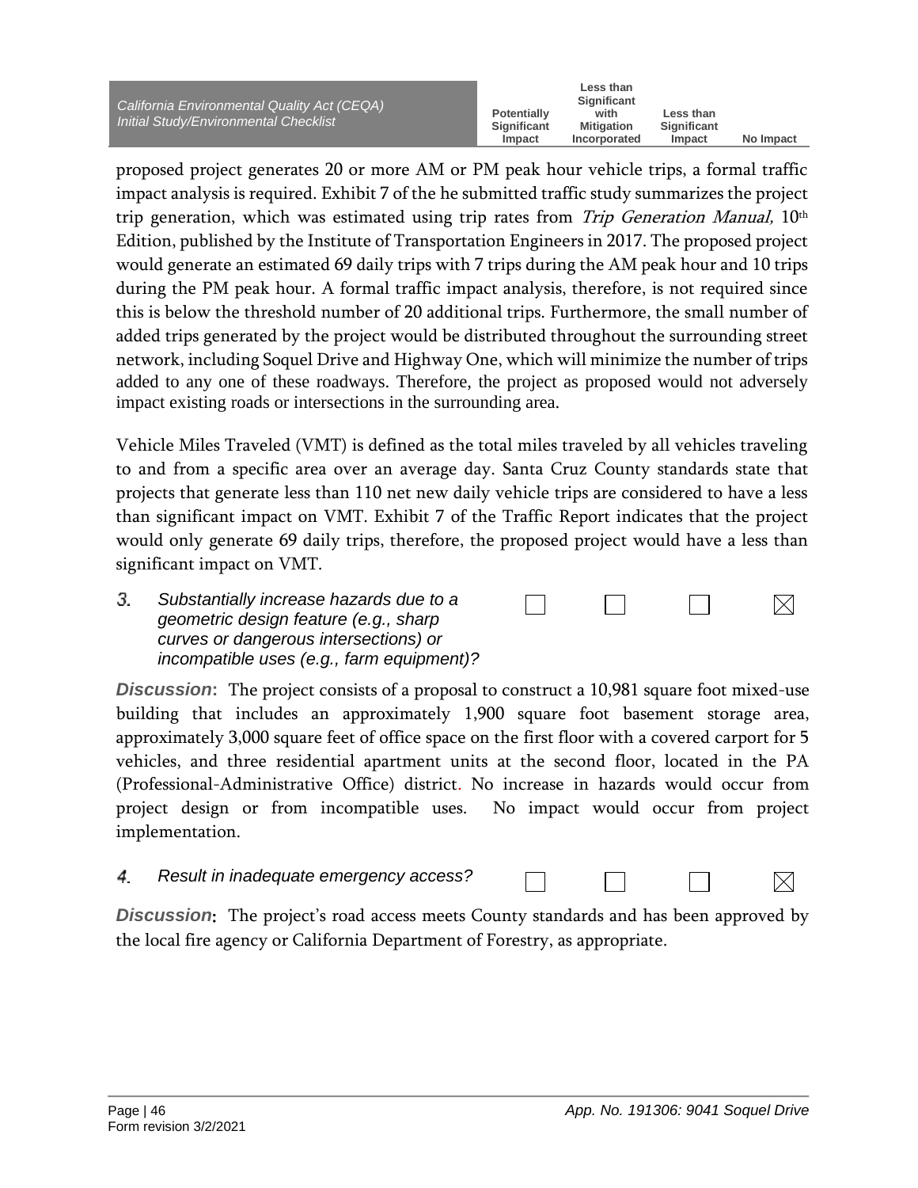proposed project generates 20 or more AM or PM peak hour vehicle trips, a formal traffic impact analysis is required. Exhibit 7 of the he submitted traffic study summarizes the project trip generation, which was estimated using trip rates from *Trip Generation Manual,* 10th Edition, published by the Institute of Transportation Engineers in 2017. The proposed project would generate an estimated 69 daily trips with 7 trips during the AM peak hour and 10 trips during the PM peak hour. A formal traffic impact analysis, therefore, is not required since this is below the threshold number of 20 additional trips. Furthermore, the small number of added trips generated by the project would be distributed throughout the surrounding street network, including Soquel Drive and Highway One, which will minimize the number of trips added to any one of these roadways. Therefore, the project as proposed would not adversely impact existing roads or intersections in the surrounding area.

Vehicle Miles Traveled (VMT) is defined as the total miles traveled by all vehicles traveling to and from a specific area over an average day. Santa Cruz County standards state that projects that generate less than 110 net new daily vehicle trips are considered to have a less than significant impact on VMT. Exhibit 7 of the Traffic Report indicates that the project would only generate 69 daily trips, therefore, the proposed project would have a less than significant impact on VMT.

| | Potentially Significant Impact | Less than Significant with Mitigation Incorporated | Less than Significant Impact | No Impact |
|---|---|---|---|---|
| *3. Substantially increase hazards due to a geometric design feature (e.g., sharp curves or dangerous intersections) or incompatible uses (e.g., farm equipment)?* | ☐ | ☐ | ☐ | ☒ |

***Discussion*:** The project consists of a proposal to construct a 10,981 square foot mixed-use building that includes an approximately 1,900 square foot basement storage area, approximately 3,000 square feet of office space on the first floor with a covered carport for 5 vehicles, and three residential apartment units at the second floor, located in the PA (Professional-Administrative Office) district. No increase in hazards would occur from project design or from incompatible uses. No impact would occur from project implementation.

| | Potentially Significant Impact | Less than Significant with Mitigation Incorporated | Less than Significant Impact | No Impact |
|---|---|---|---|---|
| *4. Result in inadequate emergency access?* | ☐ | ☐ | ☐ | ☒ |

***Discussion*:** The project's road access meets County standards and has been approved by the local fire agency or California Department of Forestry, as appropriate.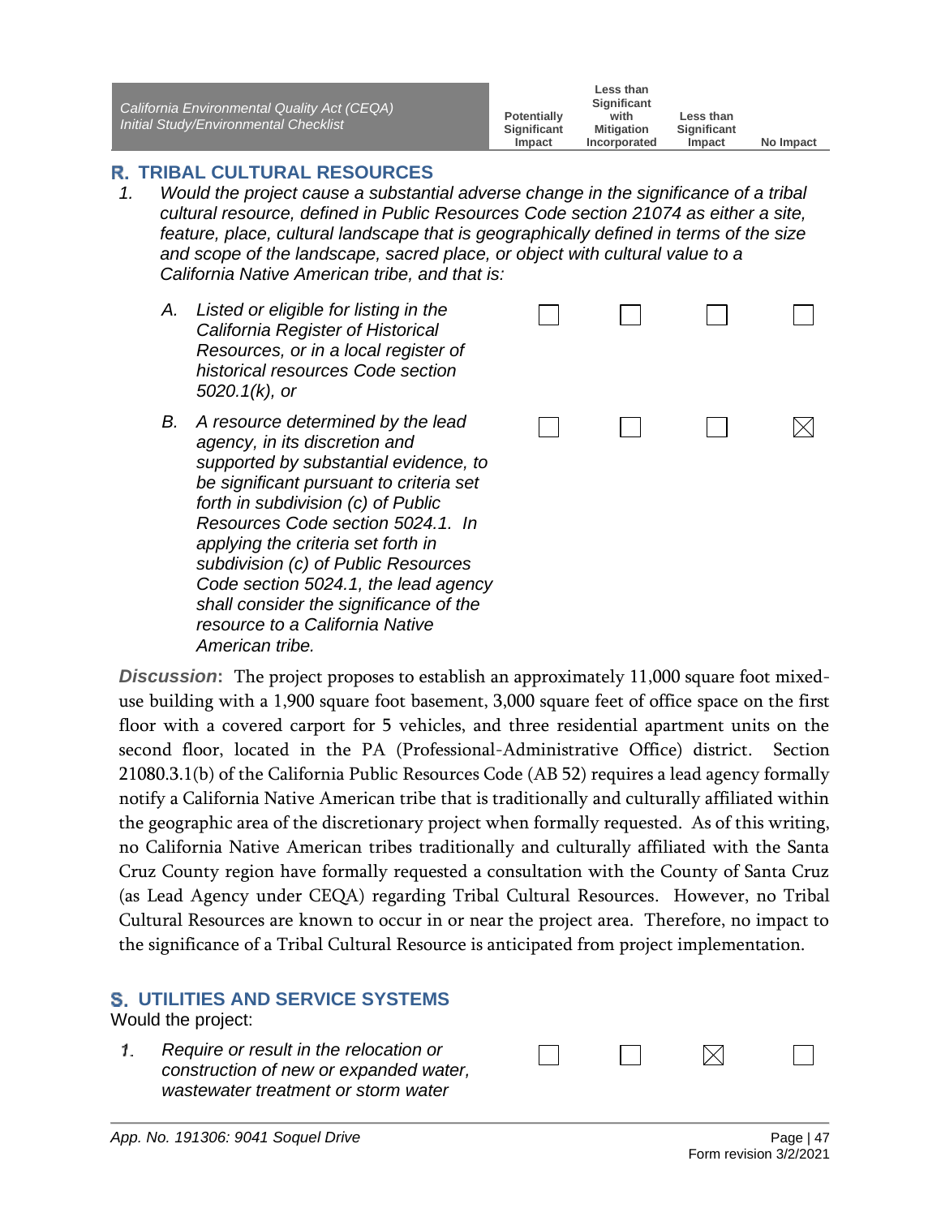| California Environmental Quality Act (CEQA) Initial Study/Environmental Checklist | Potentially Significant Impact | Less than Significant with Mitigation Incorporated | Less than Significant Impact | No Impact |
|---|---|---|---|---|

## R. TRIBAL CULTURAL RESOURCES

*1. Would the project cause a substantial adverse change in the significance of a tribal cultural resource, defined in Public Resources Code section 21074 as either a site, feature, place, cultural landscape that is geographically defined in terms of the size and scope of the landscape, sacred place, or object with cultural value to a California Native American tribe, and that is:*

| | Potentially Significant Impact | Less than Significant with Mitigation Incorporated | Less than Significant Impact | No Impact |
|---|---|---|---|---|
| *A. Listed or eligible for listing in the California Register of Historical Resources, or in a local register of historical resources Code section 5020.1(k), or* | ☐ | ☐ | ☐ | ☐ |
| *B. A resource determined by the lead agency, in its discretion and supported by substantial evidence, to be significant pursuant to criteria set forth in subdivision (c) of Public Resources Code section 5024.1. In applying the criteria set forth in subdivision (c) of Public Resources Code section 5024.1, the lead agency shall consider the significance of the resource to a California Native American tribe.* | ☐ | ☐ | ☐ | ☒ |

***Discussion***: The project proposes to establish an approximately 11,000 square foot mixed-use building with a 1,900 square foot basement, 3,000 square feet of office space on the first floor with a covered carport for 5 vehicles, and three residential apartment units on the second floor, located in the PA (Professional-Administrative Office) district. Section 21080.3.1(b) of the California Public Resources Code (AB 52) requires a lead agency formally notify a California Native American tribe that is traditionally and culturally affiliated within the geographic area of the discretionary project when formally requested. As of this writing, no California Native American tribes traditionally and culturally affiliated with the Santa Cruz County region have formally requested a consultation with the County of Santa Cruz (as Lead Agency under CEQA) regarding Tribal Cultural Resources. However, no Tribal Cultural Resources are known to occur in or near the project area. Therefore, no impact to the significance of a Tribal Cultural Resource is anticipated from project implementation.

## S. UTILITIES AND SERVICE SYSTEMS

Would the project:

| | Potentially Significant Impact | Less than Significant with Mitigation Incorporated | Less than Significant Impact | No Impact |
|---|---|---|---|---|
| *1. Require or result in the relocation or construction of new or expanded water, wastewater treatment or storm water* | ☐ | ☐ | ☒ | ☐ |

*App. No. 191306: 9041 Soquel Drive*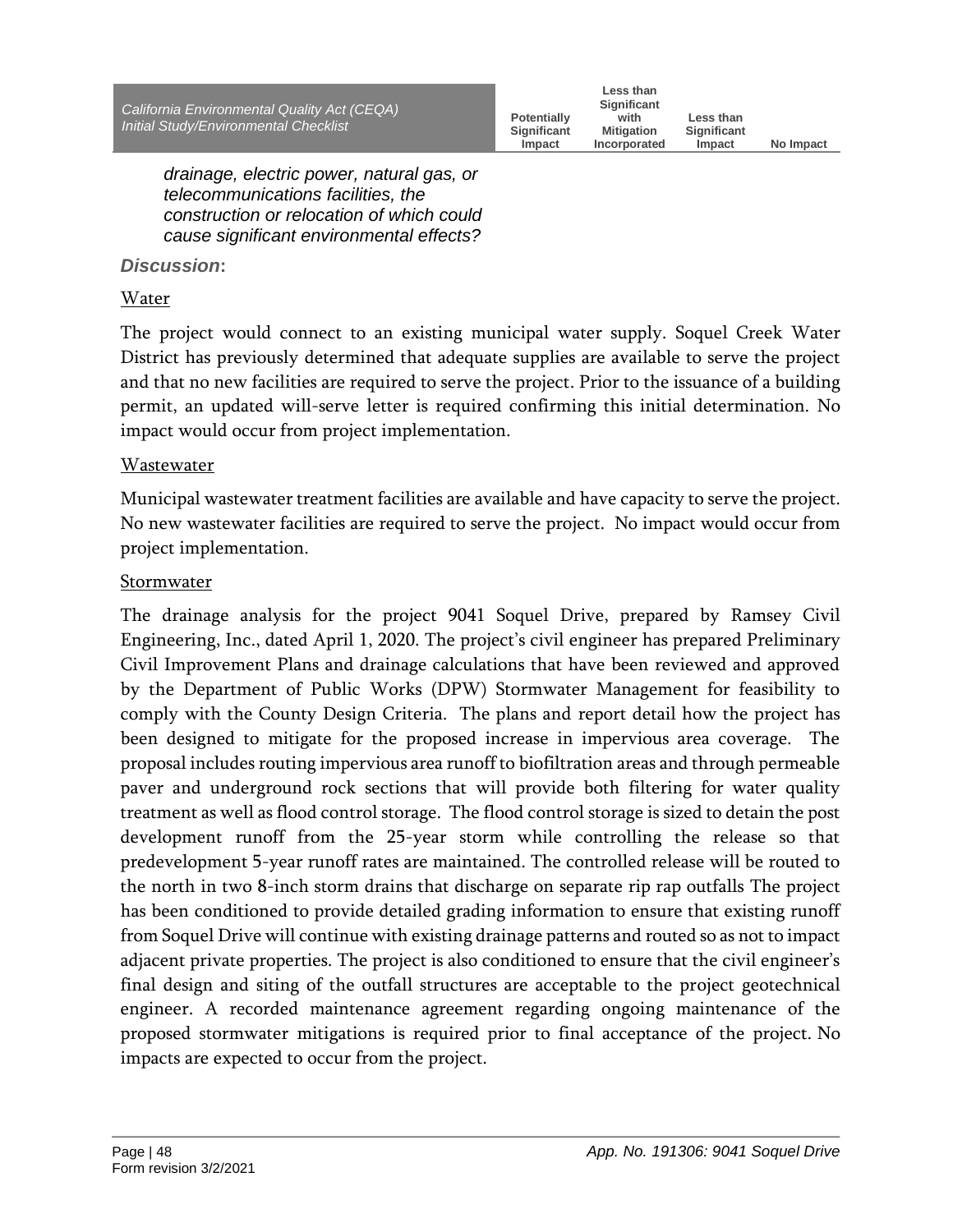*drainage, electric power, natural gas, or telecommunications facilities, the construction or relocation of which could cause significant environmental effects?*

***Discussion*:**

Water

The project would connect to an existing municipal water supply. Soquel Creek Water District has previously determined that adequate supplies are available to serve the project and that no new facilities are required to serve the project. Prior to the issuance of a building permit, an updated will-serve letter is required confirming this initial determination. No impact would occur from project implementation.

Wastewater

Municipal wastewater treatment facilities are available and have capacity to serve the project. No new wastewater facilities are required to serve the project. No impact would occur from project implementation.

Stormwater

The drainage analysis for the project 9041 Soquel Drive, prepared by Ramsey Civil Engineering, Inc., dated April 1, 2020. The project's civil engineer has prepared Preliminary Civil Improvement Plans and drainage calculations that have been reviewed and approved by the Department of Public Works (DPW) Stormwater Management for feasibility to comply with the County Design Criteria. The plans and report detail how the project has been designed to mitigate for the proposed increase in impervious area coverage. The proposal includes routing impervious area runoff to biofiltration areas and through permeable paver and underground rock sections that will provide both filtering for water quality treatment as well as flood control storage. The flood control storage is sized to detain the post development runoff from the 25-year storm while controlling the release so that predevelopment 5-year runoff rates are maintained. The controlled release will be routed to the north in two 8-inch storm drains that discharge on separate rip rap outfalls The project has been conditioned to provide detailed grading information to ensure that existing runoff from Soquel Drive will continue with existing drainage patterns and routed so as not to impact adjacent private properties. The project is also conditioned to ensure that the civil engineer's final design and siting of the outfall structures are acceptable to the project geotechnical engineer. A recorded maintenance agreement regarding ongoing maintenance of the proposed stormwater mitigations is required prior to final acceptance of the project. No impacts are expected to occur from the project.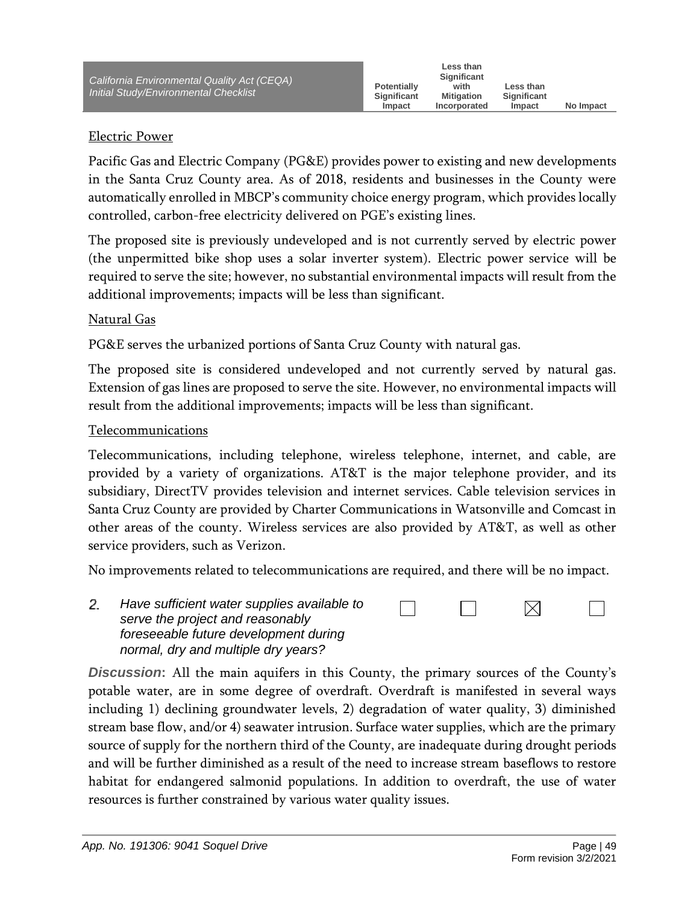Electric Power

Pacific Gas and Electric Company (PG&E) provides power to existing and new developments in the Santa Cruz County area. As of 2018, residents and businesses in the County were automatically enrolled in MBCP's community choice energy program, which provides locally controlled, carbon-free electricity delivered on PGE's existing lines.

The proposed site is previously undeveloped and is not currently served by electric power (the unpermitted bike shop uses a solar inverter system). Electric power service will be required to serve the site; however, no substantial environmental impacts will result from the additional improvements; impacts will be less than significant.

Natural Gas

PG&E serves the urbanized portions of Santa Cruz County with natural gas.

The proposed site is considered undeveloped and not currently served by natural gas. Extension of gas lines are proposed to serve the site. However, no environmental impacts will result from the additional improvements; impacts will be less than significant.

Telecommunications

Telecommunications, including telephone, wireless telephone, internet, and cable, are provided by a variety of organizations. AT&T is the major telephone provider, and its subsidiary, DirectTV provides television and internet services. Cable television services in Santa Cruz County are provided by Charter Communications in Watsonville and Comcast in other areas of the county. Wireless services are also provided by AT&T, as well as other service providers, such as Verizon.

No improvements related to telecommunications are required, and there will be no impact.

| | Potentially Significant Impact | Less than Significant with Mitigation Incorporated | Less than Significant Impact | No Impact |
|---|---|---|---|---|
| 2. *Have sufficient water supplies available to serve the project and reasonably foreseeable future development during normal, dry and multiple dry years?* | ☐ | ☐ | ☒ | ☐ |

***Discussion*:** All the main aquifers in this County, the primary sources of the County's potable water, are in some degree of overdraft. Overdraft is manifested in several ways including 1) declining groundwater levels, 2) degradation of water quality, 3) diminished stream base flow, and/or 4) seawater intrusion. Surface water supplies, which are the primary source of supply for the northern third of the County, are inadequate during drought periods and will be further diminished as a result of the need to increase stream baseflows to restore habitat for endangered salmonid populations. In addition to overdraft, the use of water resources is further constrained by various water quality issues.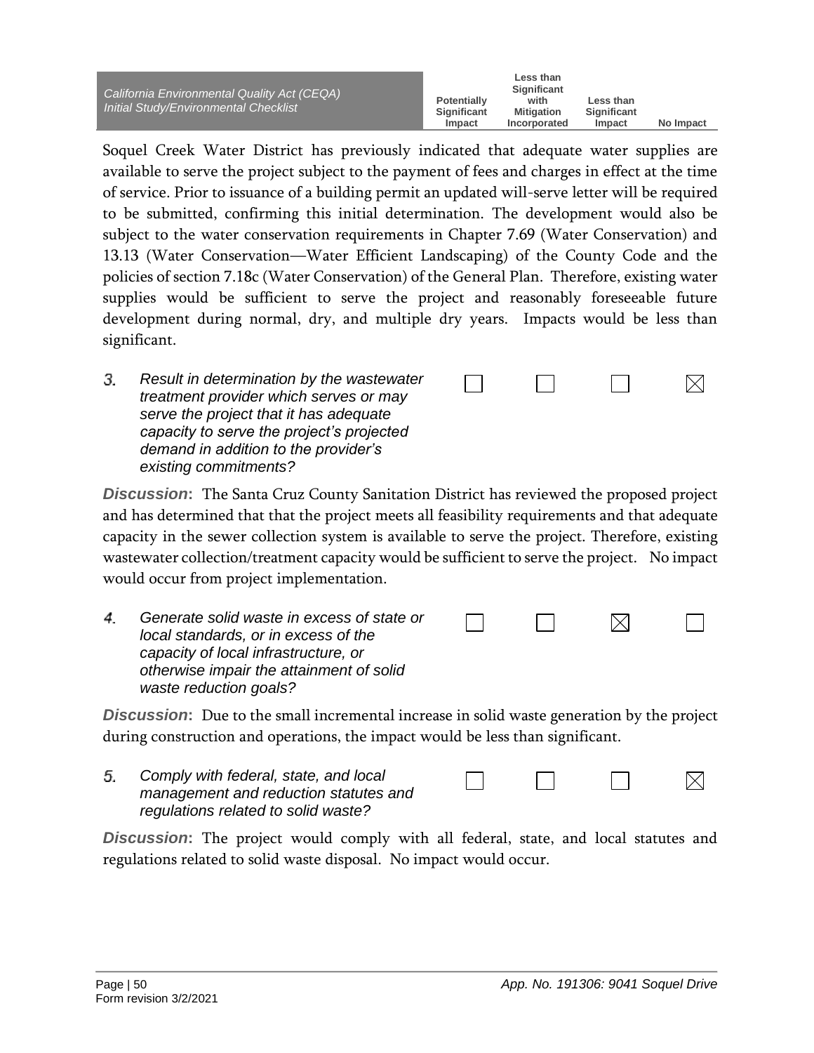Soquel Creek Water District has previously indicated that adequate water supplies are available to serve the project subject to the payment of fees and charges in effect at the time of service. Prior to issuance of a building permit an updated will-serve letter will be required to be submitted, confirming this initial determination. The development would also be subject to the water conservation requirements in Chapter 7.69 (Water Conservation) and 13.13 (Water Conservation—Water Efficient Landscaping) of the County Code and the policies of section 7.18c (Water Conservation) of the General Plan. Therefore, existing water supplies would be sufficient to serve the project and reasonably foreseeable future development during normal, dry, and multiple dry years. Impacts would be less than significant.

| | Potentially Significant Impact | Less than Significant with Mitigation Incorporated | Less than Significant Impact | No Impact |
|---|---|---|---|---|
| *3. Result in determination by the wastewater treatment provider which serves or may serve the project that it has adequate capacity to serve the project's projected demand in addition to the provider's existing commitments?* | ☐ | ☐ | ☐ | ☒ |

***Discussion*:** The Santa Cruz County Sanitation District has reviewed the proposed project and has determined that that the project meets all feasibility requirements and that adequate capacity in the sewer collection system is available to serve the project. Therefore, existing wastewater collection/treatment capacity would be sufficient to serve the project. No impact would occur from project implementation.

| | Potentially Significant Impact | Less than Significant with Mitigation Incorporated | Less than Significant Impact | No Impact |
|---|---|---|---|---|
| *4. Generate solid waste in excess of state or local standards, or in excess of the capacity of local infrastructure, or otherwise impair the attainment of solid waste reduction goals?* | ☐ | ☐ | ☒ | ☐ |

***Discussion*:** Due to the small incremental increase in solid waste generation by the project during construction and operations, the impact would be less than significant.

| | Potentially Significant Impact | Less than Significant with Mitigation Incorporated | Less than Significant Impact | No Impact |
|---|---|---|---|---|
| *5. Comply with federal, state, and local management and reduction statutes and regulations related to solid waste?* | ☐ | ☐ | ☐ | ☒ |

***Discussion*:** The project would comply with all federal, state, and local statutes and regulations related to solid waste disposal. No impact would occur.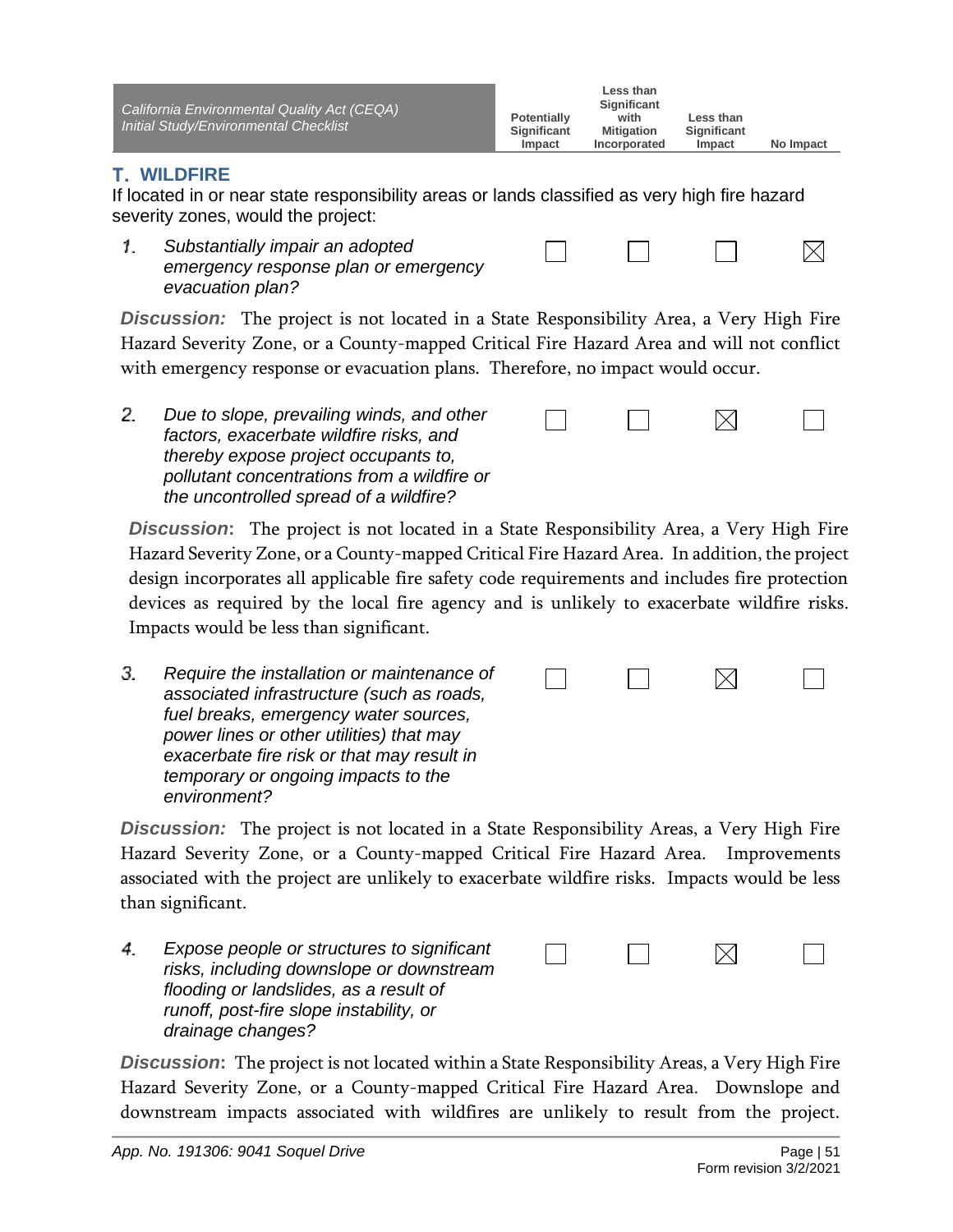| California Environmental Quality Act (CEQA) Initial Study/Environmental Checklist | Potentially Significant Impact | Less than Significant with Mitigation Incorporated | Less than Significant Impact | No Impact |
|---|---|---|---|---|

## T. WILDFIRE

If located in or near state responsibility areas or lands classified as very high fire hazard severity zones, would the project:

| | Potentially Significant Impact | Less than Significant with Mitigation Incorporated | Less than Significant Impact | No Impact |
|---|---|---|---|---|
| 1. *Substantially impair an adopted emergency response plan or emergency evacuation plan?* | ☐ | ☐ | ☐ | ☒ |

***Discussion:*** The project is not located in a State Responsibility Area, a Very High Fire Hazard Severity Zone, or a County-mapped Critical Fire Hazard Area and will not conflict with emergency response or evacuation plans. Therefore, no impact would occur.

| | Potentially Significant Impact | Less than Significant with Mitigation Incorporated | Less than Significant Impact | No Impact |
|---|---|---|---|---|
| 2. *Due to slope, prevailing winds, and other factors, exacerbate wildfire risks, and thereby expose project occupants to, pollutant concentrations from a wildfire or the uncontrolled spread of a wildfire?* | ☐ | ☐ | ☒ | ☐ |

***Discussion*:** The project is not located in a State Responsibility Area, a Very High Fire Hazard Severity Zone, or a County-mapped Critical Fire Hazard Area. In addition, the project design incorporates all applicable fire safety code requirements and includes fire protection devices as required by the local fire agency and is unlikely to exacerbate wildfire risks. Impacts would be less than significant.

| | Potentially Significant Impact | Less than Significant with Mitigation Incorporated | Less than Significant Impact | No Impact |
|---|---|---|---|---|
| 3. *Require the installation or maintenance of associated infrastructure (such as roads, fuel breaks, emergency water sources, power lines or other utilities) that may exacerbate fire risk or that may result in temporary or ongoing impacts to the environment?* | ☐ | ☐ | ☒ | ☐ |

***Discussion:*** The project is not located in a State Responsibility Areas, a Very High Fire Hazard Severity Zone, or a County-mapped Critical Fire Hazard Area. Improvements associated with the project are unlikely to exacerbate wildfire risks. Impacts would be less than significant.

| | Potentially Significant Impact | Less than Significant with Mitigation Incorporated | Less than Significant Impact | No Impact |
|---|---|---|---|---|
| 4. *Expose people or structures to significant risks, including downslope or downstream flooding or landslides, as a result of runoff, post-fire slope instability, or drainage changes?* | ☐ | ☐ | ☒ | ☐ |

***Discussion*:** The project is not located within a State Responsibility Areas, a Very High Fire Hazard Severity Zone, or a County-mapped Critical Fire Hazard Area. Downslope and downstream impacts associated with wildfires are unlikely to result from the project.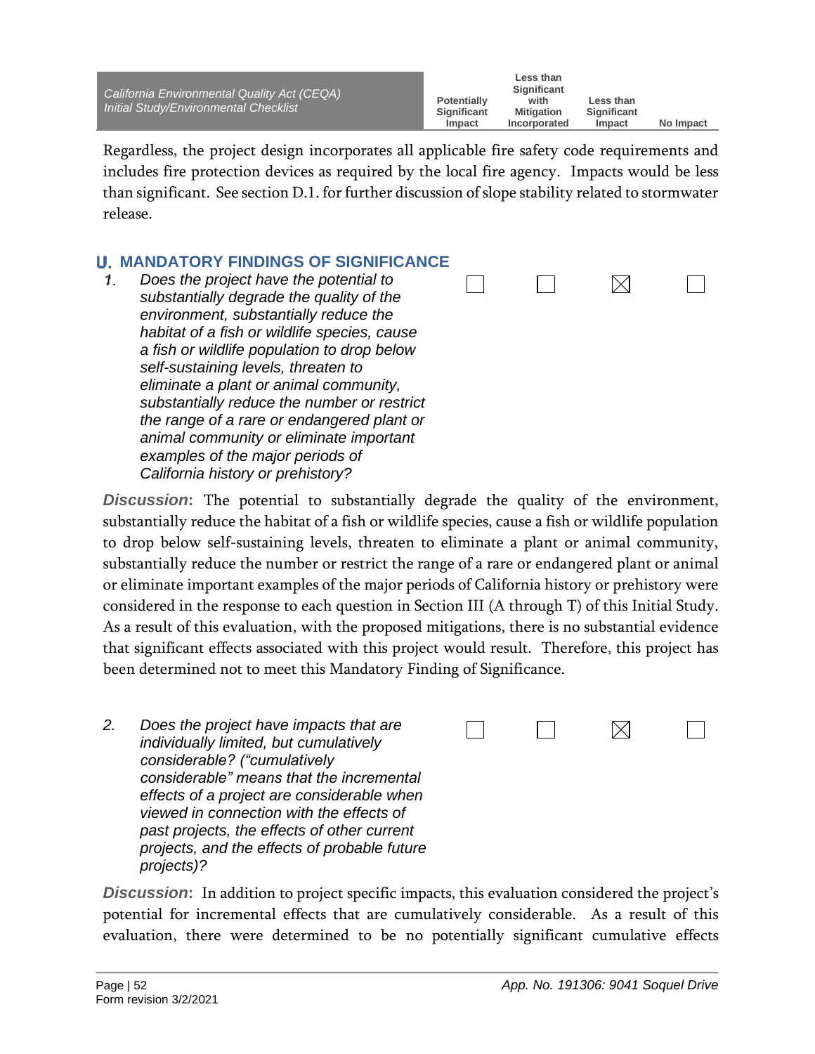Regardless, the project design incorporates all applicable fire safety code requirements and includes fire protection devices as required by the local fire agency. Impacts would be less than significant. See section D.1. for further discussion of slope stability related to stormwater release.

## U. MANDATORY FINDINGS OF SIGNIFICANCE

| | Potentially Significant Impact | Less than Significant with Mitigation Incorporated | Less than Significant Impact | No Impact |
|---|---|---|---|---|
| *1. Does the project have the potential to substantially degrade the quality of the environment, substantially reduce the habitat of a fish or wildlife species, cause a fish or wildlife population to drop below self-sustaining levels, threaten to eliminate a plant or animal community, substantially reduce the number or restrict the range of a rare or endangered plant or animal community or eliminate important examples of the major periods of California history or prehistory?* | ☐ | ☐ | ☒ | ☐ |

***Discussion*:** The potential to substantially degrade the quality of the environment, substantially reduce the habitat of a fish or wildlife species, cause a fish or wildlife population to drop below self-sustaining levels, threaten to eliminate a plant or animal community, substantially reduce the number or restrict the range of a rare or endangered plant or animal or eliminate important examples of the major periods of California history or prehistory were considered in the response to each question in Section III (A through T) of this Initial Study. As a result of this evaluation, with the proposed mitigations, there is no substantial evidence that significant effects associated with this project would result. Therefore, this project has been determined not to meet this Mandatory Finding of Significance.

| | Potentially Significant Impact | Less than Significant with Mitigation Incorporated | Less than Significant Impact | No Impact |
|---|---|---|---|---|
| *2. Does the project have impacts that are individually limited, but cumulatively considerable? ("cumulatively considerable" means that the incremental effects of a project are considerable when viewed in connection with the effects of past projects, the effects of other current projects, and the effects of probable future projects)?* | ☐ | ☐ | ☒ | ☐ |

***Discussion*:** In addition to project specific impacts, this evaluation considered the project's potential for incremental effects that are cumulatively considerable. As a result of this evaluation, there were determined to be no potentially significant cumulative effects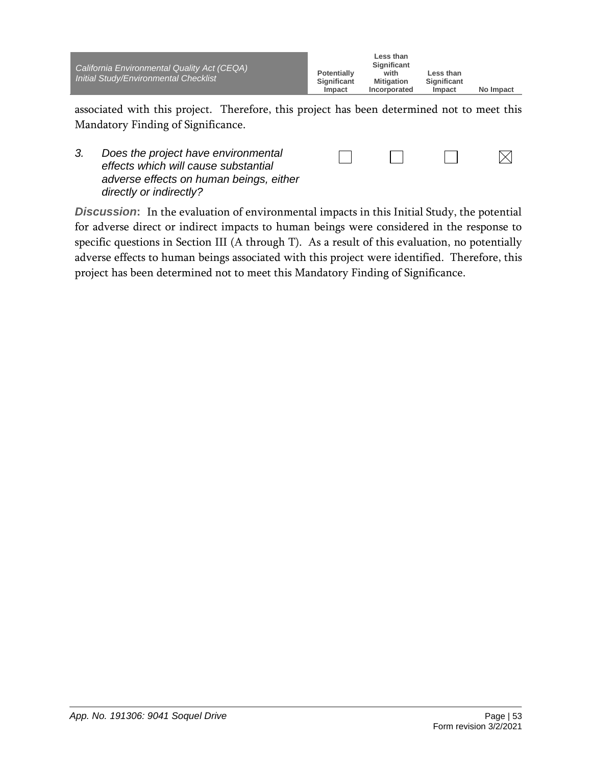associated with this project. Therefore, this project has been determined not to meet this Mandatory Finding of Significance.

| | Potentially Significant Impact | Less than Significant with Mitigation Incorporated | Less than Significant Impact | No Impact |
|---|---|---|---|---|
| *3. Does the project have environmental effects which will cause substantial adverse effects on human beings, either directly or indirectly?* | ☐ | ☐ | ☐ | ☒ |

***Discussion*:** In the evaluation of environmental impacts in this Initial Study, the potential for adverse direct or indirect impacts to human beings were considered in the response to specific questions in Section III (A through T). As a result of this evaluation, no potentially adverse effects to human beings associated with this project were identified. Therefore, this project has been determined not to meet this Mandatory Finding of Significance.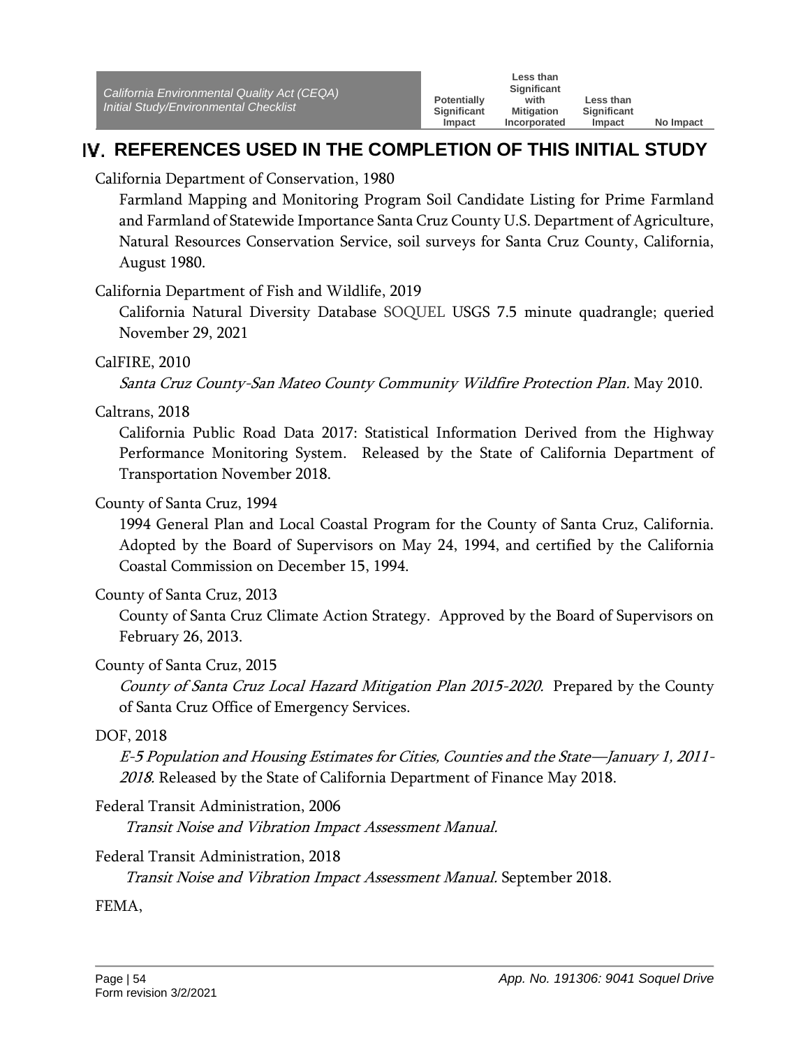## IV. REFERENCES USED IN THE COMPLETION OF THIS INITIAL STUDY

California Department of Conservation, 1980

Farmland Mapping and Monitoring Program Soil Candidate Listing for Prime Farmland and Farmland of Statewide Importance Santa Cruz County U.S. Department of Agriculture, Natural Resources Conservation Service, soil surveys for Santa Cruz County, California, August 1980.

California Department of Fish and Wildlife, 2019

California Natural Diversity Database SOQUEL USGS 7.5 minute quadrangle; queried November 29, 2021

CalFIRE, 2010

*Santa Cruz County-San Mateo County Community Wildfire Protection Plan.* May 2010.

Caltrans, 2018

California Public Road Data 2017: Statistical Information Derived from the Highway Performance Monitoring System. Released by the State of California Department of Transportation November 2018.

County of Santa Cruz, 1994

1994 General Plan and Local Coastal Program for the County of Santa Cruz, California. Adopted by the Board of Supervisors on May 24, 1994, and certified by the California Coastal Commission on December 15, 1994.

County of Santa Cruz, 2013

County of Santa Cruz Climate Action Strategy. Approved by the Board of Supervisors on February 26, 2013.

County of Santa Cruz, 2015

*County of Santa Cruz Local Hazard Mitigation Plan 2015-2020.* Prepared by the County of Santa Cruz Office of Emergency Services.

DOF, 2018

*E-5 Population and Housing Estimates for Cities, Counties and the State—January 1, 2011-2018.* Released by the State of California Department of Finance May 2018.

Federal Transit Administration, 2006

*Transit Noise and Vibration Impact Assessment Manual.*

Federal Transit Administration, 2018

*Transit Noise and Vibration Impact Assessment Manual.* September 2018.

FEMA,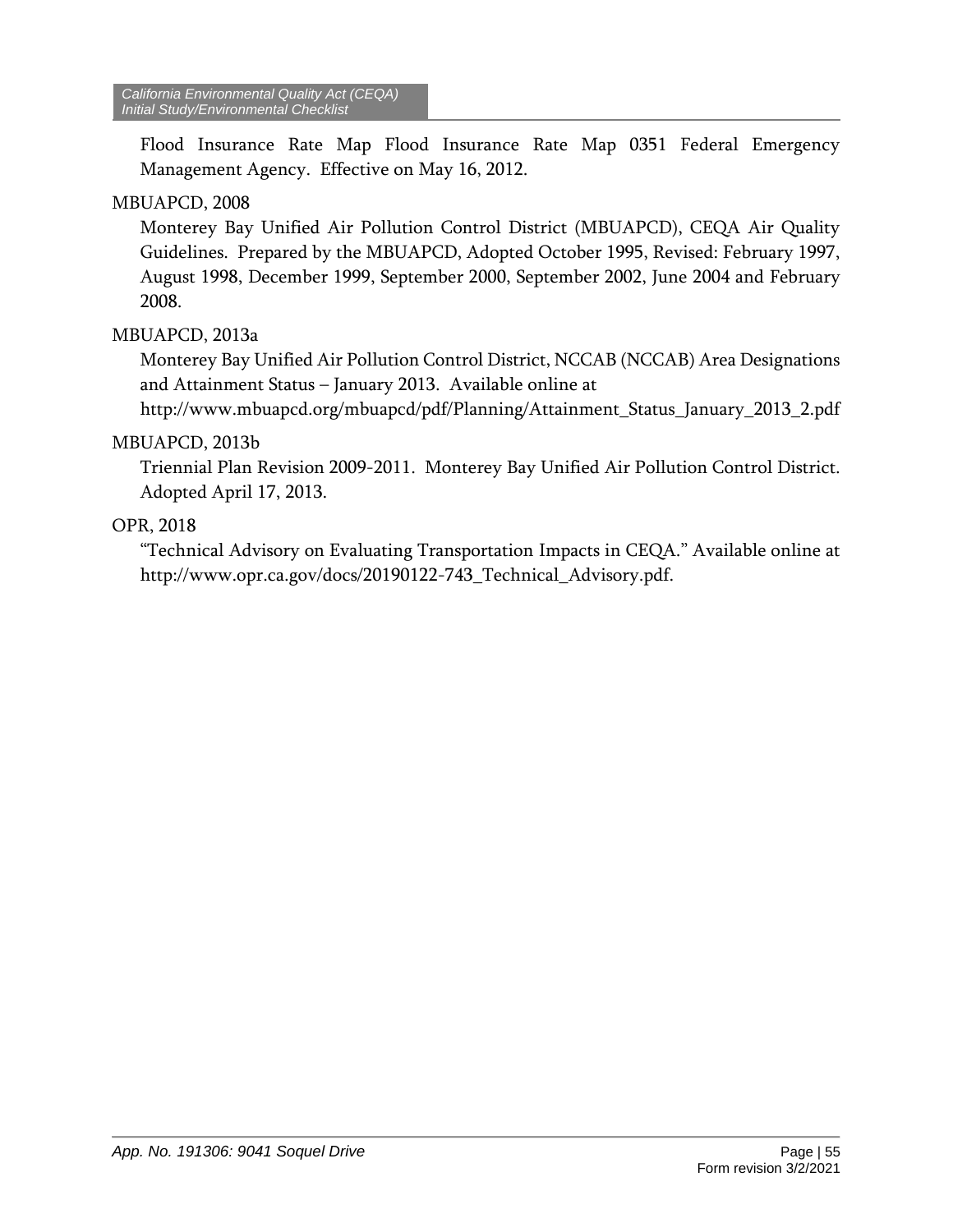Flood Insurance Rate Map Flood Insurance Rate Map 0351 Federal Emergency Management Agency. Effective on May 16, 2012.

MBUAPCD, 2008

Monterey Bay Unified Air Pollution Control District (MBUAPCD), CEQA Air Quality Guidelines. Prepared by the MBUAPCD, Adopted October 1995, Revised: February 1997, August 1998, December 1999, September 2000, September 2002, June 2004 and February 2008.

MBUAPCD, 2013a

Monterey Bay Unified Air Pollution Control District, NCCAB (NCCAB) Area Designations and Attainment Status – January 2013. Available online at http://www.mbuapcd.org/mbuapcd/pdf/Planning/Attainment_Status_January_2013_2.pdf

MBUAPCD, 2013b

Triennial Plan Revision 2009-2011. Monterey Bay Unified Air Pollution Control District. Adopted April 17, 2013.

OPR, 2018

"Technical Advisory on Evaluating Transportation Impacts in CEQA." Available online at http://www.opr.ca.gov/docs/20190122-743_Technical_Advisory.pdf.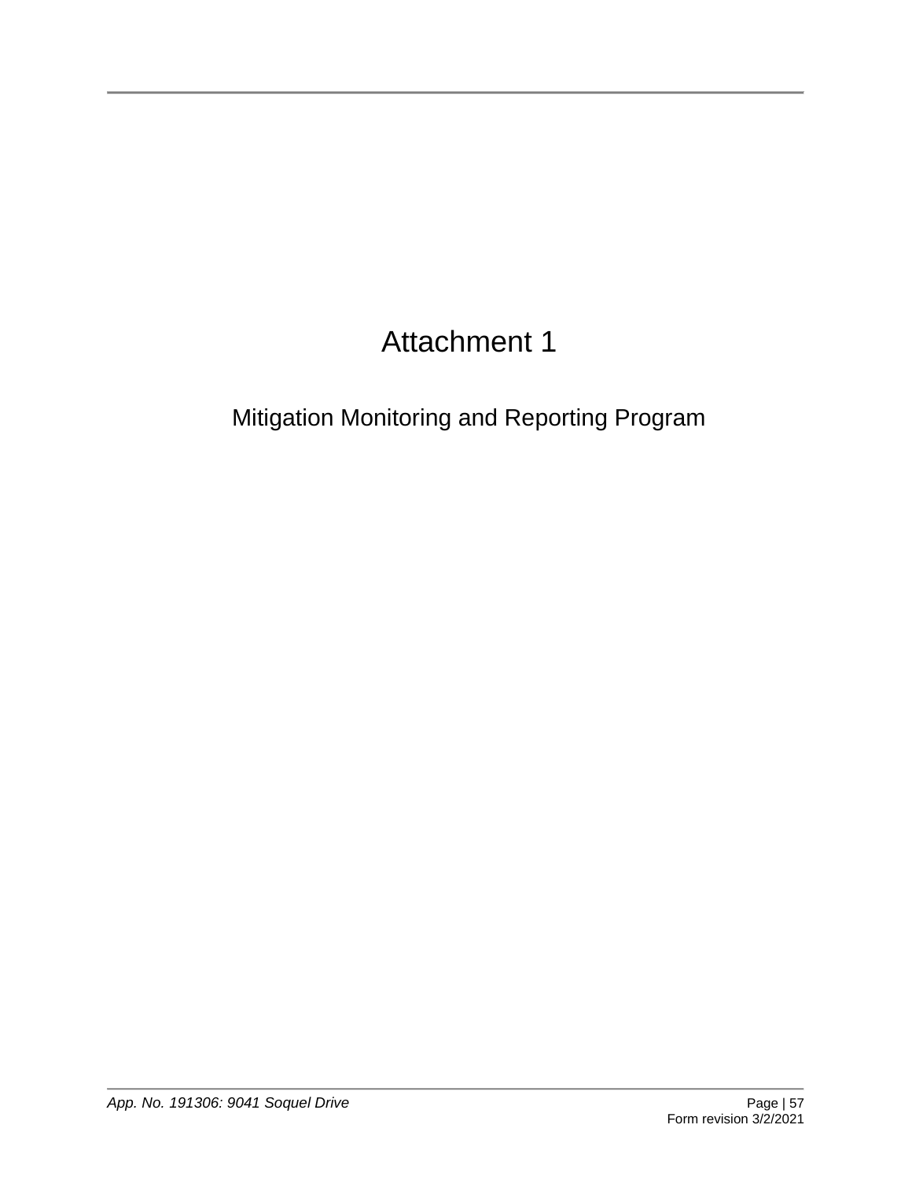# Attachment 1

## Mitigation Monitoring and Reporting Program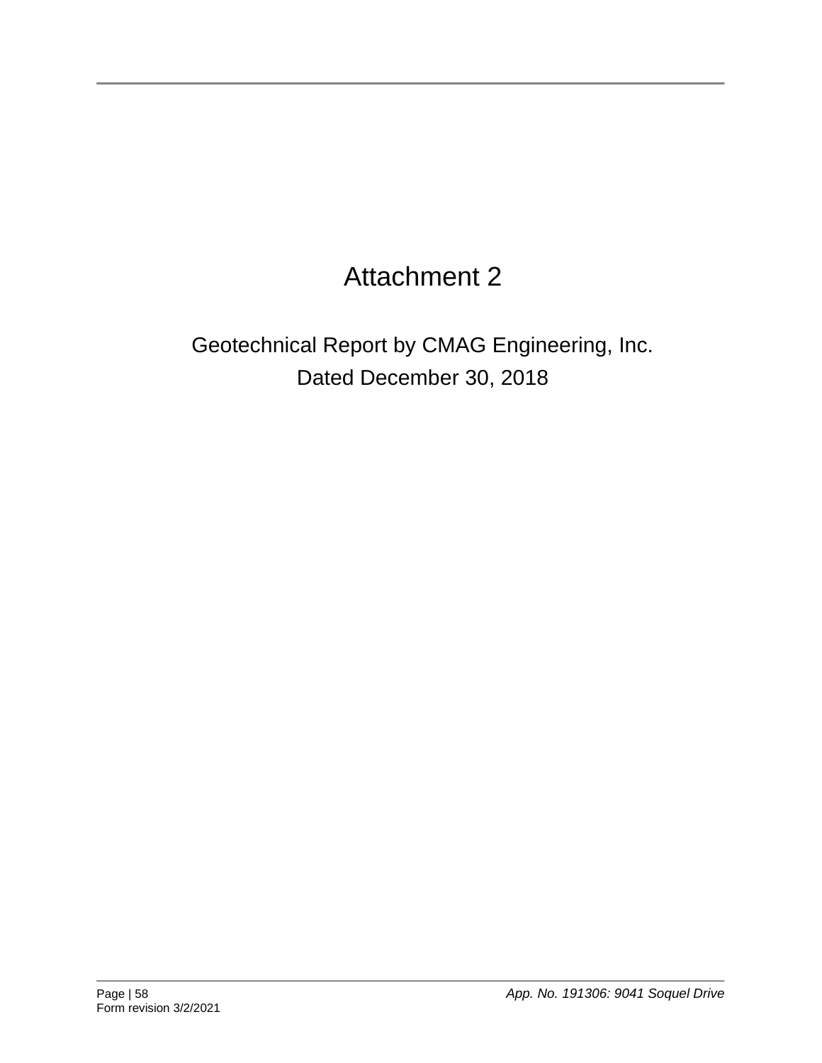# Attachment 2

Geotechnical Report by CMAG Engineering, Inc.

Dated December 30, 2018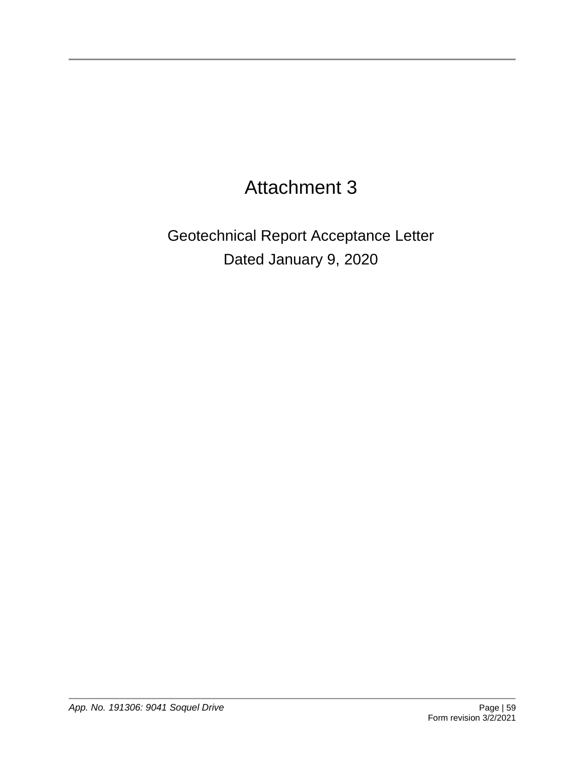# Attachment 3

Geotechnical Report Acceptance Letter

Dated January 9, 2020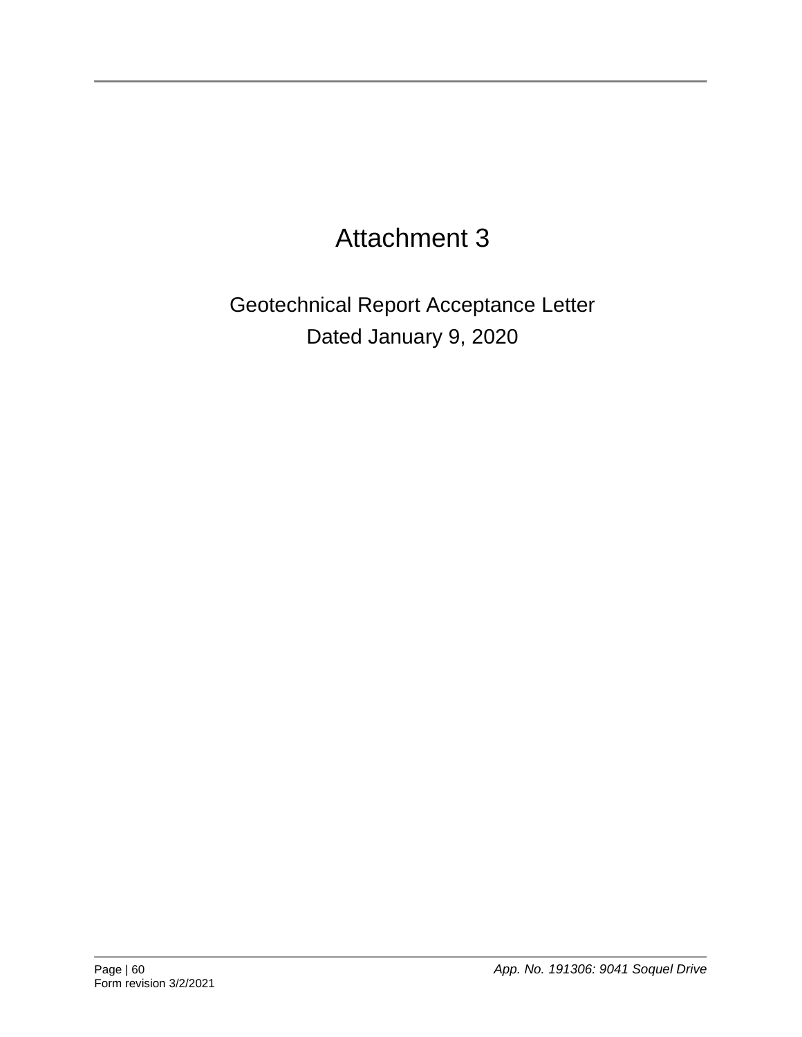# Attachment 3

Geotechnical Report Acceptance Letter
Dated January 9, 2020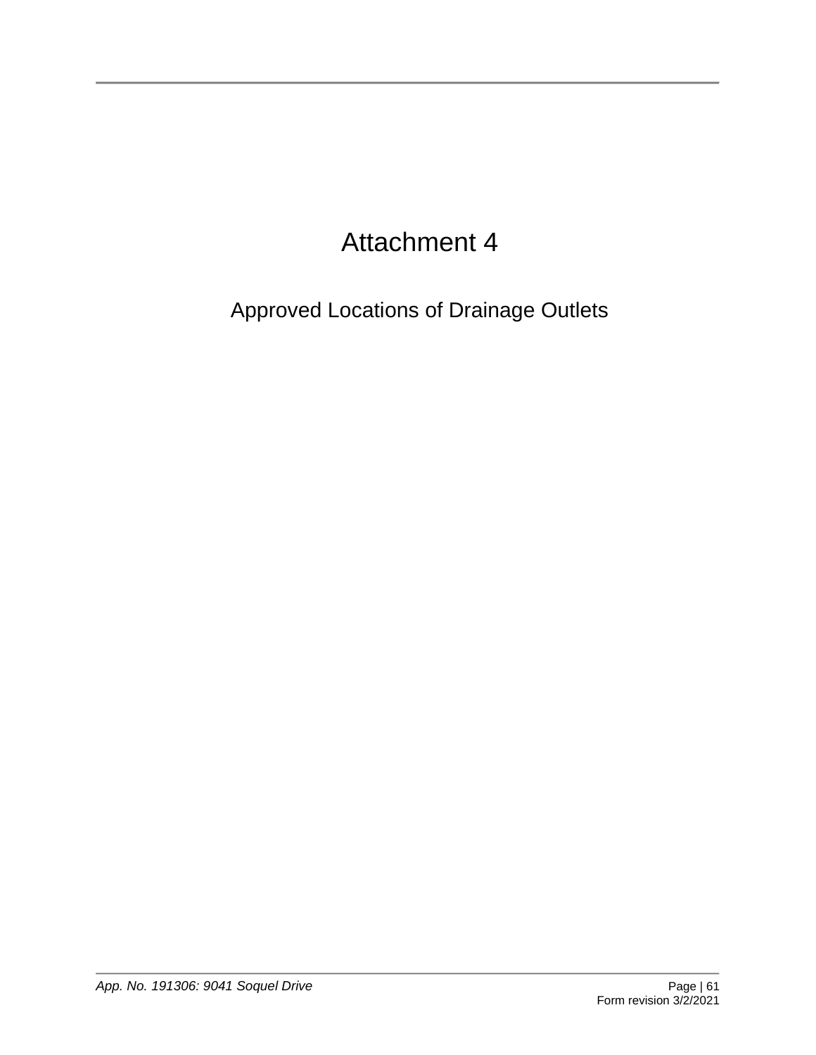# Attachment 4

## Approved Locations of Drainage Outlets